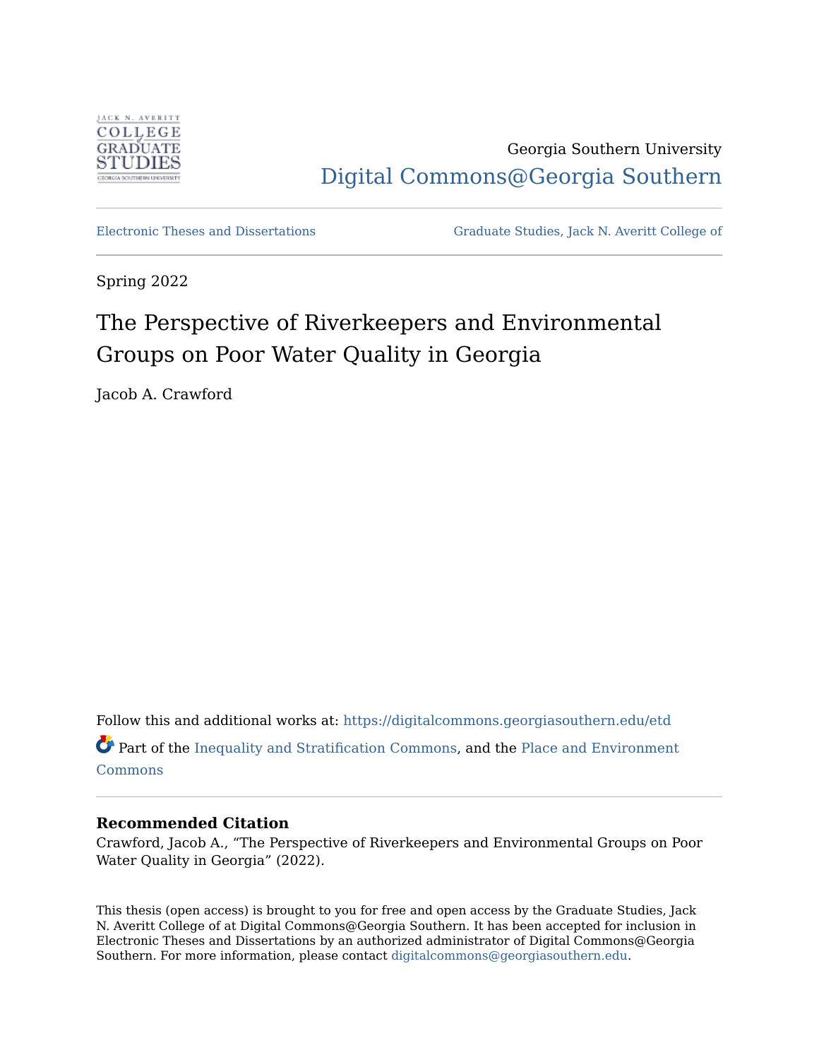Georgia Southern University

Digital Commons@Georgia Southern

Electronic Theses and Dissertations

Graduate Studies, Jack N. Averitt College of

Spring 2022

# The Perspective of Riverkeepers and Environmental Groups on Poor Water Quality in Georgia

Jacob A. Crawford

Follow this and additional works at: https://digitalcommons.georgiasouthern.edu/etd

Part of the Inequality and Stratification Commons, and the Place and Environment Commons

**Recommended Citation**

Crawford, Jacob A., "The Perspective of Riverkeepers and Environmental Groups on Poor Water Quality in Georgia" (2022).

This thesis (open access) is brought to you for free and open access by the Graduate Studies, Jack N. Averitt College of at Digital Commons@Georgia Southern. It has been accepted for inclusion in Electronic Theses and Dissertations by an authorized administrator of Digital Commons@Georgia Southern. For more information, please contact digitalcommons@georgiasouthern.edu.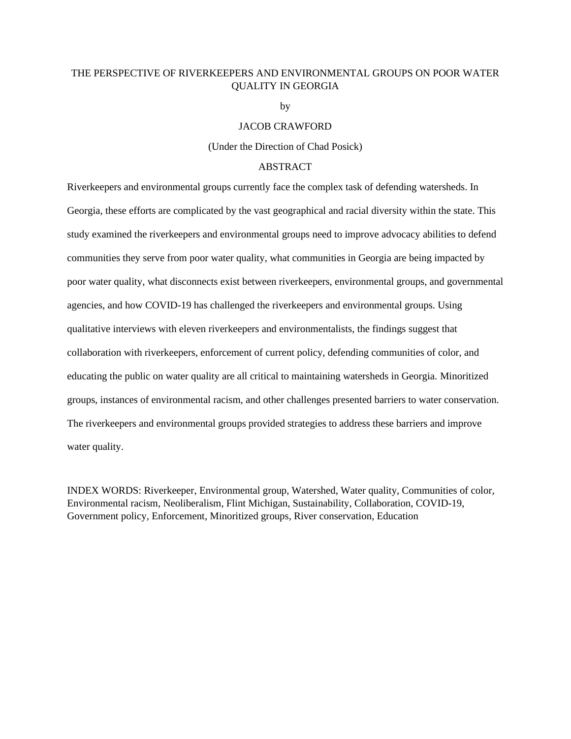THE PERSPECTIVE OF RIVERKEEPERS AND ENVIRONMENTAL GROUPS ON POOR WATER QUALITY IN GEORGIA

by

JACOB CRAWFORD

(Under the Direction of Chad Posick)

## ABSTRACT

Riverkeepers and environmental groups currently face the complex task of defending watersheds. In Georgia, these efforts are complicated by the vast geographical and racial diversity within the state. This study examined the riverkeepers and environmental groups need to improve advocacy abilities to defend communities they serve from poor water quality, what communities in Georgia are being impacted by poor water quality, what disconnects exist between riverkeepers, environmental groups, and governmental agencies, and how COVID-19 has challenged the riverkeepers and environmental groups. Using qualitative interviews with eleven riverkeepers and environmentalists, the findings suggest that collaboration with riverkeepers, enforcement of current policy, defending communities of color, and educating the public on water quality are all critical to maintaining watersheds in Georgia. Minoritized groups, instances of environmental racism, and other challenges presented barriers to water conservation. The riverkeepers and environmental groups provided strategies to address these barriers and improve water quality.

INDEX WORDS: Riverkeeper, Environmental group, Watershed, Water quality, Communities of color, Environmental racism, Neoliberalism, Flint Michigan, Sustainability, Collaboration, COVID-19, Government policy, Enforcement, Minoritized groups, River conservation, Education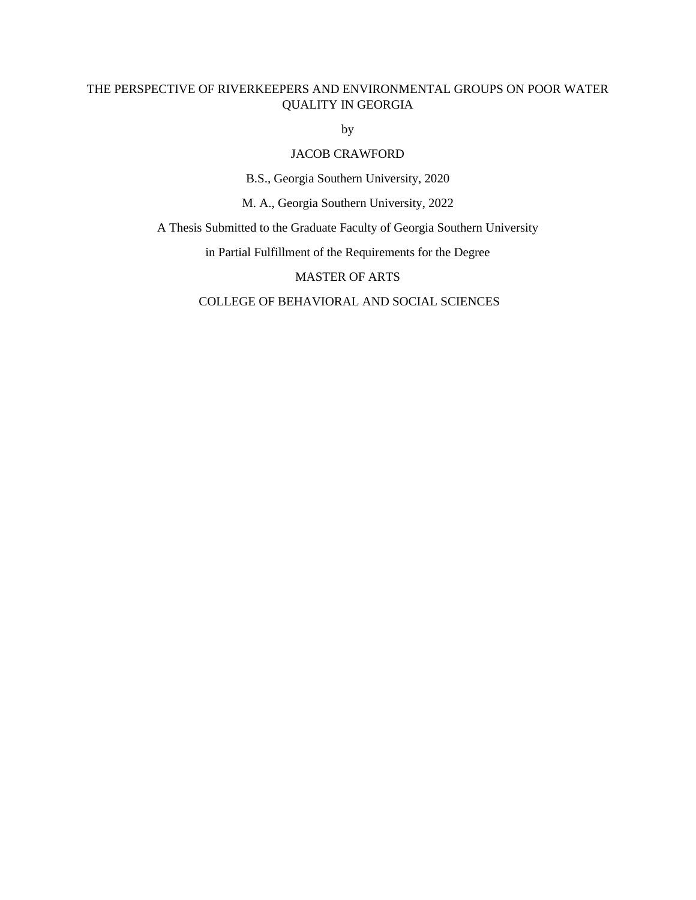THE PERSPECTIVE OF RIVERKEEPERS AND ENVIRONMENTAL GROUPS ON POOR WATER QUALITY IN GEORGIA

by

JACOB CRAWFORD

B.S., Georgia Southern University, 2020

M. A., Georgia Southern University, 2022

A Thesis Submitted to the Graduate Faculty of Georgia Southern University

in Partial Fulfillment of the Requirements for the Degree

MASTER OF ARTS

COLLEGE OF BEHAVIORAL AND SOCIAL SCIENCES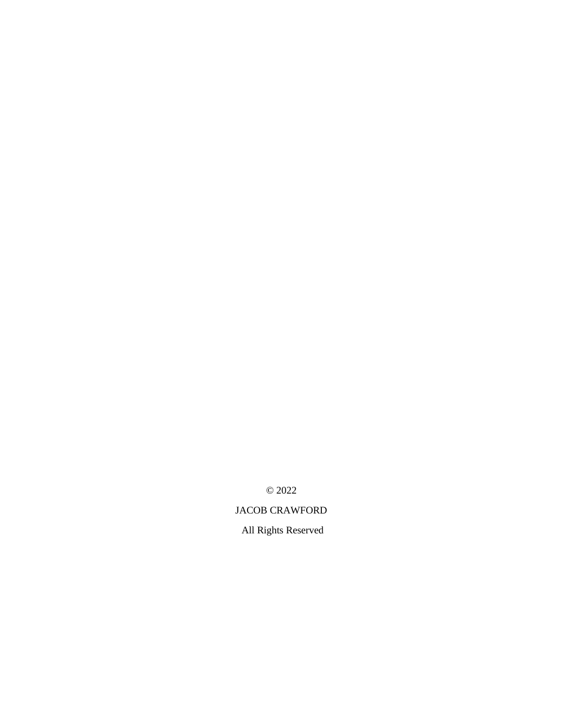© 2022

JACOB CRAWFORD

All Rights Reserved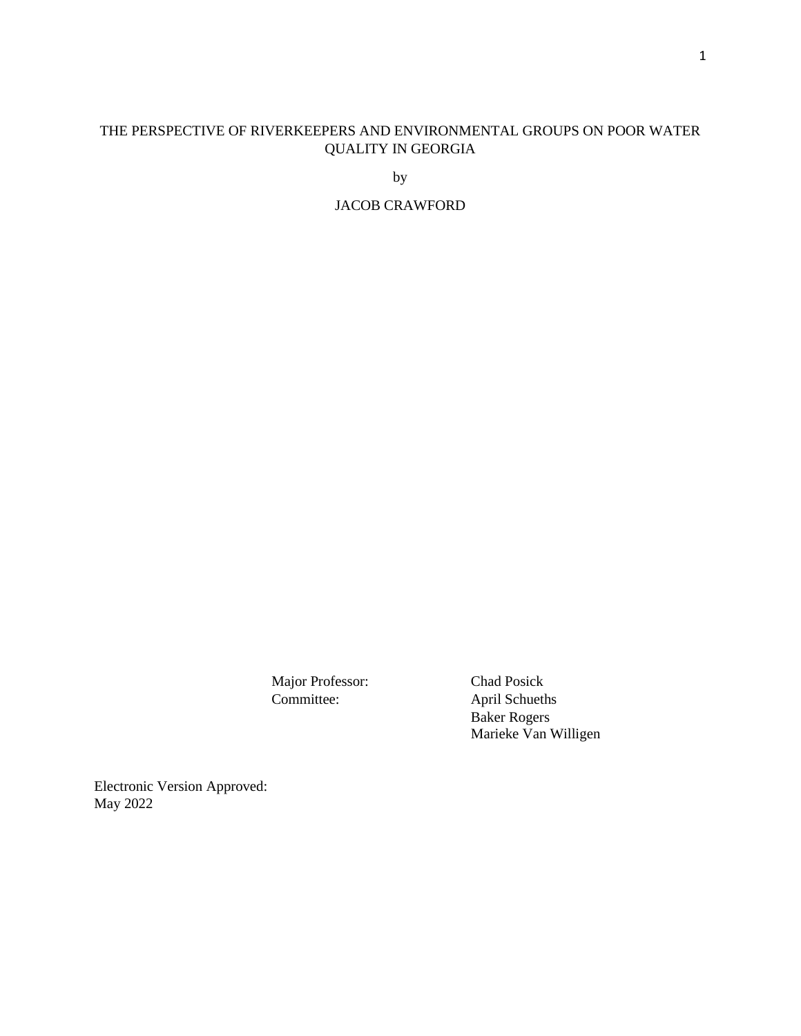THE PERSPECTIVE OF RIVERKEEPERS AND ENVIRONMENTAL GROUPS ON POOR WATER QUALITY IN GEORGIA

by

JACOB CRAWFORD

Major Professor: Chad Posick
Committee: April Schueths
Baker Rogers
Marieke Van Willigen

Electronic Version Approved:
May 2022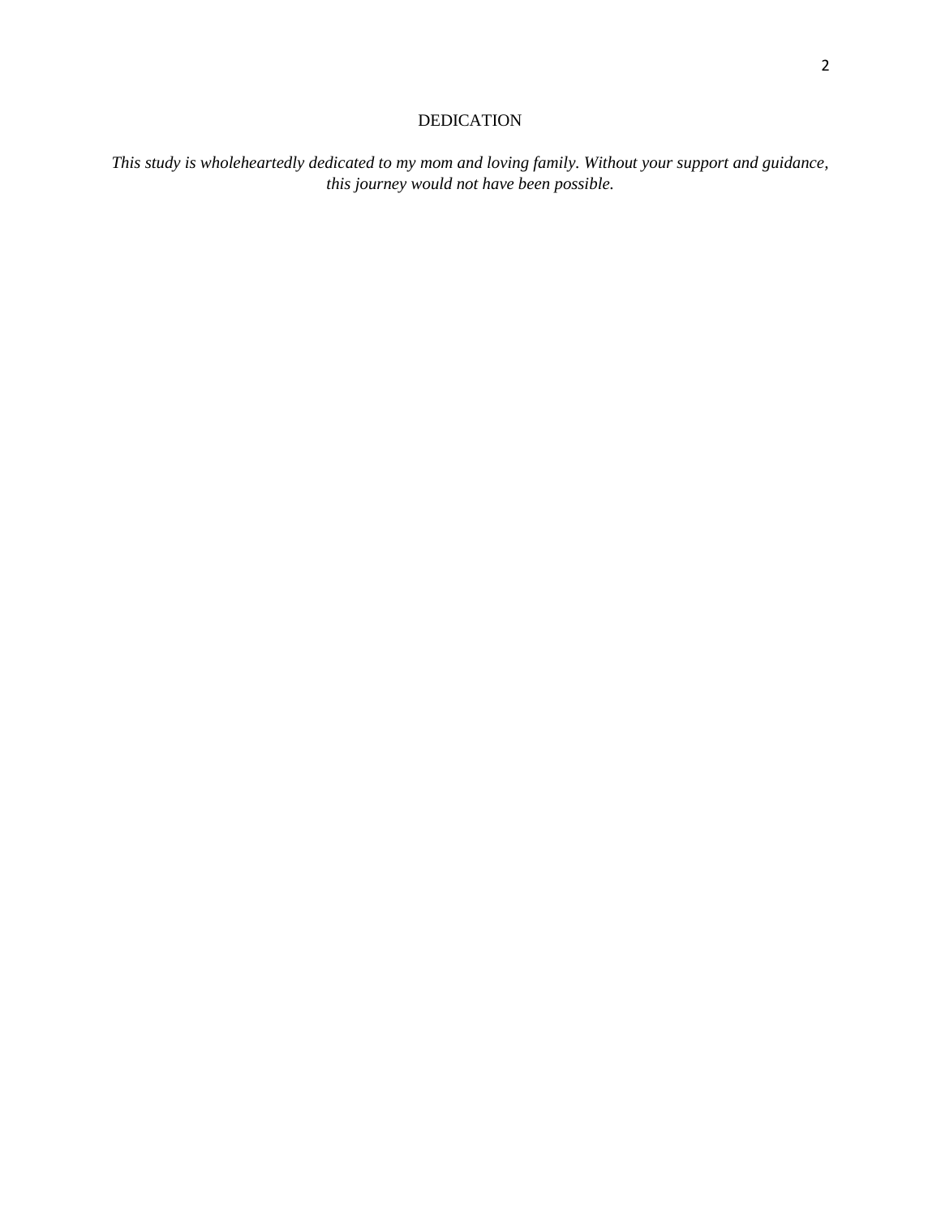# DEDICATION

*This study is wholeheartedly dedicated to my mom and loving family. Without your support and guidance, this journey would not have been possible.*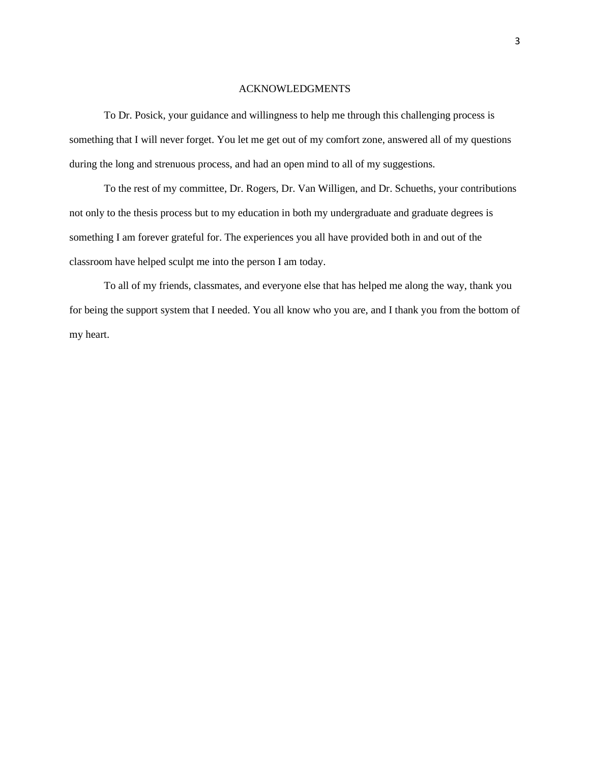# ACKNOWLEDGMENTS

To Dr. Posick, your guidance and willingness to help me through this challenging process is something that I will never forget. You let me get out of my comfort zone, answered all of my questions during the long and strenuous process, and had an open mind to all of my suggestions.

To the rest of my committee, Dr. Rogers, Dr. Van Willigen, and Dr. Schueths, your contributions not only to the thesis process but to my education in both my undergraduate and graduate degrees is something I am forever grateful for. The experiences you all have provided both in and out of the classroom have helped sculpt me into the person I am today.

To all of my friends, classmates, and everyone else that has helped me along the way, thank you for being the support system that I needed. You all know who you are, and I thank you from the bottom of my heart.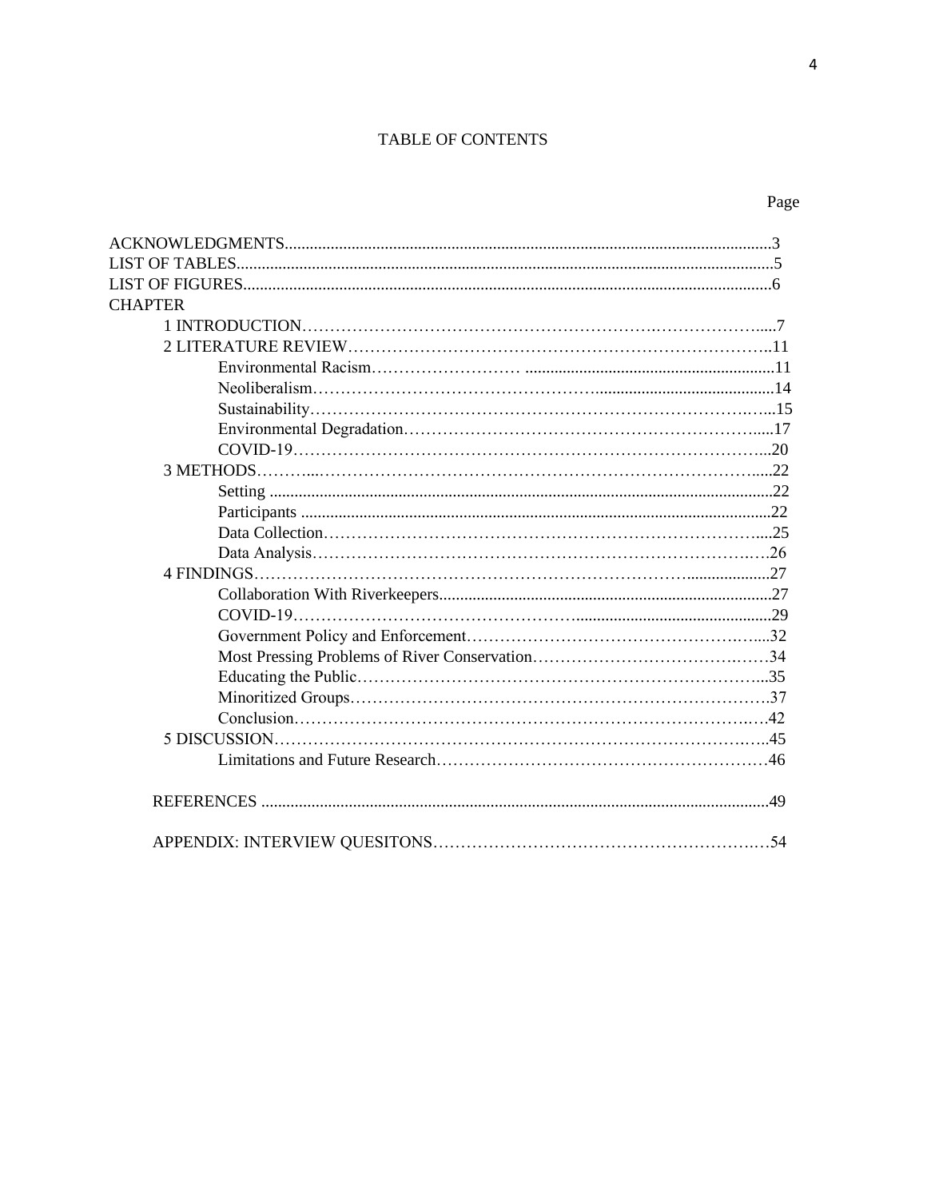# TABLE OF CONTENTS

Page

ACKNOWLEDGMENTS....................................................................................................................3
LIST OF TABLES.................................................................................................................................5
LIST OF FIGURES...............................................................................................................................6
CHAPTER

- 1 INTRODUCTION.....................................................................................7
- 2 LITERATURE REVIEW..........................................................................11
  - Environmental Racism..........................................................................11
  - Neoliberalism..........................................................................................14
  - Sustainability...........................................................................................15
  - Environmental Degradation...................................................................17
  - COVID-19................................................................................................20
- 3 METHODS................................................................................................22
  - Setting.......................................................................................................22
  - Participants..............................................................................................22
  - Data Collection........................................................................................25
  - Data Analysis...........................................................................................26
- 4 FINDINGS.................................................................................................27
  - Collaboration With Riverkeepers...........................................................27
  - COVID-19.................................................................................................29
  - Government Policy and Enforcement....................................................32
  - Most Pressing Problems of River Conservation....................................34
  - Educating the Public................................................................................35
  - Minoritized Groups..................................................................................37
  - Conclusion.................................................................................................42
- 5 DISCUSSION..............................................................................................45
  - Limitations and Future Research............................................................46

REFERENCES..........................................................................................................................49

APPENDIX: INTERVIEW QUESITONS...................................................................................54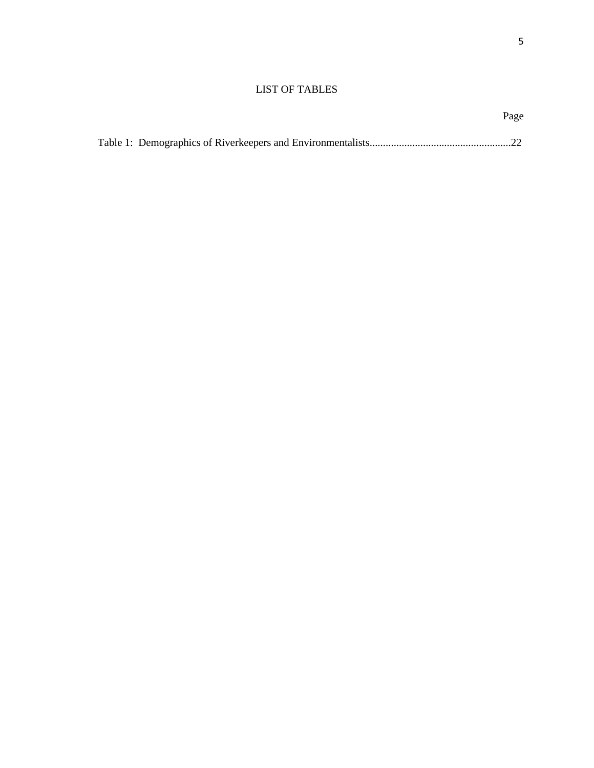# LIST OF TABLES

Page

Table 1: Demographics of Riverkeepers and Environmentalists.....................................................22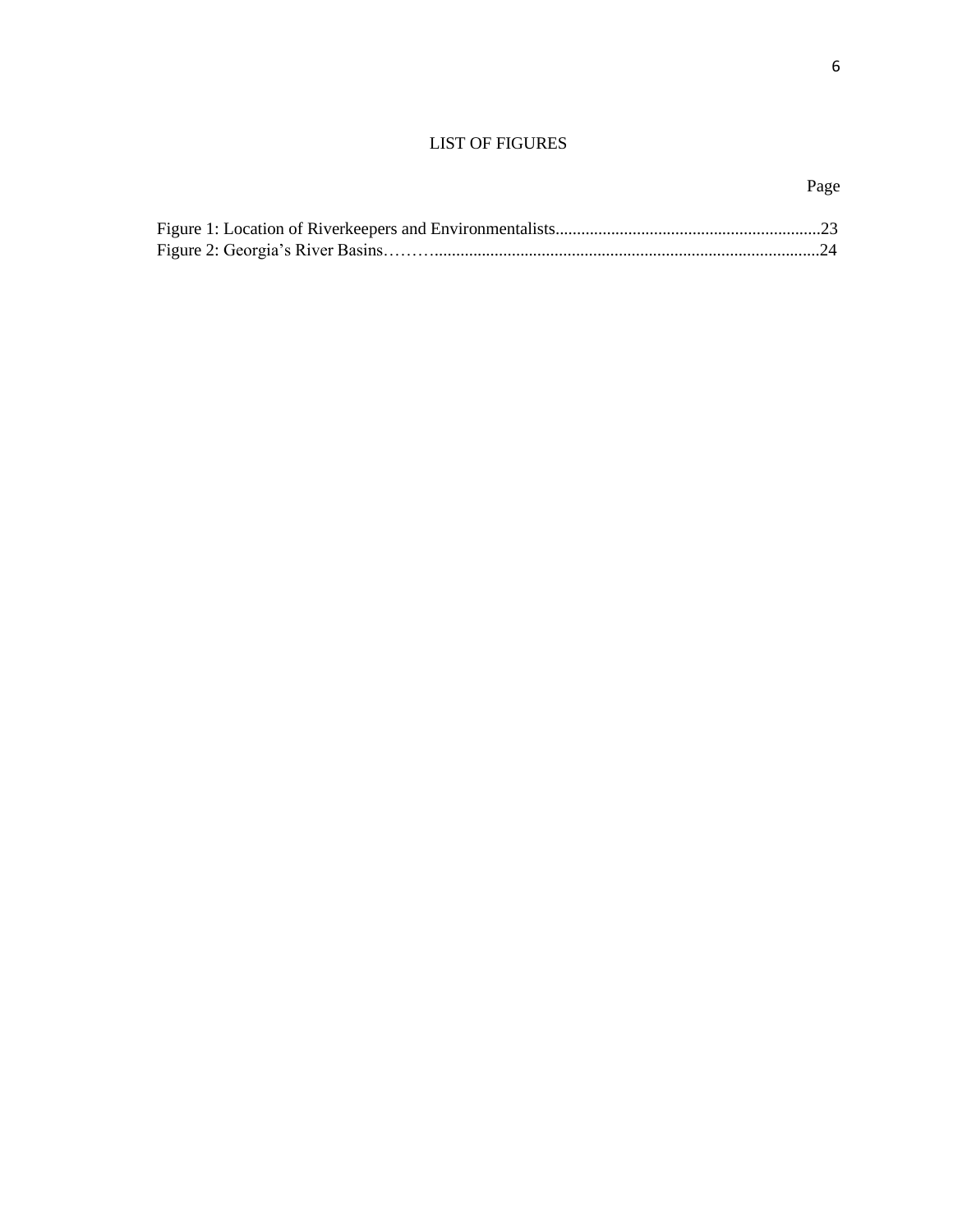# LIST OF FIGURES

| | Page |
|---|---|
| Figure 1: Location of Riverkeepers and Environmentalists | 23 |
| Figure 2: Georgia's River Basins | 24 |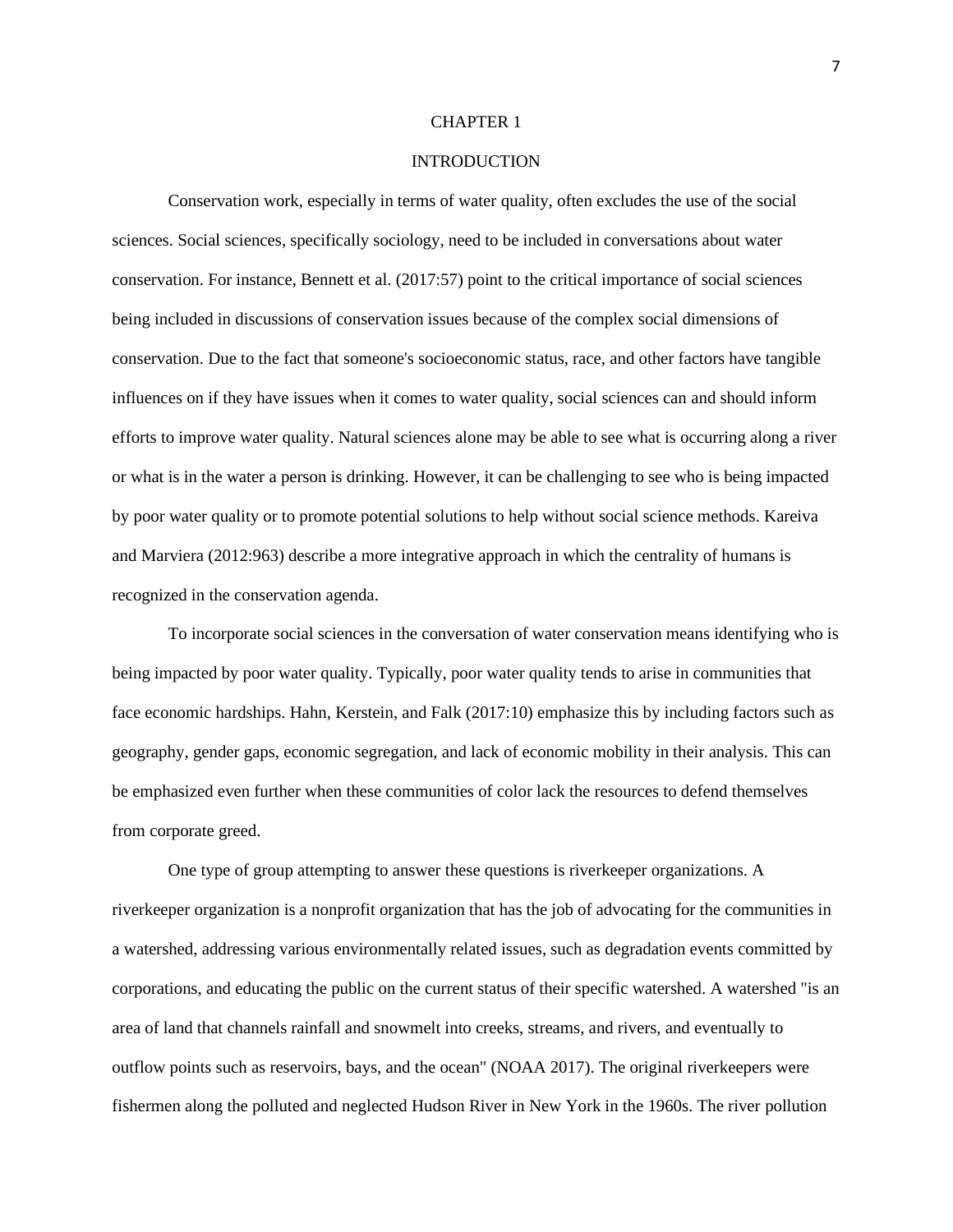# CHAPTER 1

## INTRODUCTION

Conservation work, especially in terms of water quality, often excludes the use of the social sciences. Social sciences, specifically sociology, need to be included in conversations about water conservation. For instance, Bennett et al. (2017:57) point to the critical importance of social sciences being included in discussions of conservation issues because of the complex social dimensions of conservation. Due to the fact that someone's socioeconomic status, race, and other factors have tangible influences on if they have issues when it comes to water quality, social sciences can and should inform efforts to improve water quality. Natural sciences alone may be able to see what is occurring along a river or what is in the water a person is drinking. However, it can be challenging to see who is being impacted by poor water quality or to promote potential solutions to help without social science methods. Kareiva and Marviera (2012:963) describe a more integrative approach in which the centrality of humans is recognized in the conservation agenda.

To incorporate social sciences in the conversation of water conservation means identifying who is being impacted by poor water quality. Typically, poor water quality tends to arise in communities that face economic hardships. Hahn, Kerstein, and Falk (2017:10) emphasize this by including factors such as geography, gender gaps, economic segregation, and lack of economic mobility in their analysis. This can be emphasized even further when these communities of color lack the resources to defend themselves from corporate greed.

One type of group attempting to answer these questions is riverkeeper organizations. A riverkeeper organization is a nonprofit organization that has the job of advocating for the communities in a watershed, addressing various environmentally related issues, such as degradation events committed by corporations, and educating the public on the current status of their specific watershed. A watershed "is an area of land that channels rainfall and snowmelt into creeks, streams, and rivers, and eventually to outflow points such as reservoirs, bays, and the ocean" (NOAA 2017). The original riverkeepers were fishermen along the polluted and neglected Hudson River in New York in the 1960s. The river pollution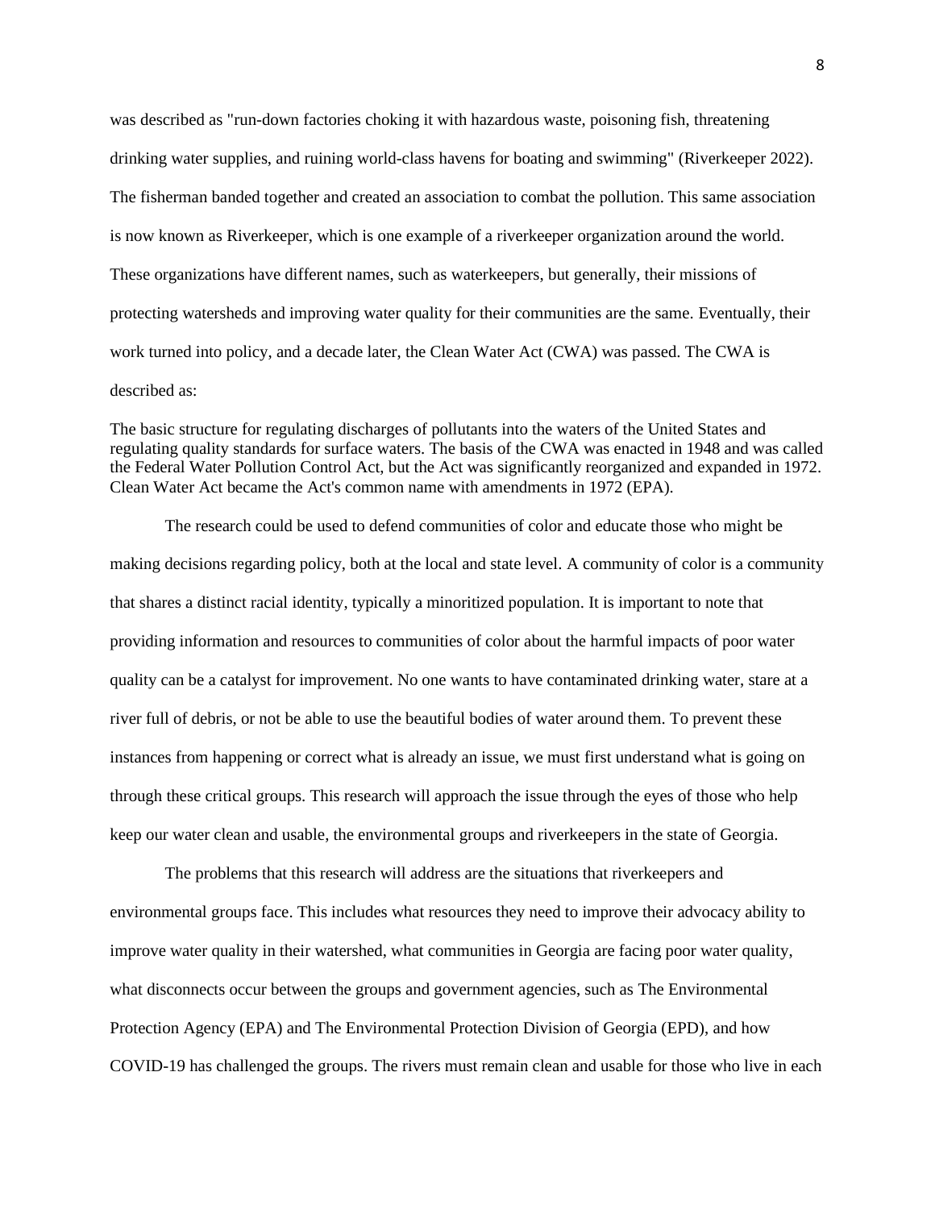was described as "run-down factories choking it with hazardous waste, poisoning fish, threatening drinking water supplies, and ruining world-class havens for boating and swimming" (Riverkeeper 2022). The fisherman banded together and created an association to combat the pollution. This same association is now known as Riverkeeper, which is one example of a riverkeeper organization around the world. These organizations have different names, such as waterkeepers, but generally, their missions of protecting watersheds and improving water quality for their communities are the same. Eventually, their work turned into policy, and a decade later, the Clean Water Act (CWA) was passed. The CWA is described as:

> The basic structure for regulating discharges of pollutants into the waters of the United States and regulating quality standards for surface waters. The basis of the CWA was enacted in 1948 and was called the Federal Water Pollution Control Act, but the Act was significantly reorganized and expanded in 1972. Clean Water Act became the Act's common name with amendments in 1972 (EPA).

The research could be used to defend communities of color and educate those who might be making decisions regarding policy, both at the local and state level. A community of color is a community that shares a distinct racial identity, typically a minoritized population. It is important to note that providing information and resources to communities of color about the harmful impacts of poor water quality can be a catalyst for improvement. No one wants to have contaminated drinking water, stare at a river full of debris, or not be able to use the beautiful bodies of water around them. To prevent these instances from happening or correct what is already an issue, we must first understand what is going on through these critical groups. This research will approach the issue through the eyes of those who help keep our water clean and usable, the environmental groups and riverkeepers in the state of Georgia.

The problems that this research will address are the situations that riverkeepers and environmental groups face. This includes what resources they need to improve their advocacy ability to improve water quality in their watershed, what communities in Georgia are facing poor water quality, what disconnects occur between the groups and government agencies, such as The Environmental Protection Agency (EPA) and The Environmental Protection Division of Georgia (EPD), and how COVID-19 has challenged the groups. The rivers must remain clean and usable for those who live in each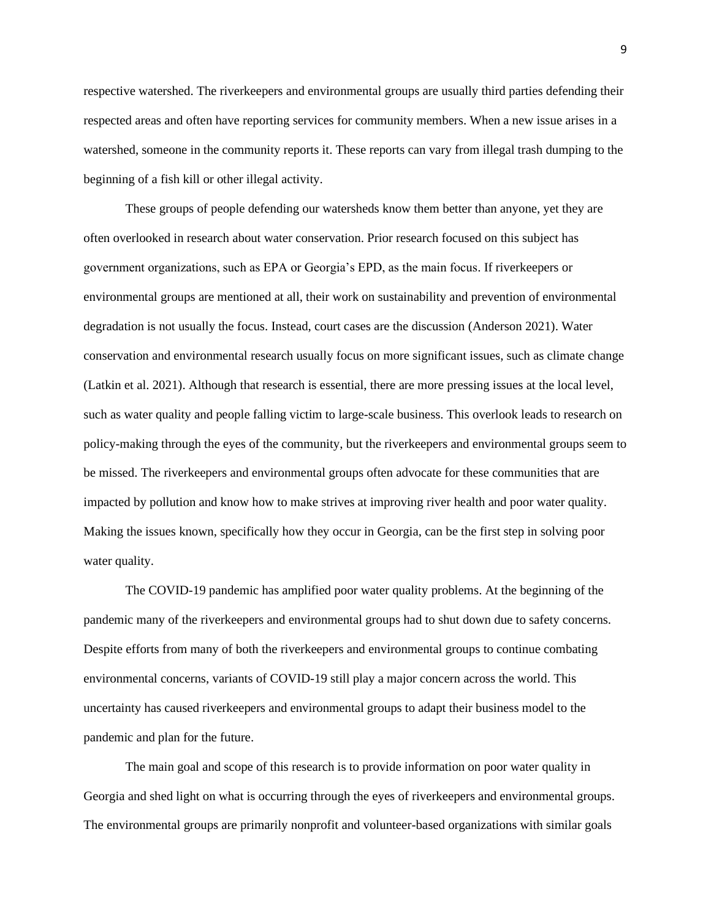respective watershed. The riverkeepers and environmental groups are usually third parties defending their respected areas and often have reporting services for community members. When a new issue arises in a watershed, someone in the community reports it. These reports can vary from illegal trash dumping to the beginning of a fish kill or other illegal activity.

These groups of people defending our watersheds know them better than anyone, yet they are often overlooked in research about water conservation. Prior research focused on this subject has government organizations, such as EPA or Georgia's EPD, as the main focus. If riverkeepers or environmental groups are mentioned at all, their work on sustainability and prevention of environmental degradation is not usually the focus. Instead, court cases are the discussion (Anderson 2021). Water conservation and environmental research usually focus on more significant issues, such as climate change (Latkin et al. 2021). Although that research is essential, there are more pressing issues at the local level, such as water quality and people falling victim to large-scale business. This overlook leads to research on policy-making through the eyes of the community, but the riverkeepers and environmental groups seem to be missed. The riverkeepers and environmental groups often advocate for these communities that are impacted by pollution and know how to make strives at improving river health and poor water quality. Making the issues known, specifically how they occur in Georgia, can be the first step in solving poor water quality.

The COVID-19 pandemic has amplified poor water quality problems. At the beginning of the pandemic many of the riverkeepers and environmental groups had to shut down due to safety concerns. Despite efforts from many of both the riverkeepers and environmental groups to continue combating environmental concerns, variants of COVID-19 still play a major concern across the world. This uncertainty has caused riverkeepers and environmental groups to adapt their business model to the pandemic and plan for the future.

The main goal and scope of this research is to provide information on poor water quality in Georgia and shed light on what is occurring through the eyes of riverkeepers and environmental groups. The environmental groups are primarily nonprofit and volunteer-based organizations with similar goals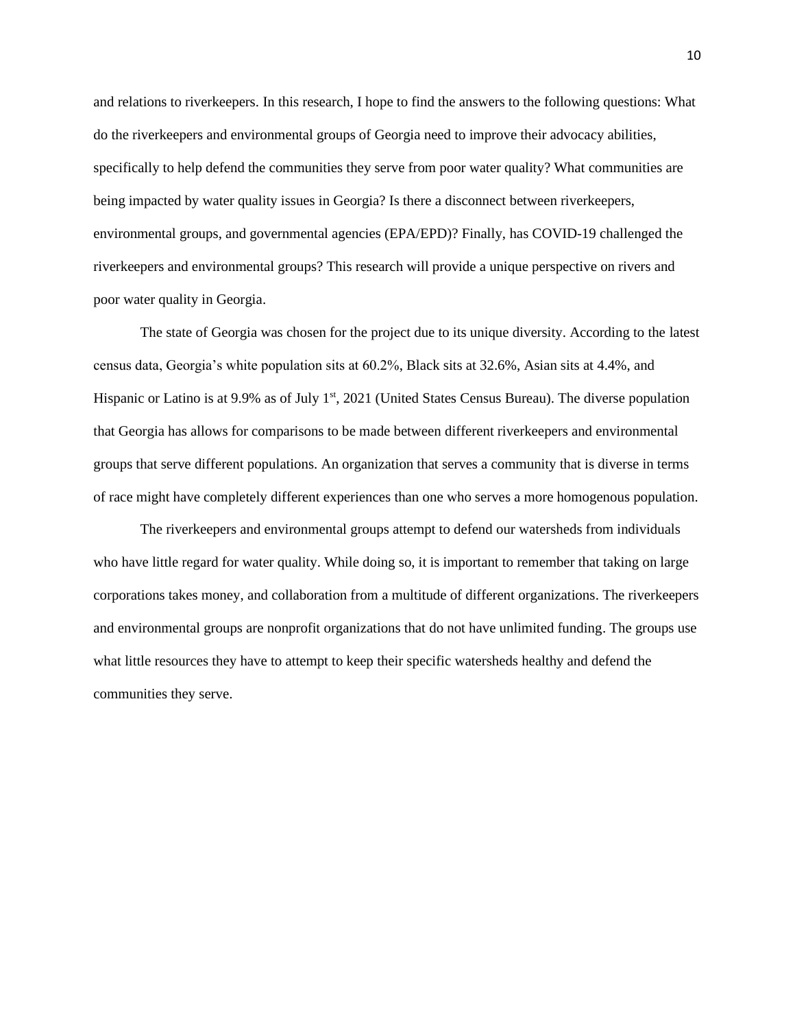and relations to riverkeepers. In this research, I hope to find the answers to the following questions: What do the riverkeepers and environmental groups of Georgia need to improve their advocacy abilities, specifically to help defend the communities they serve from poor water quality? What communities are being impacted by water quality issues in Georgia? Is there a disconnect between riverkeepers, environmental groups, and governmental agencies (EPA/EPD)? Finally, has COVID-19 challenged the riverkeepers and environmental groups? This research will provide a unique perspective on rivers and poor water quality in Georgia.

The state of Georgia was chosen for the project due to its unique diversity. According to the latest census data, Georgia's white population sits at 60.2%, Black sits at 32.6%, Asian sits at 4.4%, and Hispanic or Latino is at 9.9% as of July 1st, 2021 (United States Census Bureau). The diverse population that Georgia has allows for comparisons to be made between different riverkeepers and environmental groups that serve different populations. An organization that serves a community that is diverse in terms of race might have completely different experiences than one who serves a more homogenous population.

The riverkeepers and environmental groups attempt to defend our watersheds from individuals who have little regard for water quality. While doing so, it is important to remember that taking on large corporations takes money, and collaboration from a multitude of different organizations. The riverkeepers and environmental groups are nonprofit organizations that do not have unlimited funding. The groups use what little resources they have to attempt to keep their specific watersheds healthy and defend the communities they serve.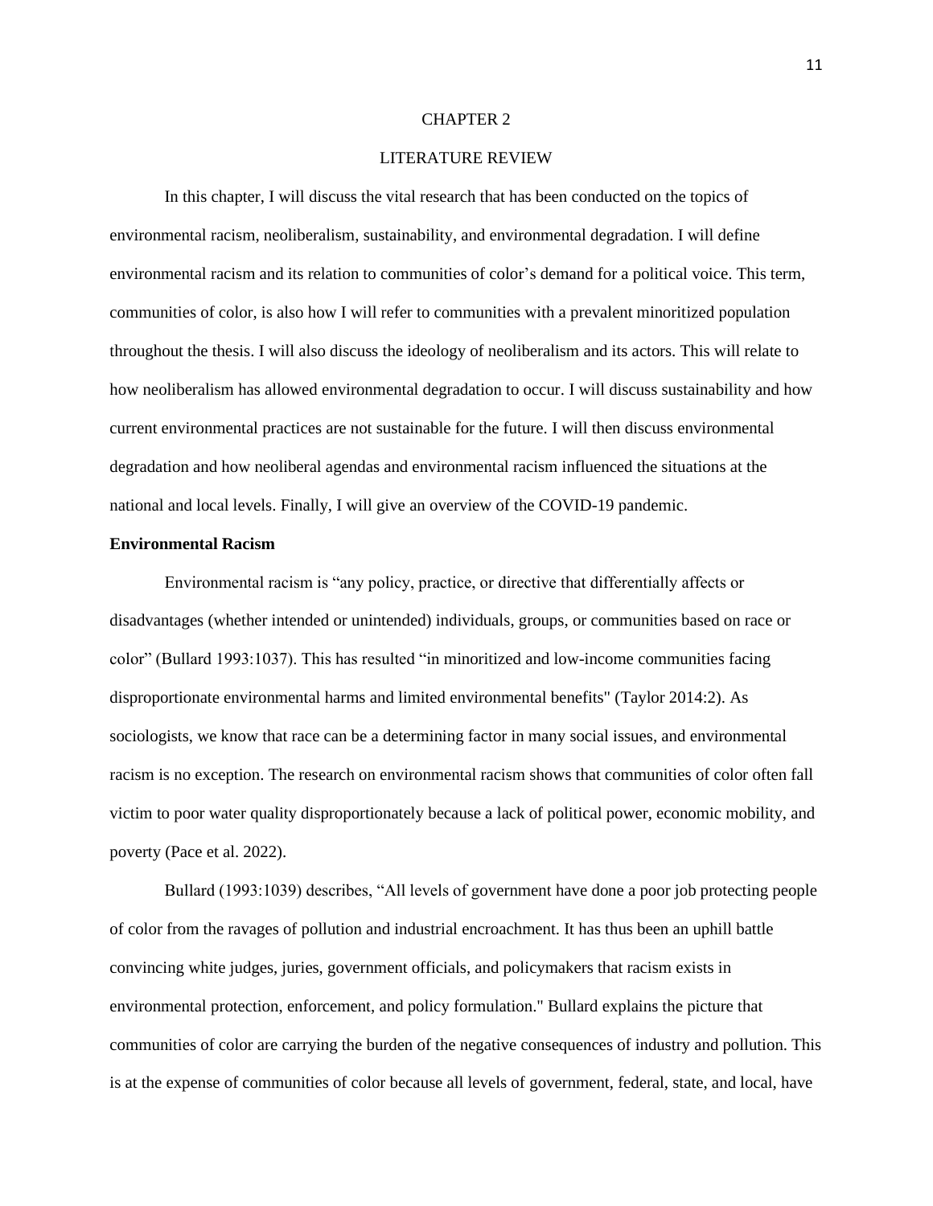# CHAPTER 2

# LITERATURE REVIEW

In this chapter, I will discuss the vital research that has been conducted on the topics of environmental racism, neoliberalism, sustainability, and environmental degradation. I will define environmental racism and its relation to communities of color's demand for a political voice. This term, communities of color, is also how I will refer to communities with a prevalent minoritized population throughout the thesis. I will also discuss the ideology of neoliberalism and its actors. This will relate to how neoliberalism has allowed environmental degradation to occur. I will discuss sustainability and how current environmental practices are not sustainable for the future. I will then discuss environmental degradation and how neoliberal agendas and environmental racism influenced the situations at the national and local levels. Finally, I will give an overview of the COVID-19 pandemic.

## Environmental Racism

Environmental racism is "any policy, practice, or directive that differentially affects or disadvantages (whether intended or unintended) individuals, groups, or communities based on race or color" (Bullard 1993:1037). This has resulted "in minoritized and low-income communities facing disproportionate environmental harms and limited environmental benefits" (Taylor 2014:2). As sociologists, we know that race can be a determining factor in many social issues, and environmental racism is no exception. The research on environmental racism shows that communities of color often fall victim to poor water quality disproportionately because a lack of political power, economic mobility, and poverty (Pace et al. 2022).

Bullard (1993:1039) describes, "All levels of government have done a poor job protecting people of color from the ravages of pollution and industrial encroachment. It has thus been an uphill battle convincing white judges, juries, government officials, and policymakers that racism exists in environmental protection, enforcement, and policy formulation." Bullard explains the picture that communities of color are carrying the burden of the negative consequences of industry and pollution. This is at the expense of communities of color because all levels of government, federal, state, and local, have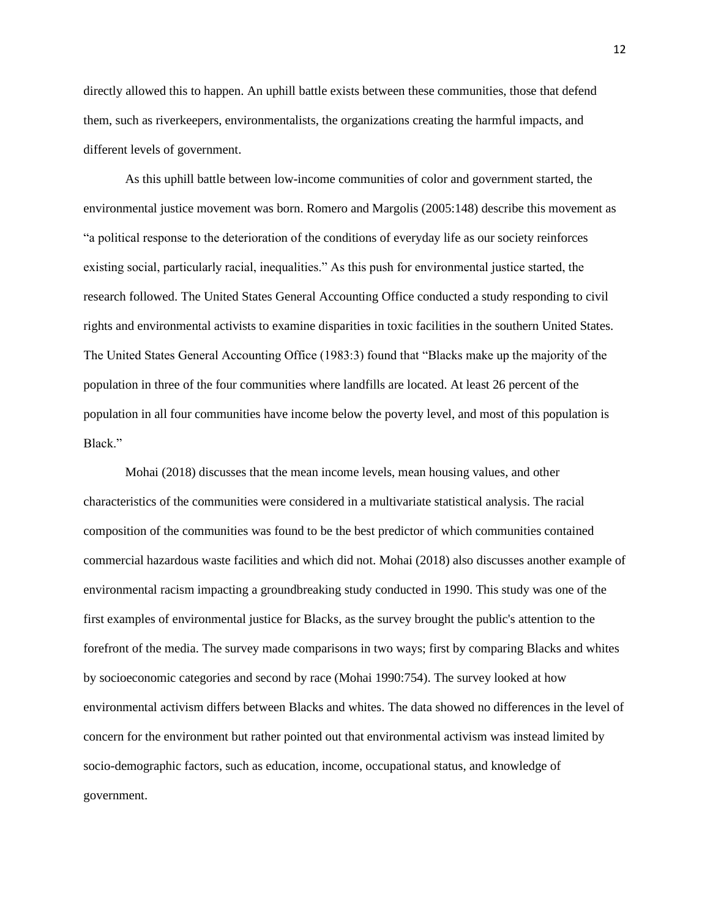directly allowed this to happen. An uphill battle exists between these communities, those that defend them, such as riverkeepers, environmentalists, the organizations creating the harmful impacts, and different levels of government.

As this uphill battle between low-income communities of color and government started, the environmental justice movement was born. Romero and Margolis (2005:148) describe this movement as "a political response to the deterioration of the conditions of everyday life as our society reinforces existing social, particularly racial, inequalities." As this push for environmental justice started, the research followed. The United States General Accounting Office conducted a study responding to civil rights and environmental activists to examine disparities in toxic facilities in the southern United States. The United States General Accounting Office (1983:3) found that "Blacks make up the majority of the population in three of the four communities where landfills are located. At least 26 percent of the population in all four communities have income below the poverty level, and most of this population is Black."

Mohai (2018) discusses that the mean income levels, mean housing values, and other characteristics of the communities were considered in a multivariate statistical analysis. The racial composition of the communities was found to be the best predictor of which communities contained commercial hazardous waste facilities and which did not. Mohai (2018) also discusses another example of environmental racism impacting a groundbreaking study conducted in 1990. This study was one of the first examples of environmental justice for Blacks, as the survey brought the public's attention to the forefront of the media. The survey made comparisons in two ways; first by comparing Blacks and whites by socioeconomic categories and second by race (Mohai 1990:754). The survey looked at how environmental activism differs between Blacks and whites. The data showed no differences in the level of concern for the environment but rather pointed out that environmental activism was instead limited by socio-demographic factors, such as education, income, occupational status, and knowledge of government.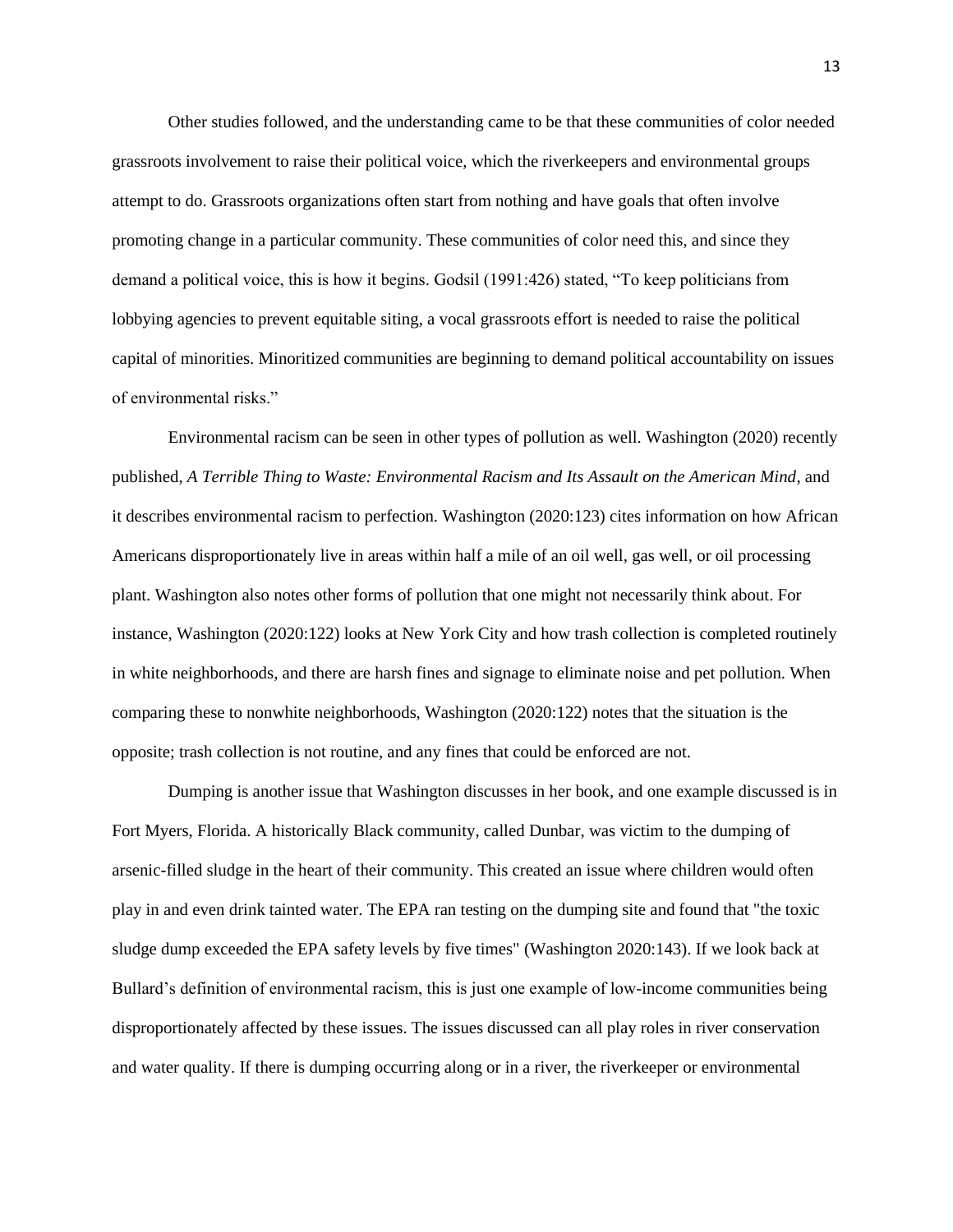Other studies followed, and the understanding came to be that these communities of color needed grassroots involvement to raise their political voice, which the riverkeepers and environmental groups attempt to do. Grassroots organizations often start from nothing and have goals that often involve promoting change in a particular community. These communities of color need this, and since they demand a political voice, this is how it begins. Godsil (1991:426) stated, "To keep politicians from lobbying agencies to prevent equitable siting, a vocal grassroots effort is needed to raise the political capital of minorities. Minoritized communities are beginning to demand political accountability on issues of environmental risks."

Environmental racism can be seen in other types of pollution as well. Washington (2020) recently published, *A Terrible Thing to Waste: Environmental Racism and Its Assault on the American Mind*, and it describes environmental racism to perfection. Washington (2020:123) cites information on how African Americans disproportionately live in areas within half a mile of an oil well, gas well, or oil processing plant. Washington also notes other forms of pollution that one might not necessarily think about. For instance, Washington (2020:122) looks at New York City and how trash collection is completed routinely in white neighborhoods, and there are harsh fines and signage to eliminate noise and pet pollution. When comparing these to nonwhite neighborhoods, Washington (2020:122) notes that the situation is the opposite; trash collection is not routine, and any fines that could be enforced are not.

Dumping is another issue that Washington discusses in her book, and one example discussed is in Fort Myers, Florida. A historically Black community, called Dunbar, was victim to the dumping of arsenic-filled sludge in the heart of their community. This created an issue where children would often play in and even drink tainted water. The EPA ran testing on the dumping site and found that "the toxic sludge dump exceeded the EPA safety levels by five times" (Washington 2020:143). If we look back at Bullard's definition of environmental racism, this is just one example of low-income communities being disproportionately affected by these issues. The issues discussed can all play roles in river conservation and water quality. If there is dumping occurring along or in a river, the riverkeeper or environmental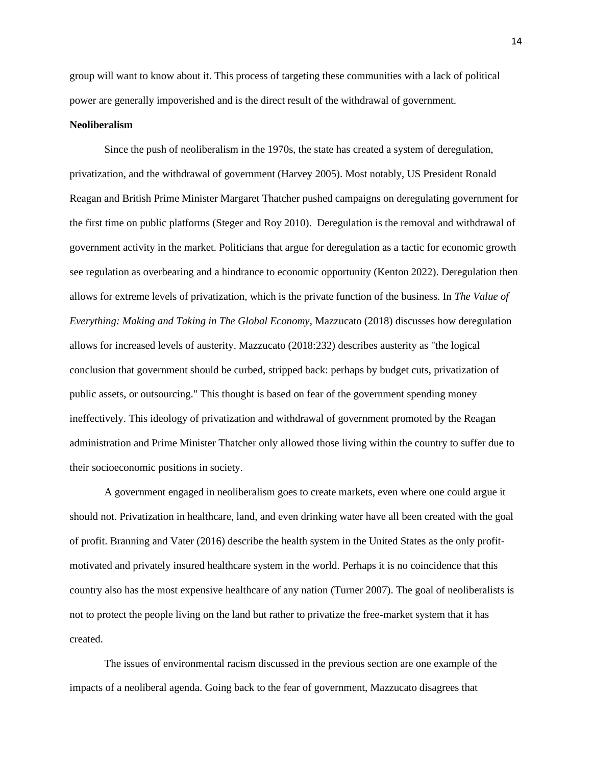group will want to know about it. This process of targeting these communities with a lack of political power are generally impoverished and is the direct result of the withdrawal of government.

**Neoliberalism**

Since the push of neoliberalism in the 1970s, the state has created a system of deregulation, privatization, and the withdrawal of government (Harvey 2005). Most notably, US President Ronald Reagan and British Prime Minister Margaret Thatcher pushed campaigns on deregulating government for the first time on public platforms (Steger and Roy 2010). Deregulation is the removal and withdrawal of government activity in the market. Politicians that argue for deregulation as a tactic for economic growth see regulation as overbearing and a hindrance to economic opportunity (Kenton 2022). Deregulation then allows for extreme levels of privatization, which is the private function of the business. In *The Value of Everything: Making and Taking in The Global Economy*, Mazzucato (2018) discusses how deregulation allows for increased levels of austerity. Mazzucato (2018:232) describes austerity as "the logical conclusion that government should be curbed, stripped back: perhaps by budget cuts, privatization of public assets, or outsourcing." This thought is based on fear of the government spending money ineffectively. This ideology of privatization and withdrawal of government promoted by the Reagan administration and Prime Minister Thatcher only allowed those living within the country to suffer due to their socioeconomic positions in society.

A government engaged in neoliberalism goes to create markets, even where one could argue it should not. Privatization in healthcare, land, and even drinking water have all been created with the goal of profit. Branning and Vater (2016) describe the health system in the United States as the only profit-motivated and privately insured healthcare system in the world. Perhaps it is no coincidence that this country also has the most expensive healthcare of any nation (Turner 2007). The goal of neoliberalists is not to protect the people living on the land but rather to privatize the free-market system that it has created.

The issues of environmental racism discussed in the previous section are one example of the impacts of a neoliberal agenda. Going back to the fear of government, Mazzucato disagrees that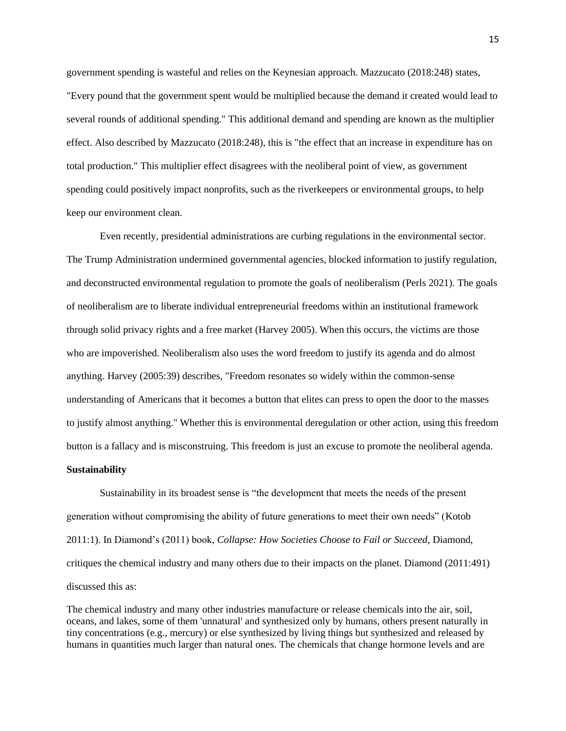government spending is wasteful and relies on the Keynesian approach. Mazzucato (2018:248) states, "Every pound that the government spent would be multiplied because the demand it created would lead to several rounds of additional spending." This additional demand and spending are known as the multiplier effect. Also described by Mazzucato (2018:248), this is "the effect that an increase in expenditure has on total production." This multiplier effect disagrees with the neoliberal point of view, as government spending could positively impact nonprofits, such as the riverkeepers or environmental groups, to help keep our environment clean.

Even recently, presidential administrations are curbing regulations in the environmental sector. The Trump Administration undermined governmental agencies, blocked information to justify regulation, and deconstructed environmental regulation to promote the goals of neoliberalism (Perls 2021). The goals of neoliberalism are to liberate individual entrepreneurial freedoms within an institutional framework through solid privacy rights and a free market (Harvey 2005). When this occurs, the victims are those who are impoverished. Neoliberalism also uses the word freedom to justify its agenda and do almost anything. Harvey (2005:39) describes, "Freedom resonates so widely within the common-sense understanding of Americans that it becomes a button that elites can press to open the door to the masses to justify almost anything." Whether this is environmental deregulation or other action, using this freedom button is a fallacy and is misconstruing. This freedom is just an excuse to promote the neoliberal agenda.

**Sustainability**

Sustainability in its broadest sense is "the development that meets the needs of the present generation without compromising the ability of future generations to meet their own needs" (Kotob 2011:1). In Diamond's (2011) book, *Collapse: How Societies Choose to Fail or Succeed*, Diamond, critiques the chemical industry and many others due to their impacts on the planet. Diamond (2011:491) discussed this as:

> The chemical industry and many other industries manufacture or release chemicals into the air, soil, oceans, and lakes, some of them 'unnatural' and synthesized only by humans, others present naturally in tiny concentrations (e.g., mercury) or else synthesized by living things but synthesized and released by humans in quantities much larger than natural ones. The chemicals that change hormone levels and are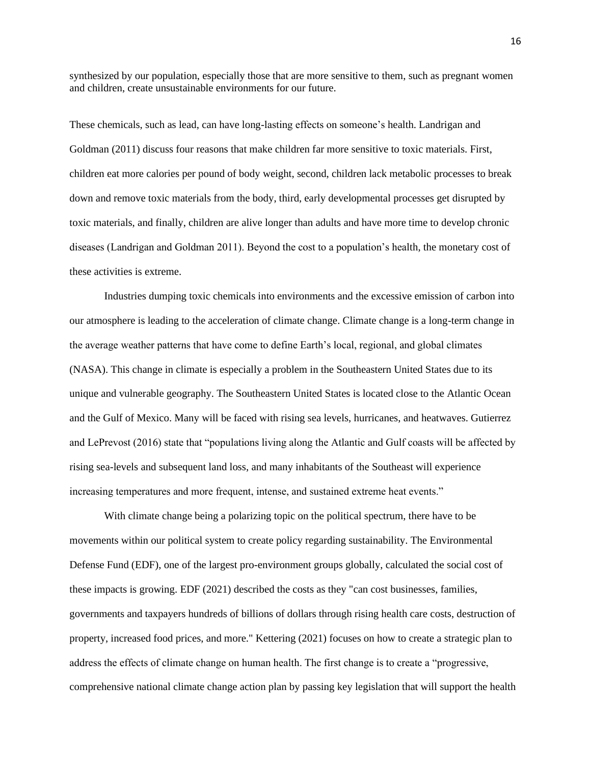synthesized by our population, especially those that are more sensitive to them, such as pregnant women and children, create unsustainable environments for our future.

These chemicals, such as lead, can have long-lasting effects on someone's health. Landrigan and Goldman (2011) discuss four reasons that make children far more sensitive to toxic materials. First, children eat more calories per pound of body weight, second, children lack metabolic processes to break down and remove toxic materials from the body, third, early developmental processes get disrupted by toxic materials, and finally, children are alive longer than adults and have more time to develop chronic diseases (Landrigan and Goldman 2011). Beyond the cost to a population's health, the monetary cost of these activities is extreme.

Industries dumping toxic chemicals into environments and the excessive emission of carbon into our atmosphere is leading to the acceleration of climate change. Climate change is a long-term change in the average weather patterns that have come to define Earth's local, regional, and global climates (NASA). This change in climate is especially a problem in the Southeastern United States due to its unique and vulnerable geography. The Southeastern United States is located close to the Atlantic Ocean and the Gulf of Mexico. Many will be faced with rising sea levels, hurricanes, and heatwaves. Gutierrez and LePrevost (2016) state that "populations living along the Atlantic and Gulf coasts will be affected by rising sea-levels and subsequent land loss, and many inhabitants of the Southeast will experience increasing temperatures and more frequent, intense, and sustained extreme heat events."

With climate change being a polarizing topic on the political spectrum, there have to be movements within our political system to create policy regarding sustainability. The Environmental Defense Fund (EDF), one of the largest pro-environment groups globally, calculated the social cost of these impacts is growing. EDF (2021) described the costs as they "can cost businesses, families, governments and taxpayers hundreds of billions of dollars through rising health care costs, destruction of property, increased food prices, and more." Kettering (2021) focuses on how to create a strategic plan to address the effects of climate change on human health. The first change is to create a "progressive, comprehensive national climate change action plan by passing key legislation that will support the health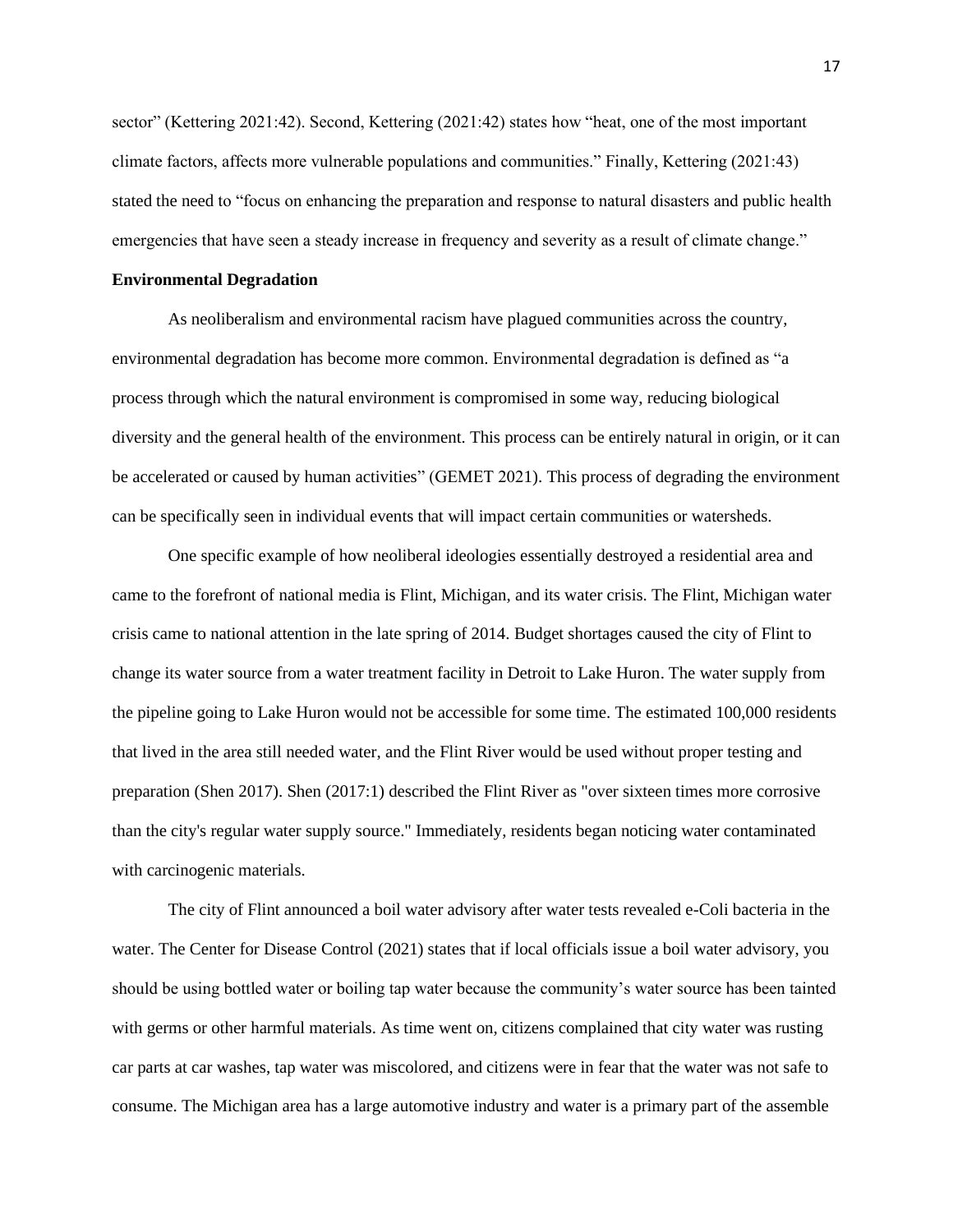sector" (Kettering 2021:42). Second, Kettering (2021:42) states how "heat, one of the most important climate factors, affects more vulnerable populations and communities." Finally, Kettering (2021:43) stated the need to "focus on enhancing the preparation and response to natural disasters and public health emergencies that have seen a steady increase in frequency and severity as a result of climate change."

**Environmental Degradation**

As neoliberalism and environmental racism have plagued communities across the country, environmental degradation has become more common. Environmental degradation is defined as "a process through which the natural environment is compromised in some way, reducing biological diversity and the general health of the environment. This process can be entirely natural in origin, or it can be accelerated or caused by human activities" (GEMET 2021). This process of degrading the environment can be specifically seen in individual events that will impact certain communities or watersheds.

One specific example of how neoliberal ideologies essentially destroyed a residential area and came to the forefront of national media is Flint, Michigan, and its water crisis. The Flint, Michigan water crisis came to national attention in the late spring of 2014. Budget shortages caused the city of Flint to change its water source from a water treatment facility in Detroit to Lake Huron. The water supply from the pipeline going to Lake Huron would not be accessible for some time. The estimated 100,000 residents that lived in the area still needed water, and the Flint River would be used without proper testing and preparation (Shen 2017). Shen (2017:1) described the Flint River as "over sixteen times more corrosive than the city's regular water supply source." Immediately, residents began noticing water contaminated with carcinogenic materials.

The city of Flint announced a boil water advisory after water tests revealed e-Coli bacteria in the water. The Center for Disease Control (2021) states that if local officials issue a boil water advisory, you should be using bottled water or boiling tap water because the community's water source has been tainted with germs or other harmful materials. As time went on, citizens complained that city water was rusting car parts at car washes, tap water was miscolored, and citizens were in fear that the water was not safe to consume. The Michigan area has a large automotive industry and water is a primary part of the assemble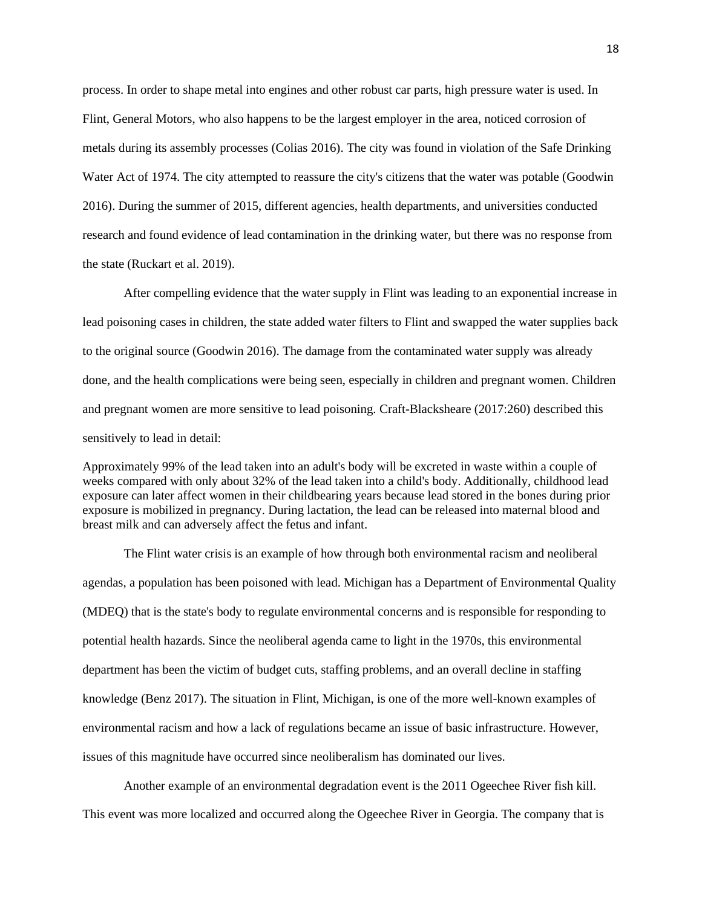process. In order to shape metal into engines and other robust car parts, high pressure water is used. In Flint, General Motors, who also happens to be the largest employer in the area, noticed corrosion of metals during its assembly processes (Colias 2016). The city was found in violation of the Safe Drinking Water Act of 1974. The city attempted to reassure the city's citizens that the water was potable (Goodwin 2016). During the summer of 2015, different agencies, health departments, and universities conducted research and found evidence of lead contamination in the drinking water, but there was no response from the state (Ruckart et al. 2019).

After compelling evidence that the water supply in Flint was leading to an exponential increase in lead poisoning cases in children, the state added water filters to Flint and swapped the water supplies back to the original source (Goodwin 2016). The damage from the contaminated water supply was already done, and the health complications were being seen, especially in children and pregnant women. Children and pregnant women are more sensitive to lead poisoning. Craft-Blacksheare (2017:260) described this sensitively to lead in detail:

> Approximately 99% of the lead taken into an adult's body will be excreted in waste within a couple of weeks compared with only about 32% of the lead taken into a child's body. Additionally, childhood lead exposure can later affect women in their childbearing years because lead stored in the bones during prior exposure is mobilized in pregnancy. During lactation, the lead can be released into maternal blood and breast milk and can adversely affect the fetus and infant.

The Flint water crisis is an example of how through both environmental racism and neoliberal agendas, a population has been poisoned with lead. Michigan has a Department of Environmental Quality (MDEQ) that is the state's body to regulate environmental concerns and is responsible for responding to potential health hazards. Since the neoliberal agenda came to light in the 1970s, this environmental department has been the victim of budget cuts, staffing problems, and an overall decline in staffing knowledge (Benz 2017). The situation in Flint, Michigan, is one of the more well-known examples of environmental racism and how a lack of regulations became an issue of basic infrastructure. However, issues of this magnitude have occurred since neoliberalism has dominated our lives.

Another example of an environmental degradation event is the 2011 Ogeechee River fish kill. This event was more localized and occurred along the Ogeechee River in Georgia. The company that is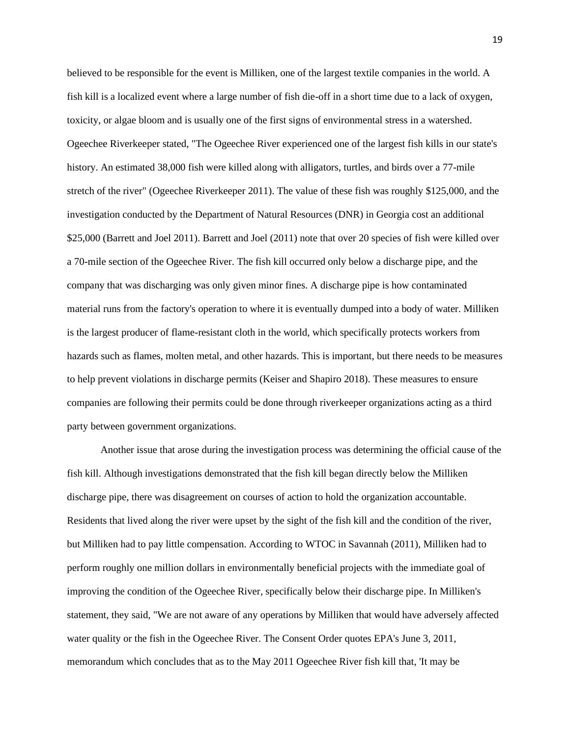believed to be responsible for the event is Milliken, one of the largest textile companies in the world. A fish kill is a localized event where a large number of fish die-off in a short time due to a lack of oxygen, toxicity, or algae bloom and is usually one of the first signs of environmental stress in a watershed. Ogeechee Riverkeeper stated, "The Ogeechee River experienced one of the largest fish kills in our state's history. An estimated 38,000 fish were killed along with alligators, turtles, and birds over a 77-mile stretch of the river" (Ogeechee Riverkeeper 2011). The value of these fish was roughly $125,000, and the investigation conducted by the Department of Natural Resources (DNR) in Georgia cost an additional $25,000 (Barrett and Joel 2011). Barrett and Joel (2011) note that over 20 species of fish were killed over a 70-mile section of the Ogeechee River. The fish kill occurred only below a discharge pipe, and the company that was discharging was only given minor fines. A discharge pipe is how contaminated material runs from the factory's operation to where it is eventually dumped into a body of water. Milliken is the largest producer of flame-resistant cloth in the world, which specifically protects workers from hazards such as flames, molten metal, and other hazards. This is important, but there needs to be measures to help prevent violations in discharge permits (Keiser and Shapiro 2018). These measures to ensure companies are following their permits could be done through riverkeeper organizations acting as a third party between government organizations.

Another issue that arose during the investigation process was determining the official cause of the fish kill. Although investigations demonstrated that the fish kill began directly below the Milliken discharge pipe, there was disagreement on courses of action to hold the organization accountable. Residents that lived along the river were upset by the sight of the fish kill and the condition of the river, but Milliken had to pay little compensation. According to WTOC in Savannah (2011), Milliken had to perform roughly one million dollars in environmentally beneficial projects with the immediate goal of improving the condition of the Ogeechee River, specifically below their discharge pipe. In Milliken's statement, they said, "We are not aware of any operations by Milliken that would have adversely affected water quality or the fish in the Ogeechee River. The Consent Order quotes EPA's June 3, 2011, memorandum which concludes that as to the May 2011 Ogeechee River fish kill that, 'It may be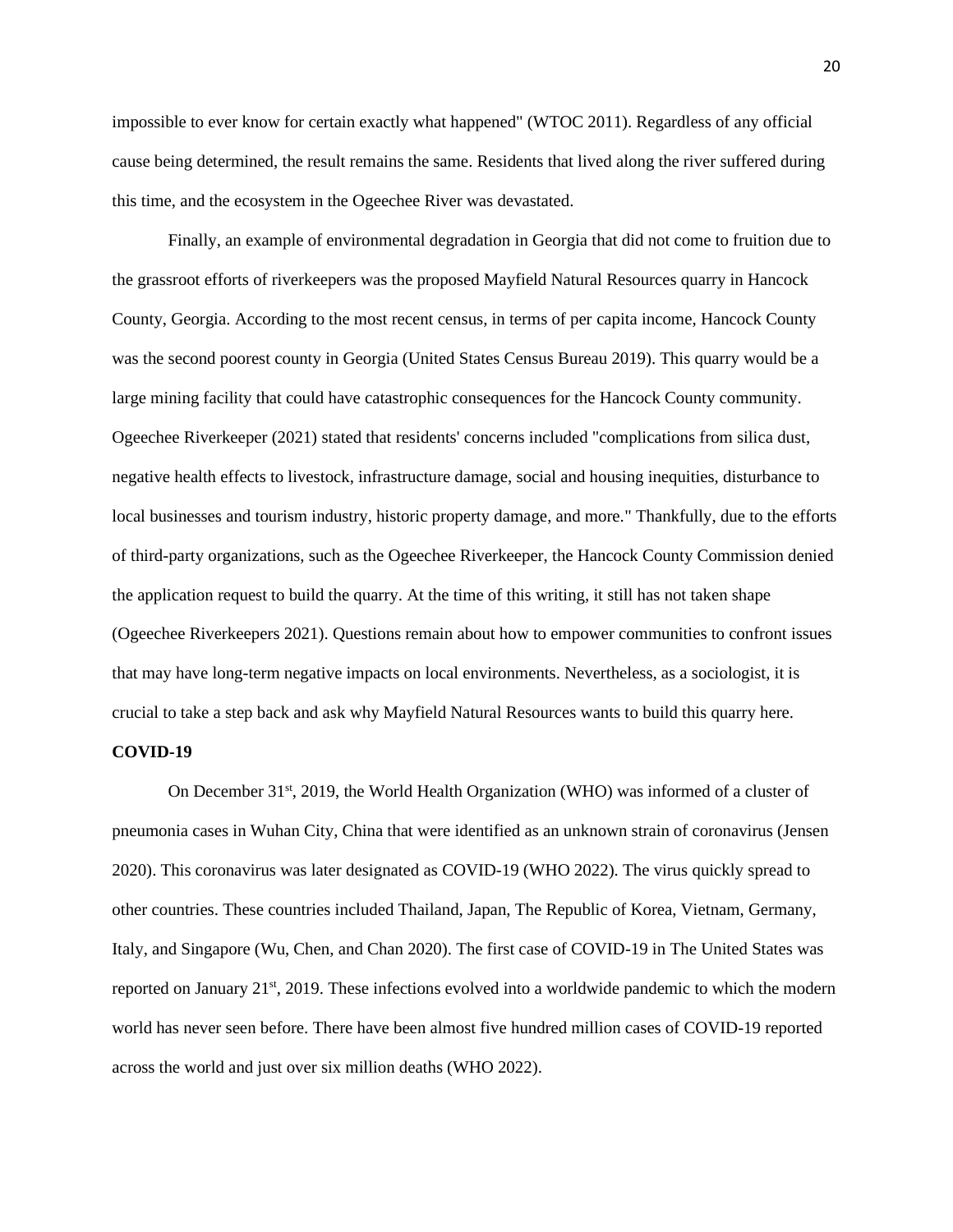impossible to ever know for certain exactly what happened" (WTOC 2011). Regardless of any official cause being determined, the result remains the same. Residents that lived along the river suffered during this time, and the ecosystem in the Ogeechee River was devastated.

Finally, an example of environmental degradation in Georgia that did not come to fruition due to the grassroot efforts of riverkeepers was the proposed Mayfield Natural Resources quarry in Hancock County, Georgia. According to the most recent census, in terms of per capita income, Hancock County was the second poorest county in Georgia (United States Census Bureau 2019). This quarry would be a large mining facility that could have catastrophic consequences for the Hancock County community. Ogeechee Riverkeeper (2021) stated that residents' concerns included "complications from silica dust, negative health effects to livestock, infrastructure damage, social and housing inequities, disturbance to local businesses and tourism industry, historic property damage, and more." Thankfully, due to the efforts of third-party organizations, such as the Ogeechee Riverkeeper, the Hancock County Commission denied the application request to build the quarry. At the time of this writing, it still has not taken shape (Ogeechee Riverkeepers 2021). Questions remain about how to empower communities to confront issues that may have long-term negative impacts on local environments. Nevertheless, as a sociologist, it is crucial to take a step back and ask why Mayfield Natural Resources wants to build this quarry here.

**COVID-19**

On December 31st, 2019, the World Health Organization (WHO) was informed of a cluster of pneumonia cases in Wuhan City, China that were identified as an unknown strain of coronavirus (Jensen 2020). This coronavirus was later designated as COVID-19 (WHO 2022). The virus quickly spread to other countries. These countries included Thailand, Japan, The Republic of Korea, Vietnam, Germany, Italy, and Singapore (Wu, Chen, and Chan 2020). The first case of COVID-19 in The United States was reported on January 21st, 2019. These infections evolved into a worldwide pandemic to which the modern world has never seen before. There have been almost five hundred million cases of COVID-19 reported across the world and just over six million deaths (WHO 2022).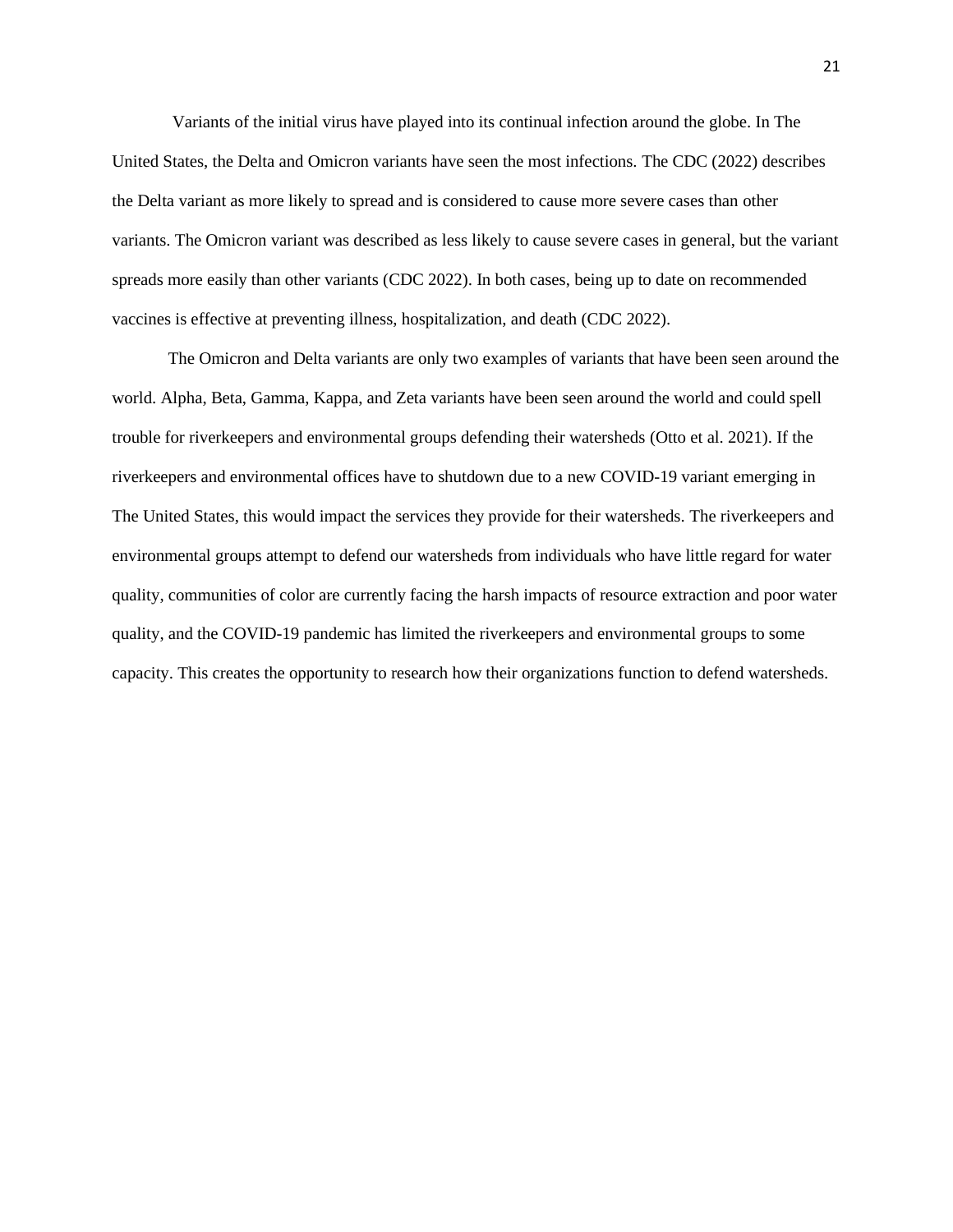Variants of the initial virus have played into its continual infection around the globe. In The United States, the Delta and Omicron variants have seen the most infections. The CDC (2022) describes the Delta variant as more likely to spread and is considered to cause more severe cases than other variants. The Omicron variant was described as less likely to cause severe cases in general, but the variant spreads more easily than other variants (CDC 2022). In both cases, being up to date on recommended vaccines is effective at preventing illness, hospitalization, and death (CDC 2022).

The Omicron and Delta variants are only two examples of variants that have been seen around the world. Alpha, Beta, Gamma, Kappa, and Zeta variants have been seen around the world and could spell trouble for riverkeepers and environmental groups defending their watersheds (Otto et al. 2021). If the riverkeepers and environmental offices have to shutdown due to a new COVID-19 variant emerging in The United States, this would impact the services they provide for their watersheds. The riverkeepers and environmental groups attempt to defend our watersheds from individuals who have little regard for water quality, communities of color are currently facing the harsh impacts of resource extraction and poor water quality, and the COVID-19 pandemic has limited the riverkeepers and environmental groups to some capacity. This creates the opportunity to research how their organizations function to defend watersheds.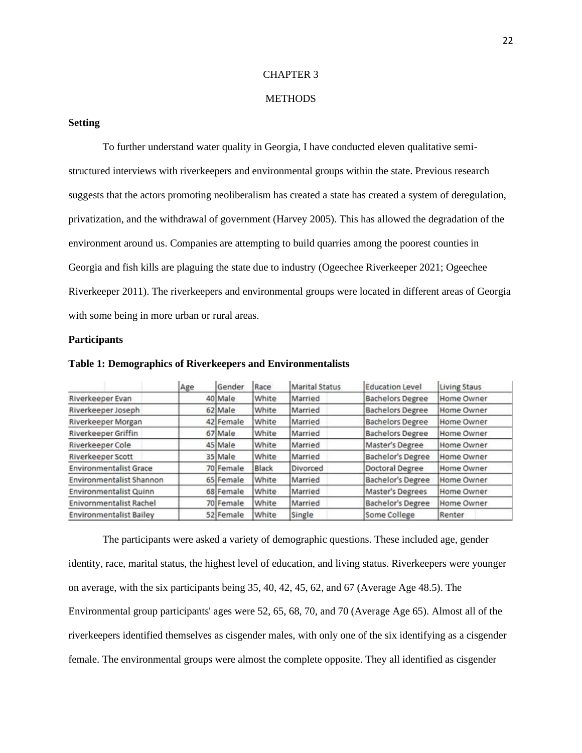# CHAPTER 3

# METHODS

**Setting**

To further understand water quality in Georgia, I have conducted eleven qualitative semi-structured interviews with riverkeepers and environmental groups within the state. Previous research suggests that the actors promoting neoliberalism has created a state has created a system of deregulation, privatization, and the withdrawal of government (Harvey 2005). This has allowed the degradation of the environment around us. Companies are attempting to build quarries among the poorest counties in Georgia and fish kills are plaguing the state due to industry (Ogeechee Riverkeeper 2021; Ogeechee Riverkeeper 2011). The riverkeepers and environmental groups were located in different areas of Georgia with some being in more urban or rural areas.

**Participants**

**Table 1: Demographics of Riverkeepers and Environmentalists**

| | Age | Gender | Race | Marital Status | Education Level | Living Staus |
|---|---|---|---|---|---|---|
| Riverkeeper Evan | 40 | Male | White | Married | Bachelors Degree | Home Owner |
| Riverkeeper Joseph | 62 | Male | White | Married | Bachelors Degree | Home Owner |
| Riverkeeper Morgan | 42 | Female | White | Married | Bachelors Degree | Home Owner |
| Riverkeeper Griffin | 67 | Male | White | Married | Bachelors Degree | Home Owner |
| Riverkeeper Cole | 45 | Male | White | Married | Master's Degree | Home Owner |
| Riverkeeper Scott | 35 | Male | White | Married | Bachelor's Degree | Home Owner |
| Environmentalist Grace | 70 | Female | Black | Divorced | Doctoral Degree | Home Owner |
| Environmentalist Shannon | 65 | Female | White | Married | Bachelor's Degree | Home Owner |
| Environmentalist Quinn | 68 | Female | White | Married | Master's Degrees | Home Owner |
| Enivornmentalist Rachel | 70 | Female | White | Married | Bachelor's Degree | Home Owner |
| Environmentalist Bailey | 52 | Female | White | Single | Some College | Renter |

The participants were asked a variety of demographic questions. These included age, gender identity, race, marital status, the highest level of education, and living status. Riverkeepers were younger on average, with the six participants being 35, 40, 42, 45, 62, and 67 (Average Age 48.5). The Environmental group participants' ages were 52, 65, 68, 70, and 70 (Average Age 65). Almost all of the riverkeepers identified themselves as cisgender males, with only one of the six identifying as a cisgender female. The environmental groups were almost the complete opposite. They all identified as cisgender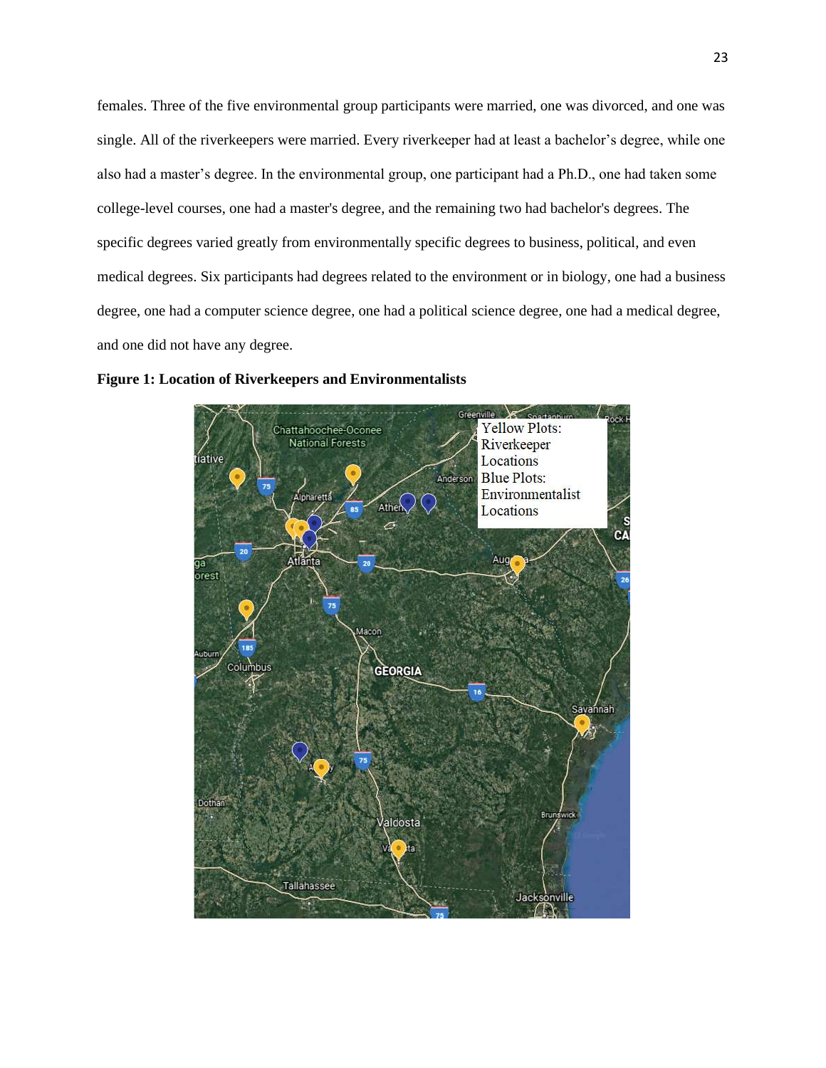females. Three of the five environmental group participants were married, one was divorced, and one was single. All of the riverkeepers were married. Every riverkeeper had at least a bachelor's degree, while one also had a master's degree. In the environmental group, one participant had a Ph.D., one had taken some college-level courses, one had a master's degree, and the remaining two had bachelor's degrees. The specific degrees varied greatly from environmentally specific degrees to business, political, and even medical degrees. Six participants had degrees related to the environment or in biology, one had a business degree, one had a computer science degree, one had a political science degree, one had a medical degree, and one did not have any degree.

**Figure 1: Location of Riverkeepers and Environmentalists**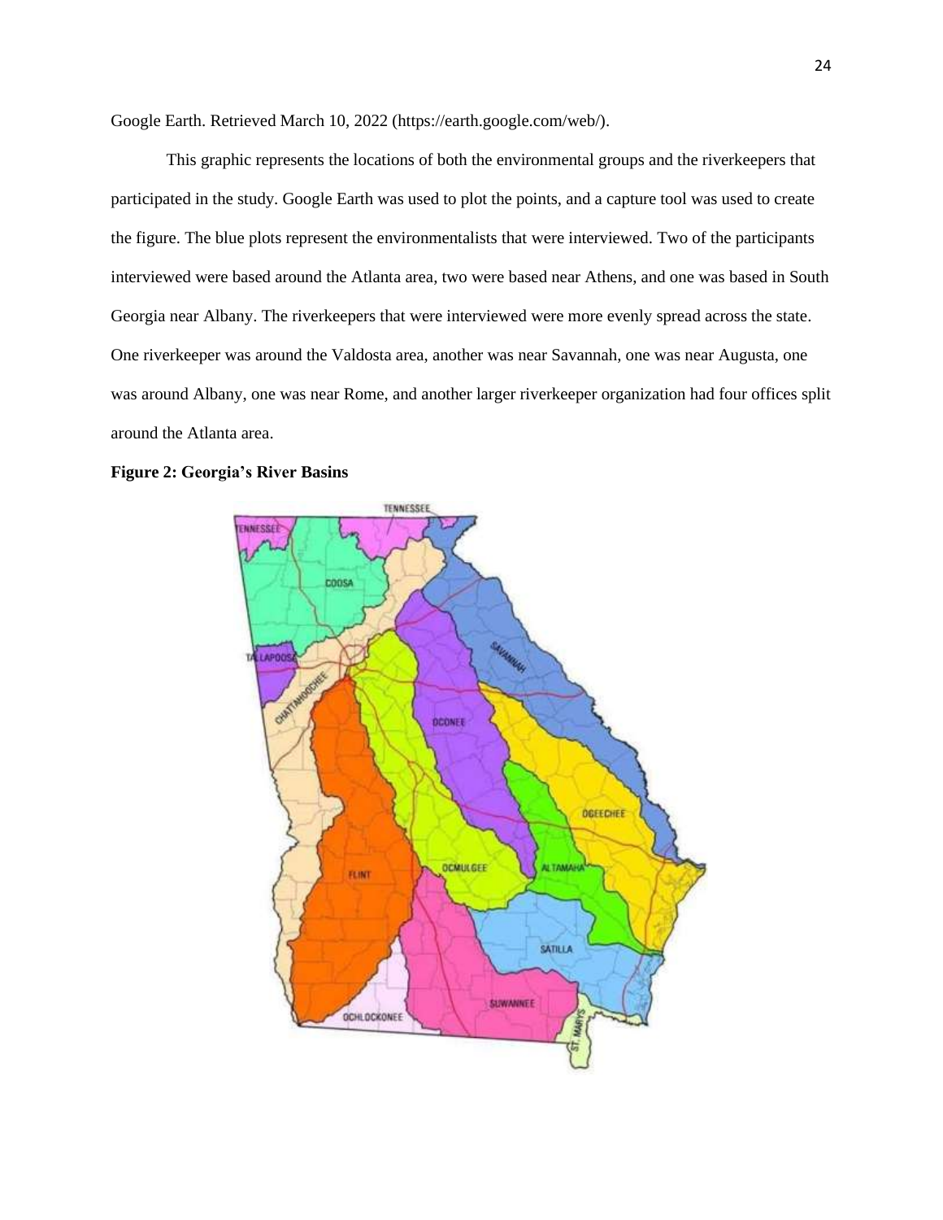Google Earth. Retrieved March 10, 2022 (https://earth.google.com/web/).

This graphic represents the locations of both the environmental groups and the riverkeepers that participated in the study. Google Earth was used to plot the points, and a capture tool was used to create the figure. The blue plots represent the environmentalists that were interviewed. Two of the participants interviewed were based around the Atlanta area, two were based near Athens, and one was based in South Georgia near Albany. The riverkeepers that were interviewed were more evenly spread across the state. One riverkeeper was around the Valdosta area, another was near Savannah, one was near Augusta, one was around Albany, one was near Rome, and another larger riverkeeper organization had four offices split around the Atlanta area.

**Figure 2: Georgia's River Basins**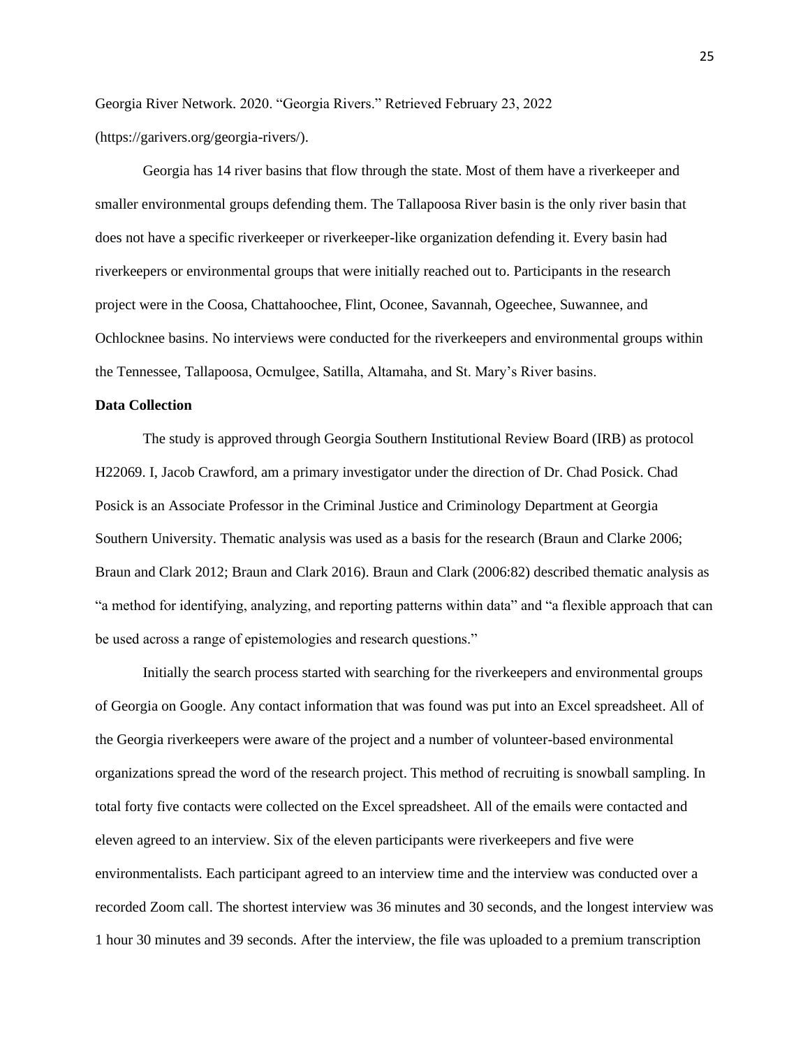Georgia River Network. 2020. "Georgia Rivers." Retrieved February 23, 2022 (https://garivers.org/georgia-rivers/).

Georgia has 14 river basins that flow through the state. Most of them have a riverkeeper and smaller environmental groups defending them. The Tallapoosa River basin is the only river basin that does not have a specific riverkeeper or riverkeeper-like organization defending it. Every basin had riverkeepers or environmental groups that were initially reached out to. Participants in the research project were in the Coosa, Chattahoochee, Flint, Oconee, Savannah, Ogeechee, Suwannee, and Ochlocknee basins. No interviews were conducted for the riverkeepers and environmental groups within the Tennessee, Tallapoosa, Ocmulgee, Satilla, Altamaha, and St. Mary's River basins.

**Data Collection**

The study is approved through Georgia Southern Institutional Review Board (IRB) as protocol H22069. I, Jacob Crawford, am a primary investigator under the direction of Dr. Chad Posick. Chad Posick is an Associate Professor in the Criminal Justice and Criminology Department at Georgia Southern University. Thematic analysis was used as a basis for the research (Braun and Clarke 2006; Braun and Clark 2012; Braun and Clark 2016). Braun and Clark (2006:82) described thematic analysis as "a method for identifying, analyzing, and reporting patterns within data" and "a flexible approach that can be used across a range of epistemologies and research questions."

Initially the search process started with searching for the riverkeepers and environmental groups of Georgia on Google. Any contact information that was found was put into an Excel spreadsheet. All of the Georgia riverkeepers were aware of the project and a number of volunteer-based environmental organizations spread the word of the research project. This method of recruiting is snowball sampling. In total forty five contacts were collected on the Excel spreadsheet. All of the emails were contacted and eleven agreed to an interview. Six of the eleven participants were riverkeepers and five were environmentalists. Each participant agreed to an interview time and the interview was conducted over a recorded Zoom call. The shortest interview was 36 minutes and 30 seconds, and the longest interview was 1 hour 30 minutes and 39 seconds. After the interview, the file was uploaded to a premium transcription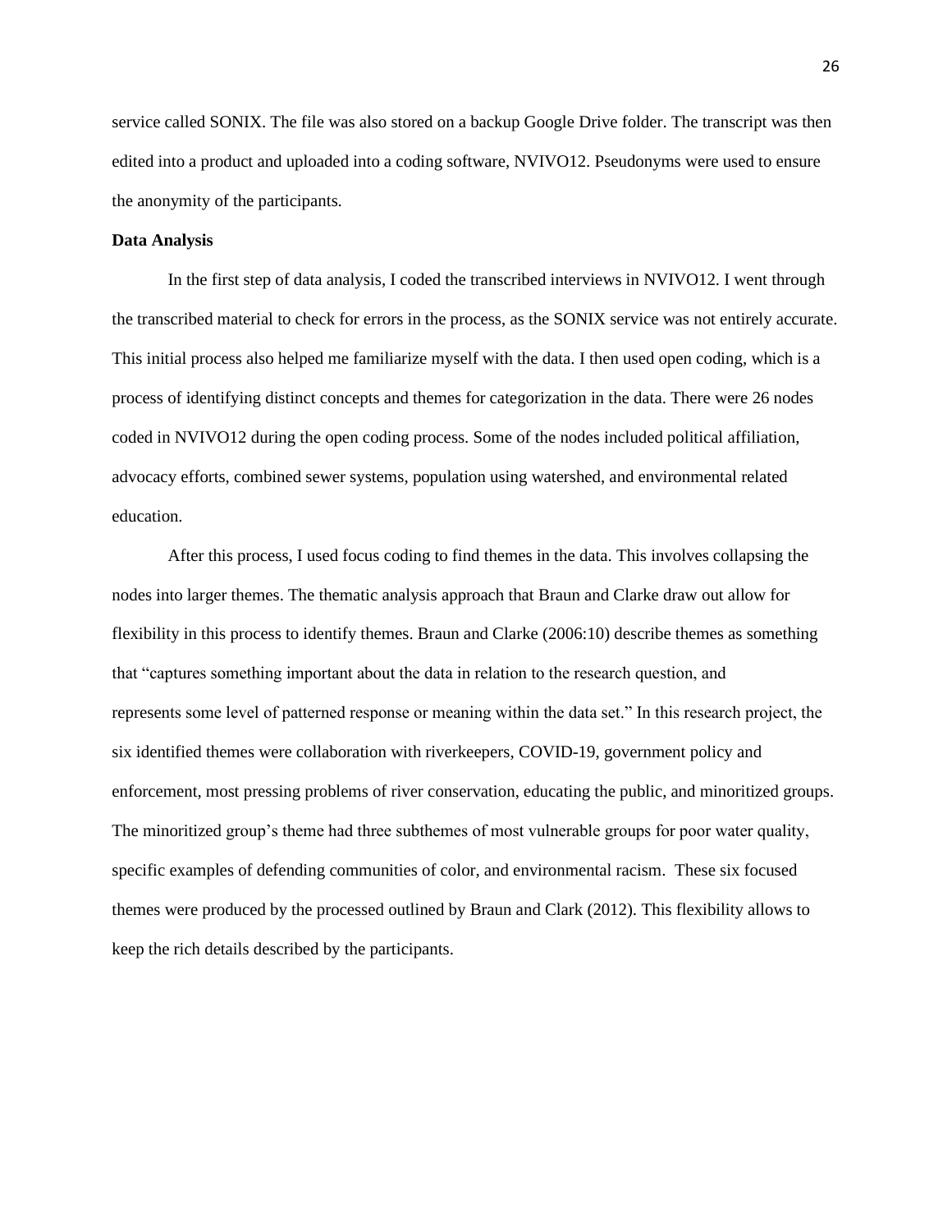service called SONIX. The file was also stored on a backup Google Drive folder. The transcript was then edited into a product and uploaded into a coding software, NVIVO12. Pseudonyms were used to ensure the anonymity of the participants.

**Data Analysis**

In the first step of data analysis, I coded the transcribed interviews in NVIVO12. I went through the transcribed material to check for errors in the process, as the SONIX service was not entirely accurate. This initial process also helped me familiarize myself with the data. I then used open coding, which is a process of identifying distinct concepts and themes for categorization in the data. There were 26 nodes coded in NVIVO12 during the open coding process. Some of the nodes included political affiliation, advocacy efforts, combined sewer systems, population using watershed, and environmental related education.

After this process, I used focus coding to find themes in the data. This involves collapsing the nodes into larger themes. The thematic analysis approach that Braun and Clarke draw out allow for flexibility in this process to identify themes. Braun and Clarke (2006:10) describe themes as something that "captures something important about the data in relation to the research question, and represents some level of patterned response or meaning within the data set." In this research project, the six identified themes were collaboration with riverkeepers, COVID-19, government policy and enforcement, most pressing problems of river conservation, educating the public, and minoritized groups. The minoritized group's theme had three subthemes of most vulnerable groups for poor water quality, specific examples of defending communities of color, and environmental racism. These six focused themes were produced by the processed outlined by Braun and Clark (2012). This flexibility allows to keep the rich details described by the participants.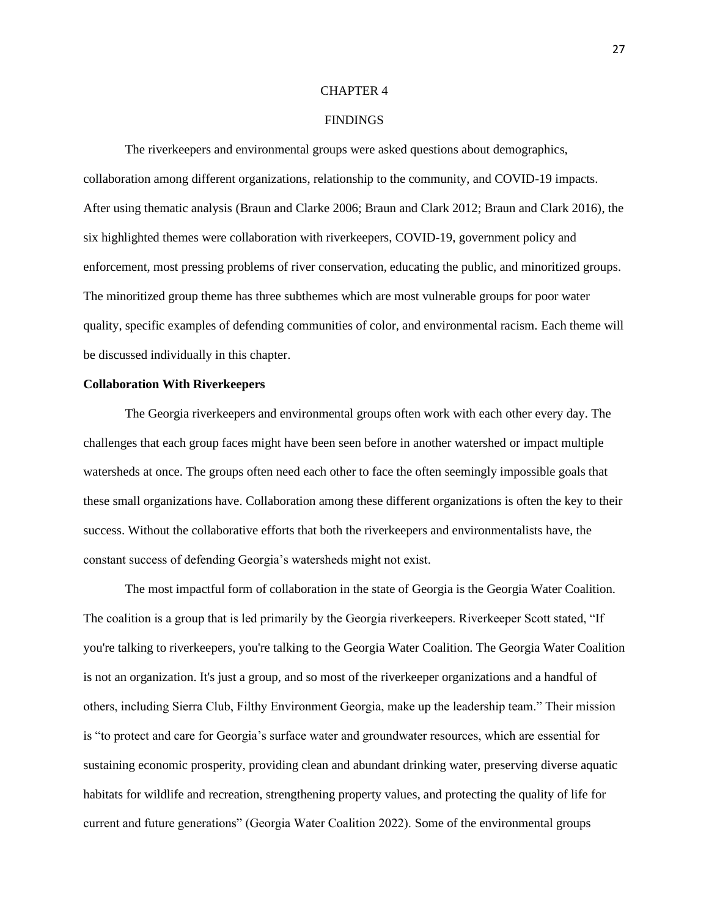# CHAPTER 4

# FINDINGS

The riverkeepers and environmental groups were asked questions about demographics, collaboration among different organizations, relationship to the community, and COVID-19 impacts. After using thematic analysis (Braun and Clarke 2006; Braun and Clark 2012; Braun and Clark 2016), the six highlighted themes were collaboration with riverkeepers, COVID-19, government policy and enforcement, most pressing problems of river conservation, educating the public, and minoritized groups. The minoritized group theme has three subthemes which are most vulnerable groups for poor water quality, specific examples of defending communities of color, and environmental racism. Each theme will be discussed individually in this chapter.

## Collaboration With Riverkeepers

The Georgia riverkeepers and environmental groups often work with each other every day. The challenges that each group faces might have been seen before in another watershed or impact multiple watersheds at once. The groups often need each other to face the often seemingly impossible goals that these small organizations have. Collaboration among these different organizations is often the key to their success. Without the collaborative efforts that both the riverkeepers and environmentalists have, the constant success of defending Georgia's watersheds might not exist.

The most impactful form of collaboration in the state of Georgia is the Georgia Water Coalition. The coalition is a group that is led primarily by the Georgia riverkeepers. Riverkeeper Scott stated, "If you're talking to riverkeepers, you're talking to the Georgia Water Coalition. The Georgia Water Coalition is not an organization. It's just a group, and so most of the riverkeeper organizations and a handful of others, including Sierra Club, Filthy Environment Georgia, make up the leadership team." Their mission is "to protect and care for Georgia's surface water and groundwater resources, which are essential for sustaining economic prosperity, providing clean and abundant drinking water, preserving diverse aquatic habitats for wildlife and recreation, strengthening property values, and protecting the quality of life for current and future generations" (Georgia Water Coalition 2022). Some of the environmental groups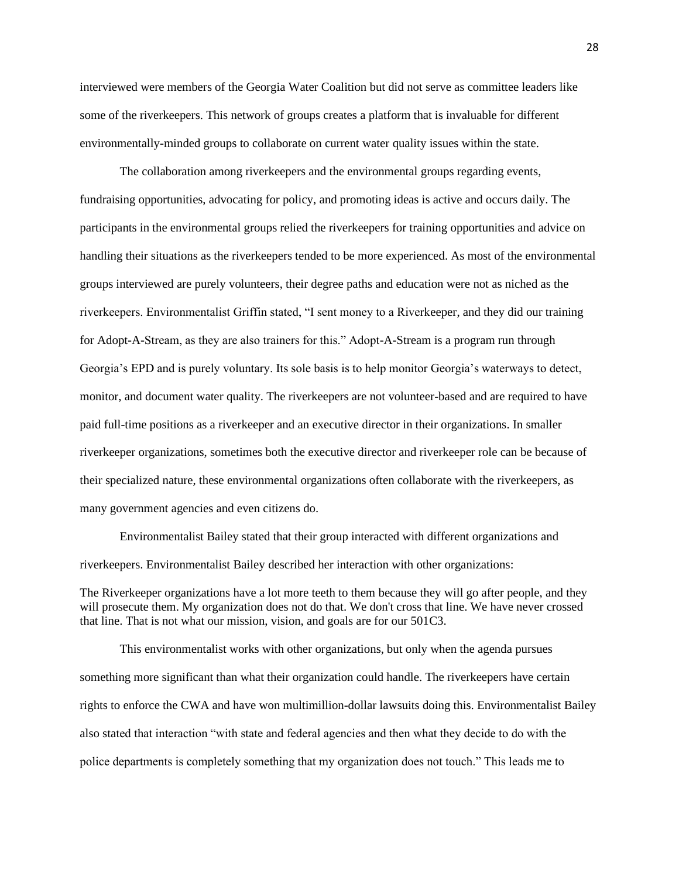interviewed were members of the Georgia Water Coalition but did not serve as committee leaders like some of the riverkeepers. This network of groups creates a platform that is invaluable for different environmentally-minded groups to collaborate on current water quality issues within the state.

The collaboration among riverkeepers and the environmental groups regarding events, fundraising opportunities, advocating for policy, and promoting ideas is active and occurs daily. The participants in the environmental groups relied the riverkeepers for training opportunities and advice on handling their situations as the riverkeepers tended to be more experienced. As most of the environmental groups interviewed are purely volunteers, their degree paths and education were not as niched as the riverkeepers. Environmentalist Griffin stated, "I sent money to a Riverkeeper, and they did our training for Adopt-A-Stream, as they are also trainers for this." Adopt-A-Stream is a program run through Georgia's EPD and is purely voluntary. Its sole basis is to help monitor Georgia's waterways to detect, monitor, and document water quality. The riverkeepers are not volunteer-based and are required to have paid full-time positions as a riverkeeper and an executive director in their organizations. In smaller riverkeeper organizations, sometimes both the executive director and riverkeeper role can be because of their specialized nature, these environmental organizations often collaborate with the riverkeepers, as many government agencies and even citizens do.

Environmentalist Bailey stated that their group interacted with different organizations and riverkeepers. Environmentalist Bailey described her interaction with other organizations:

> The Riverkeeper organizations have a lot more teeth to them because they will go after people, and they will prosecute them. My organization does not do that. We don't cross that line. We have never crossed that line. That is not what our mission, vision, and goals are for our 501C3.

This environmentalist works with other organizations, but only when the agenda pursues something more significant than what their organization could handle. The riverkeepers have certain rights to enforce the CWA and have won multimillion-dollar lawsuits doing this. Environmentalist Bailey also stated that interaction "with state and federal agencies and then what they decide to do with the police departments is completely something that my organization does not touch." This leads me to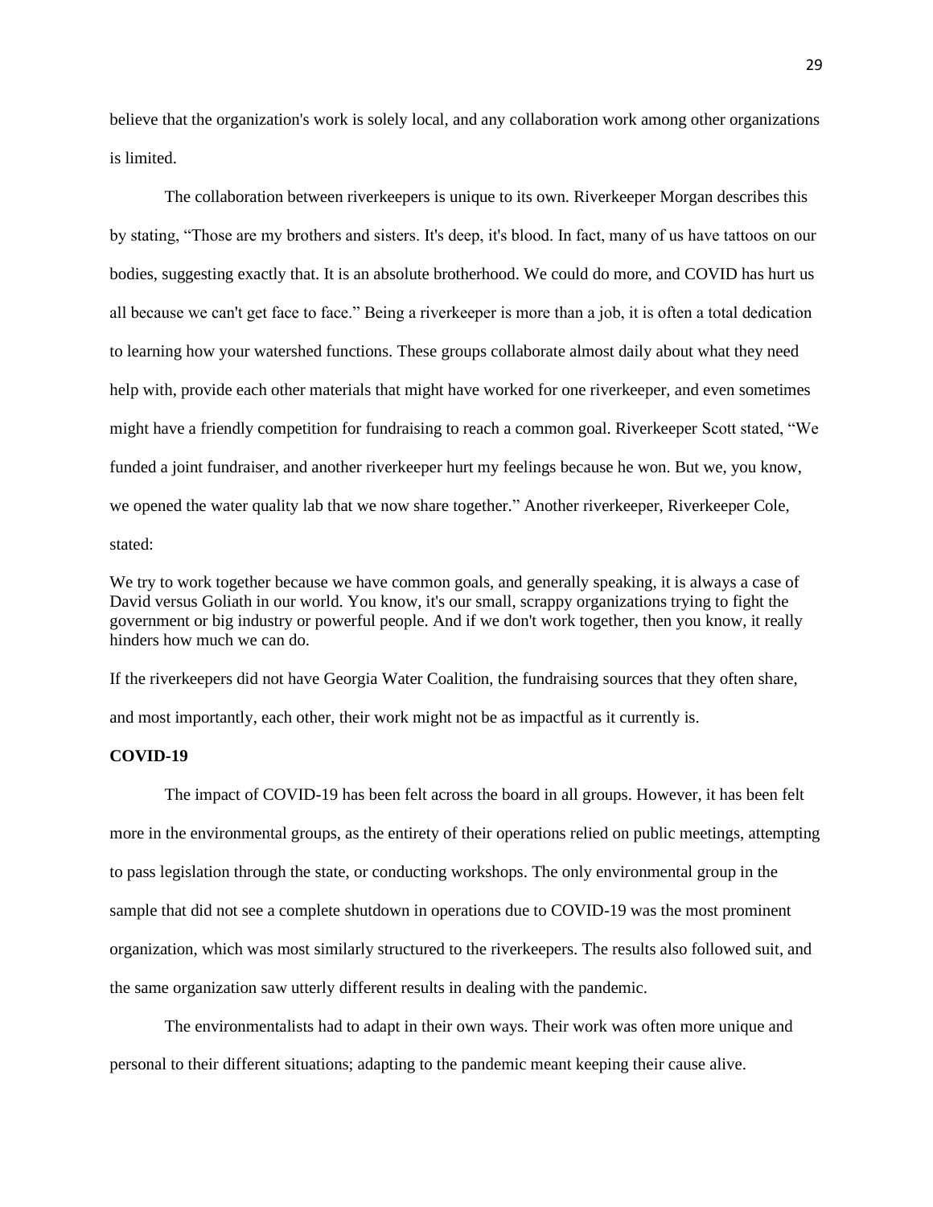believe that the organization's work is solely local, and any collaboration work among other organizations is limited.

The collaboration between riverkeepers is unique to its own. Riverkeeper Morgan describes this by stating, "Those are my brothers and sisters. It's deep, it's blood. In fact, many of us have tattoos on our bodies, suggesting exactly that. It is an absolute brotherhood. We could do more, and COVID has hurt us all because we can't get face to face." Being a riverkeeper is more than a job, it is often a total dedication to learning how your watershed functions. These groups collaborate almost daily about what they need help with, provide each other materials that might have worked for one riverkeeper, and even sometimes might have a friendly competition for fundraising to reach a common goal. Riverkeeper Scott stated, "We funded a joint fundraiser, and another riverkeeper hurt my feelings because he won. But we, you know, we opened the water quality lab that we now share together." Another riverkeeper, Riverkeeper Cole, stated:

> We try to work together because we have common goals, and generally speaking, it is always a case of David versus Goliath in our world. You know, it's our small, scrappy organizations trying to fight the government or big industry or powerful people. And if we don't work together, then you know, it really hinders how much we can do.

If the riverkeepers did not have Georgia Water Coalition, the fundraising sources that they often share, and most importantly, each other, their work might not be as impactful as it currently is.

**COVID-19**

The impact of COVID-19 has been felt across the board in all groups. However, it has been felt more in the environmental groups, as the entirety of their operations relied on public meetings, attempting to pass legislation through the state, or conducting workshops. The only environmental group in the sample that did not see a complete shutdown in operations due to COVID-19 was the most prominent organization, which was most similarly structured to the riverkeepers. The results also followed suit, and the same organization saw utterly different results in dealing with the pandemic.

The environmentalists had to adapt in their own ways. Their work was often more unique and personal to their different situations; adapting to the pandemic meant keeping their cause alive.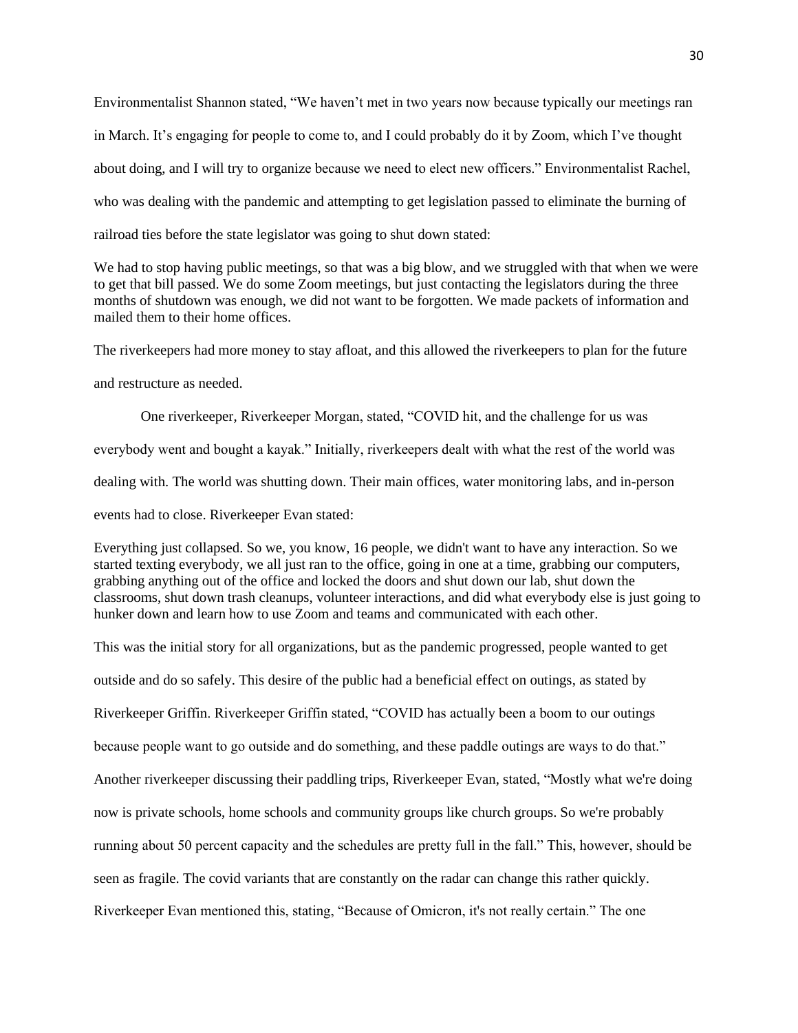Environmentalist Shannon stated, "We haven't met in two years now because typically our meetings ran in March. It's engaging for people to come to, and I could probably do it by Zoom, which I've thought about doing, and I will try to organize because we need to elect new officers." Environmentalist Rachel, who was dealing with the pandemic and attempting to get legislation passed to eliminate the burning of railroad ties before the state legislator was going to shut down stated:

> We had to stop having public meetings, so that was a big blow, and we struggled with that when we were to get that bill passed. We do some Zoom meetings, but just contacting the legislators during the three months of shutdown was enough, we did not want to be forgotten. We made packets of information and mailed them to their home offices.

The riverkeepers had more money to stay afloat, and this allowed the riverkeepers to plan for the future and restructure as needed.

One riverkeeper, Riverkeeper Morgan, stated, "COVID hit, and the challenge for us was everybody went and bought a kayak." Initially, riverkeepers dealt with what the rest of the world was dealing with. The world was shutting down. Their main offices, water monitoring labs, and in-person events had to close. Riverkeeper Evan stated:

> Everything just collapsed. So we, you know, 16 people, we didn't want to have any interaction. So we started texting everybody, we all just ran to the office, going in one at a time, grabbing our computers, grabbing anything out of the office and locked the doors and shut down our lab, shut down the classrooms, shut down trash cleanups, volunteer interactions, and did what everybody else is just going to hunker down and learn how to use Zoom and teams and communicated with each other.

This was the initial story for all organizations, but as the pandemic progressed, people wanted to get outside and do so safely. This desire of the public had a beneficial effect on outings, as stated by Riverkeeper Griffin. Riverkeeper Griffin stated, "COVID has actually been a boom to our outings because people want to go outside and do something, and these paddle outings are ways to do that." Another riverkeeper discussing their paddling trips, Riverkeeper Evan, stated, "Mostly what we're doing now is private schools, home schools and community groups like church groups. So we're probably running about 50 percent capacity and the schedules are pretty full in the fall." This, however, should be seen as fragile. The covid variants that are constantly on the radar can change this rather quickly. Riverkeeper Evan mentioned this, stating, "Because of Omicron, it's not really certain." The one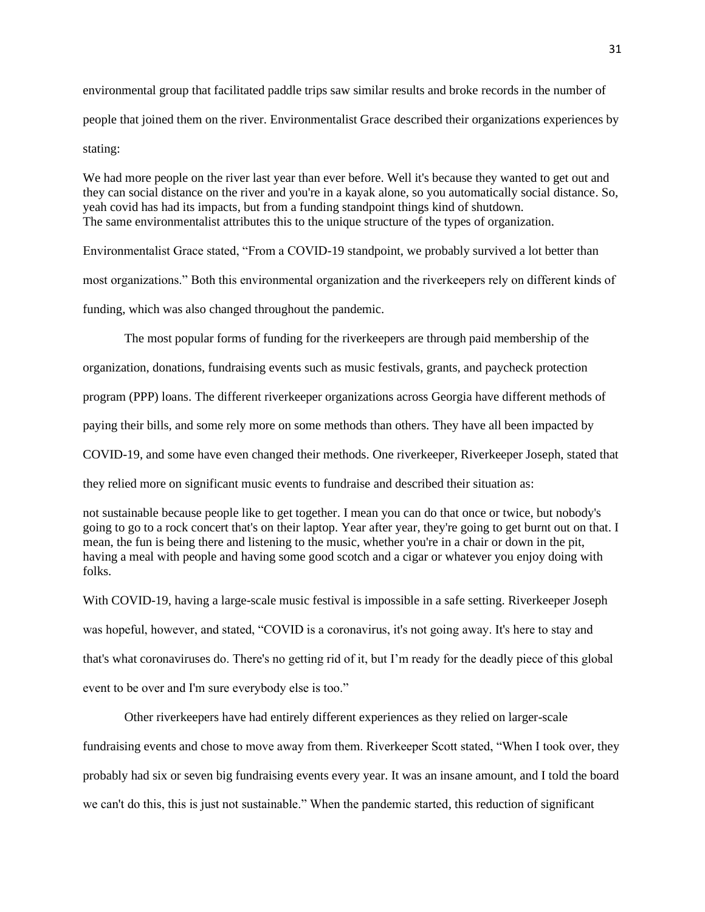environmental group that facilitated paddle trips saw similar results and broke records in the number of people that joined them on the river. Environmentalist Grace described their organizations experiences by stating:

> We had more people on the river last year than ever before. Well it's because they wanted to get out and they can social distance on the river and you're in a kayak alone, so you automatically social distance. So, yeah covid has had its impacts, but from a funding standpoint things kind of shutdown.

The same environmentalist attributes this to the unique structure of the types of organization. Environmentalist Grace stated, "From a COVID-19 standpoint, we probably survived a lot better than most organizations." Both this environmental organization and the riverkeepers rely on different kinds of funding, which was also changed throughout the pandemic.

The most popular forms of funding for the riverkeepers are through paid membership of the organization, donations, fundraising events such as music festivals, grants, and paycheck protection program (PPP) loans. The different riverkeeper organizations across Georgia have different methods of paying their bills, and some rely more on some methods than others. They have all been impacted by COVID-19, and some have even changed their methods. One riverkeeper, Riverkeeper Joseph, stated that they relied more on significant music events to fundraise and described their situation as:

> not sustainable because people like to get together. I mean you can do that once or twice, but nobody's going to go to a rock concert that's on their laptop. Year after year, they're going to get burnt out on that. I mean, the fun is being there and listening to the music, whether you're in a chair or down in the pit, having a meal with people and having some good scotch and a cigar or whatever you enjoy doing with folks.

With COVID-19, having a large-scale music festival is impossible in a safe setting. Riverkeeper Joseph was hopeful, however, and stated, "COVID is a coronavirus, it's not going away. It's here to stay and that's what coronaviruses do. There's no getting rid of it, but I'm ready for the deadly piece of this global event to be over and I'm sure everybody else is too."

Other riverkeepers have had entirely different experiences as they relied on larger-scale fundraising events and chose to move away from them. Riverkeeper Scott stated, "When I took over, they probably had six or seven big fundraising events every year. It was an insane amount, and I told the board we can't do this, this is just not sustainable." When the pandemic started, this reduction of significant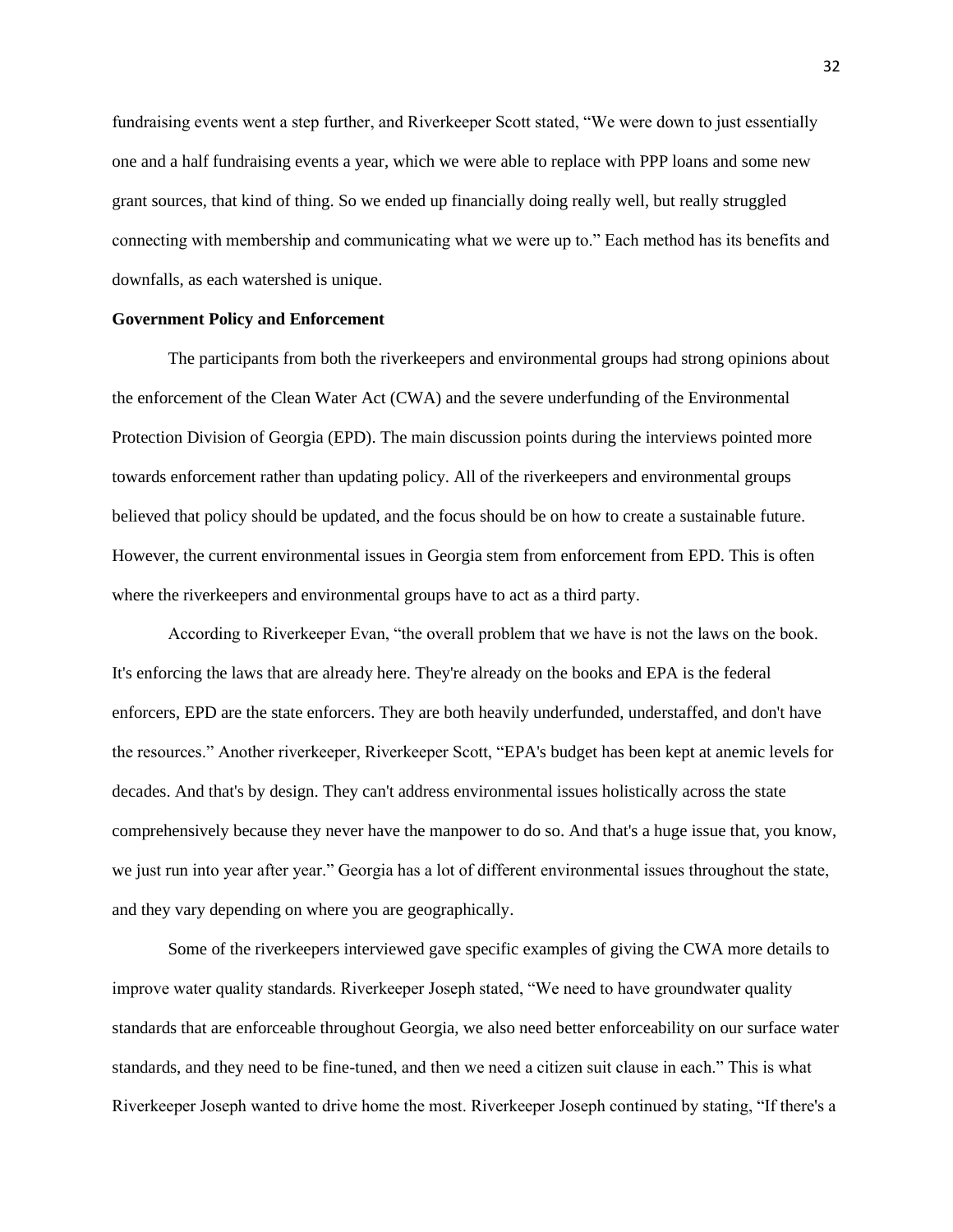fundraising events went a step further, and Riverkeeper Scott stated, "We were down to just essentially one and a half fundraising events a year, which we were able to replace with PPP loans and some new grant sources, that kind of thing. So we ended up financially doing really well, but really struggled connecting with membership and communicating what we were up to." Each method has its benefits and downfalls, as each watershed is unique.

**Government Policy and Enforcement**

The participants from both the riverkeepers and environmental groups had strong opinions about the enforcement of the Clean Water Act (CWA) and the severe underfunding of the Environmental Protection Division of Georgia (EPD). The main discussion points during the interviews pointed more towards enforcement rather than updating policy. All of the riverkeepers and environmental groups believed that policy should be updated, and the focus should be on how to create a sustainable future. However, the current environmental issues in Georgia stem from enforcement from EPD. This is often where the riverkeepers and environmental groups have to act as a third party.

According to Riverkeeper Evan, "the overall problem that we have is not the laws on the book. It's enforcing the laws that are already here. They're already on the books and EPA is the federal enforcers, EPD are the state enforcers. They are both heavily underfunded, understaffed, and don't have the resources." Another riverkeeper, Riverkeeper Scott, "EPA's budget has been kept at anemic levels for decades. And that's by design. They can't address environmental issues holistically across the state comprehensively because they never have the manpower to do so. And that's a huge issue that, you know, we just run into year after year." Georgia has a lot of different environmental issues throughout the state, and they vary depending on where you are geographically.

Some of the riverkeepers interviewed gave specific examples of giving the CWA more details to improve water quality standards. Riverkeeper Joseph stated, "We need to have groundwater quality standards that are enforceable throughout Georgia, we also need better enforceability on our surface water standards, and they need to be fine-tuned, and then we need a citizen suit clause in each." This is what Riverkeeper Joseph wanted to drive home the most. Riverkeeper Joseph continued by stating, "If there's a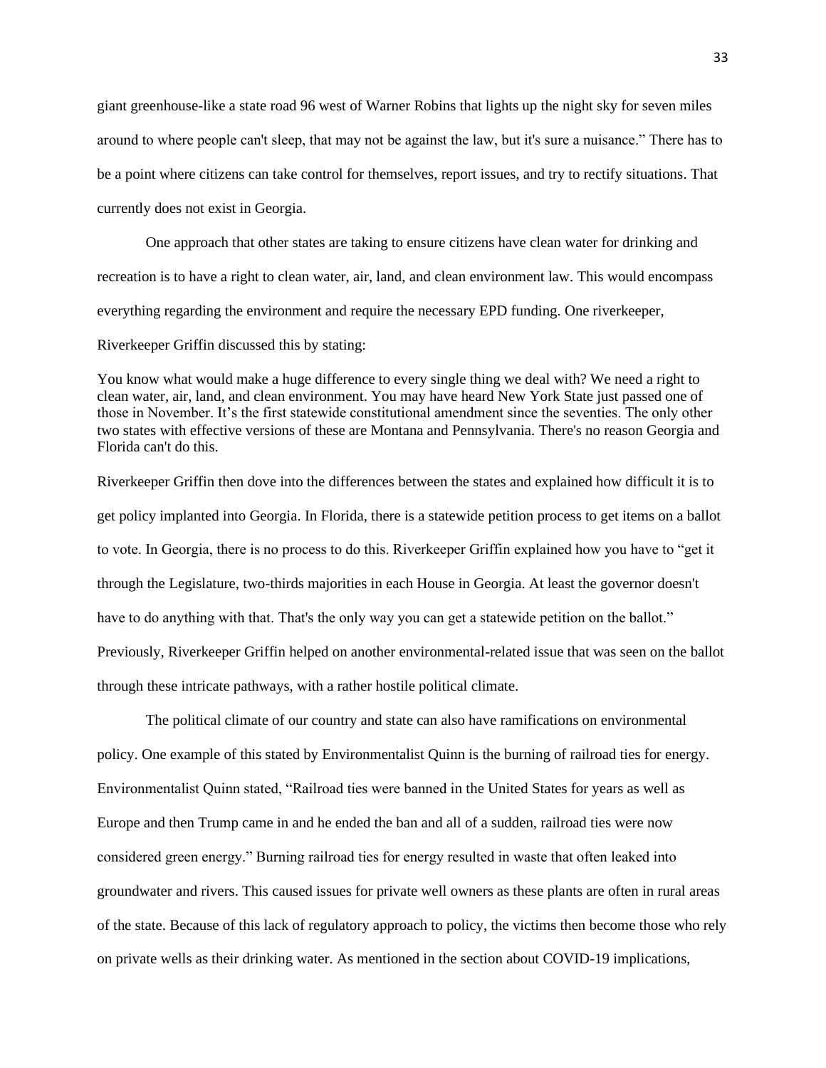giant greenhouse-like a state road 96 west of Warner Robins that lights up the night sky for seven miles around to where people can't sleep, that may not be against the law, but it's sure a nuisance." There has to be a point where citizens can take control for themselves, report issues, and try to rectify situations. That currently does not exist in Georgia.

One approach that other states are taking to ensure citizens have clean water for drinking and recreation is to have a right to clean water, air, land, and clean environment law. This would encompass everything regarding the environment and require the necessary EPD funding. One riverkeeper, Riverkeeper Griffin discussed this by stating:

> You know what would make a huge difference to every single thing we deal with? We need a right to clean water, air, land, and clean environment. You may have heard New York State just passed one of those in November. It's the first statewide constitutional amendment since the seventies. The only other two states with effective versions of these are Montana and Pennsylvania. There's no reason Georgia and Florida can't do this.

Riverkeeper Griffin then dove into the differences between the states and explained how difficult it is to get policy implanted into Georgia. In Florida, there is a statewide petition process to get items on a ballot to vote. In Georgia, there is no process to do this. Riverkeeper Griffin explained how you have to "get it through the Legislature, two-thirds majorities in each House in Georgia. At least the governor doesn't have to do anything with that. That's the only way you can get a statewide petition on the ballot." Previously, Riverkeeper Griffin helped on another environmental-related issue that was seen on the ballot through these intricate pathways, with a rather hostile political climate.

The political climate of our country and state can also have ramifications on environmental policy. One example of this stated by Environmentalist Quinn is the burning of railroad ties for energy. Environmentalist Quinn stated, "Railroad ties were banned in the United States for years as well as Europe and then Trump came in and he ended the ban and all of a sudden, railroad ties were now considered green energy." Burning railroad ties for energy resulted in waste that often leaked into groundwater and rivers. This caused issues for private well owners as these plants are often in rural areas of the state. Because of this lack of regulatory approach to policy, the victims then become those who rely on private wells as their drinking water. As mentioned in the section about COVID-19 implications,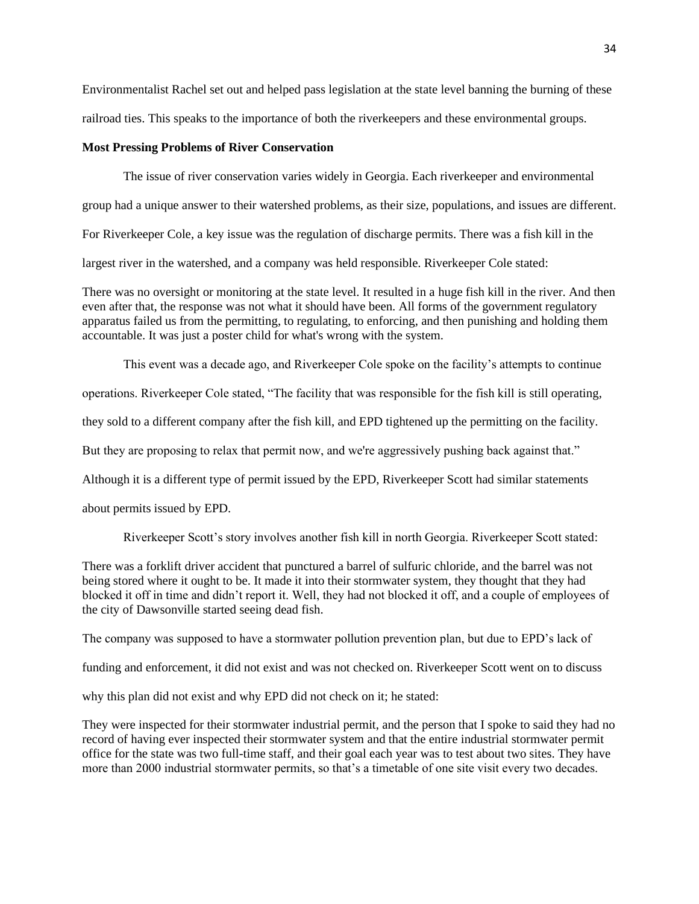Environmentalist Rachel set out and helped pass legislation at the state level banning the burning of these railroad ties. This speaks to the importance of both the riverkeepers and these environmental groups.

**Most Pressing Problems of River Conservation**

The issue of river conservation varies widely in Georgia. Each riverkeeper and environmental group had a unique answer to their watershed problems, as their size, populations, and issues are different. For Riverkeeper Cole, a key issue was the regulation of discharge permits. There was a fish kill in the largest river in the watershed, and a company was held responsible. Riverkeeper Cole stated:

> There was no oversight or monitoring at the state level. It resulted in a huge fish kill in the river. And then even after that, the response was not what it should have been. All forms of the government regulatory apparatus failed us from the permitting, to regulating, to enforcing, and then punishing and holding them accountable. It was just a poster child for what's wrong with the system.

This event was a decade ago, and Riverkeeper Cole spoke on the facility's attempts to continue operations. Riverkeeper Cole stated, "The facility that was responsible for the fish kill is still operating, they sold to a different company after the fish kill, and EPD tightened up the permitting on the facility. But they are proposing to relax that permit now, and we're aggressively pushing back against that." Although it is a different type of permit issued by the EPD, Riverkeeper Scott had similar statements about permits issued by EPD.

Riverkeeper Scott's story involves another fish kill in north Georgia. Riverkeeper Scott stated:

> There was a forklift driver accident that punctured a barrel of sulfuric chloride, and the barrel was not being stored where it ought to be. It made it into their stormwater system, they thought that they had blocked it off in time and didn't report it. Well, they had not blocked it off, and a couple of employees of the city of Dawsonville started seeing dead fish.

The company was supposed to have a stormwater pollution prevention plan, but due to EPD's lack of funding and enforcement, it did not exist and was not checked on. Riverkeeper Scott went on to discuss why this plan did not exist and why EPD did not check on it; he stated:

> They were inspected for their stormwater industrial permit, and the person that I spoke to said they had no record of having ever inspected their stormwater system and that the entire industrial stormwater permit office for the state was two full-time staff, and their goal each year was to test about two sites. They have more than 2000 industrial stormwater permits, so that's a timetable of one site visit every two decades.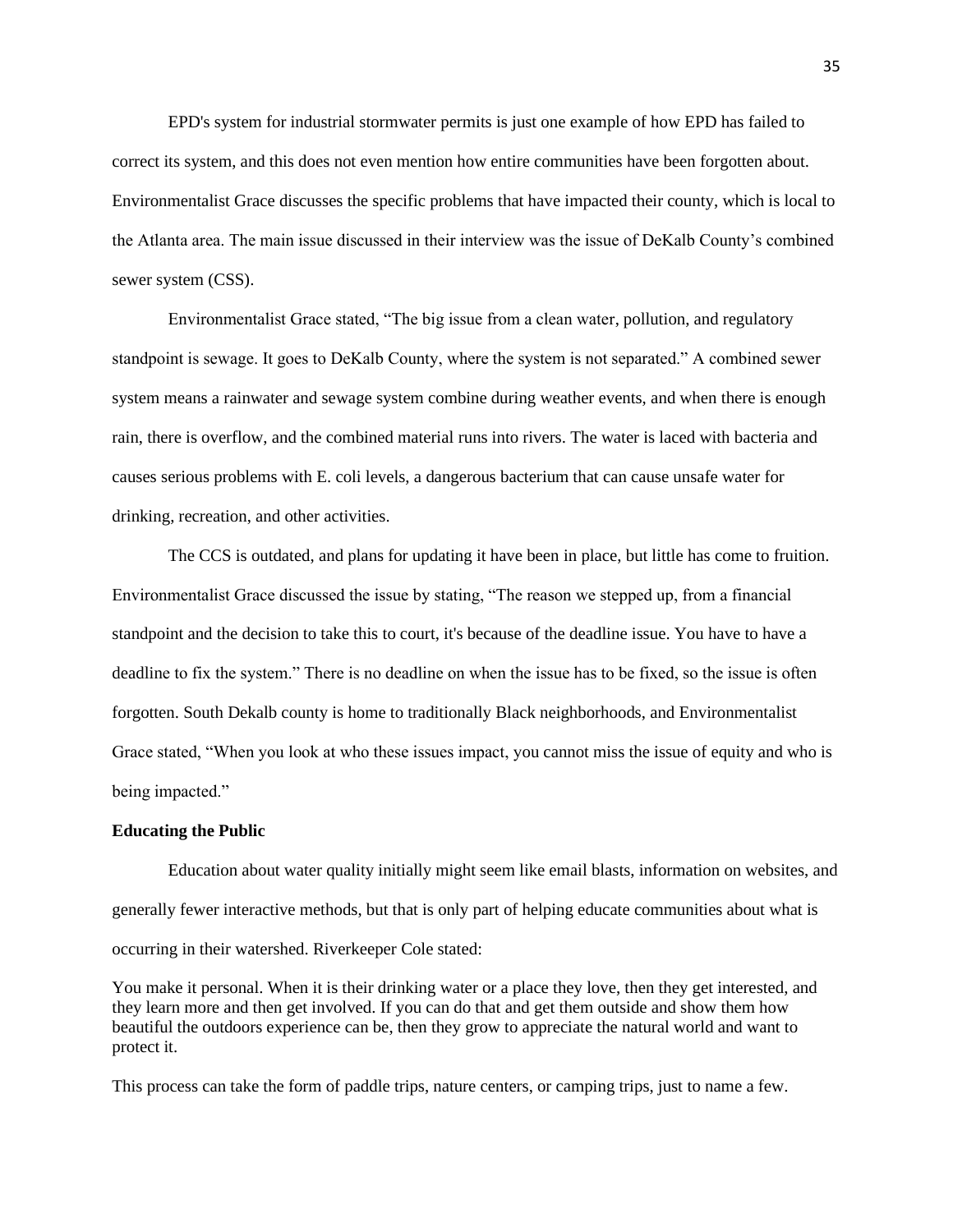EPD's system for industrial stormwater permits is just one example of how EPD has failed to correct its system, and this does not even mention how entire communities have been forgotten about. Environmentalist Grace discusses the specific problems that have impacted their county, which is local to the Atlanta area. The main issue discussed in their interview was the issue of DeKalb County's combined sewer system (CSS).

Environmentalist Grace stated, "The big issue from a clean water, pollution, and regulatory standpoint is sewage. It goes to DeKalb County, where the system is not separated." A combined sewer system means a rainwater and sewage system combine during weather events, and when there is enough rain, there is overflow, and the combined material runs into rivers. The water is laced with bacteria and causes serious problems with E. coli levels, a dangerous bacterium that can cause unsafe water for drinking, recreation, and other activities.

The CCS is outdated, and plans for updating it have been in place, but little has come to fruition. Environmentalist Grace discussed the issue by stating, "The reason we stepped up, from a financial standpoint and the decision to take this to court, it's because of the deadline issue. You have to have a deadline to fix the system." There is no deadline on when the issue has to be fixed, so the issue is often forgotten. South Dekalb county is home to traditionally Black neighborhoods, and Environmentalist Grace stated, "When you look at who these issues impact, you cannot miss the issue of equity and who is being impacted."

**Educating the Public**

Education about water quality initially might seem like email blasts, information on websites, and generally fewer interactive methods, but that is only part of helping educate communities about what is occurring in their watershed. Riverkeeper Cole stated:

> You make it personal. When it is their drinking water or a place they love, then they get interested, and they learn more and then get involved. If you can do that and get them outside and show them how beautiful the outdoors experience can be, then they grow to appreciate the natural world and want to protect it.

This process can take the form of paddle trips, nature centers, or camping trips, just to name a few.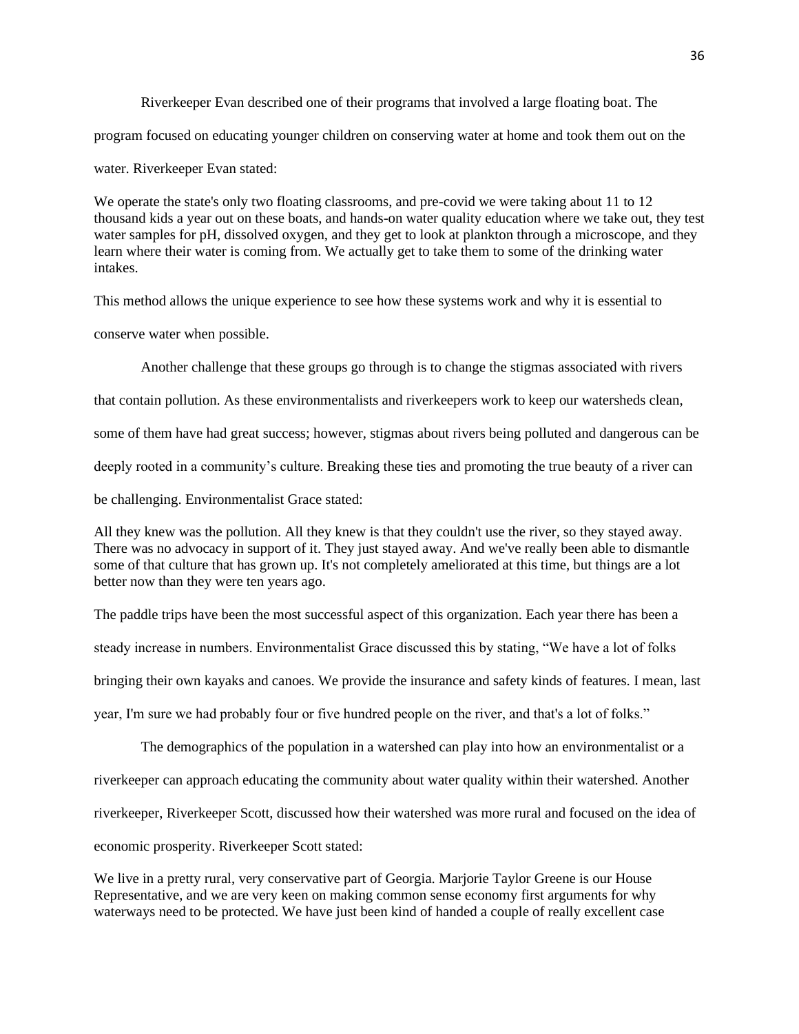Riverkeeper Evan described one of their programs that involved a large floating boat. The program focused on educating younger children on conserving water at home and took them out on the water. Riverkeeper Evan stated:

> We operate the state's only two floating classrooms, and pre-covid we were taking about 11 to 12 thousand kids a year out on these boats, and hands-on water quality education where we take out, they test water samples for pH, dissolved oxygen, and they get to look at plankton through a microscope, and they learn where their water is coming from. We actually get to take them to some of the drinking water intakes.

This method allows the unique experience to see how these systems work and why it is essential to conserve water when possible.

Another challenge that these groups go through is to change the stigmas associated with rivers that contain pollution. As these environmentalists and riverkeepers work to keep our watersheds clean, some of them have had great success; however, stigmas about rivers being polluted and dangerous can be deeply rooted in a community's culture. Breaking these ties and promoting the true beauty of a river can be challenging. Environmentalist Grace stated:

> All they knew was the pollution. All they knew is that they couldn't use the river, so they stayed away. There was no advocacy in support of it. They just stayed away. And we've really been able to dismantle some of that culture that has grown up. It's not completely ameliorated at this time, but things are a lot better now than they were ten years ago.

The paddle trips have been the most successful aspect of this organization. Each year there has been a steady increase in numbers. Environmentalist Grace discussed this by stating, "We have a lot of folks bringing their own kayaks and canoes. We provide the insurance and safety kinds of features. I mean, last year, I'm sure we had probably four or five hundred people on the river, and that's a lot of folks."

The demographics of the population in a watershed can play into how an environmentalist or a riverkeeper can approach educating the community about water quality within their watershed. Another riverkeeper, Riverkeeper Scott, discussed how their watershed was more rural and focused on the idea of economic prosperity. Riverkeeper Scott stated:

> We live in a pretty rural, very conservative part of Georgia. Marjorie Taylor Greene is our House Representative, and we are very keen on making common sense economy first arguments for why waterways need to be protected. We have just been kind of handed a couple of really excellent case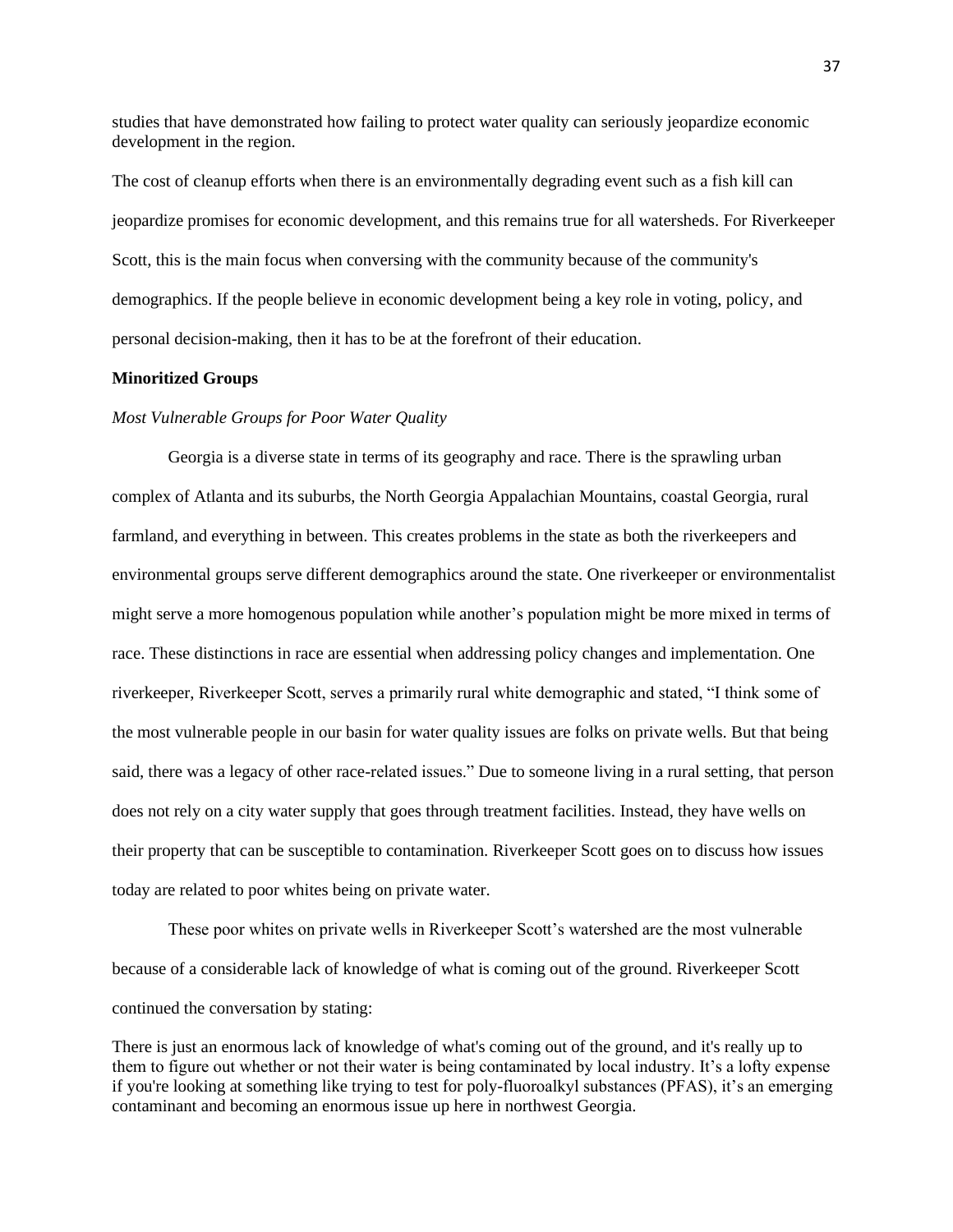studies that have demonstrated how failing to protect water quality can seriously jeopardize economic development in the region.

The cost of cleanup efforts when there is an environmentally degrading event such as a fish kill can jeopardize promises for economic development, and this remains true for all watersheds. For Riverkeeper Scott, this is the main focus when conversing with the community because of the community's demographics. If the people believe in economic development being a key role in voting, policy, and personal decision-making, then it has to be at the forefront of their education.

**Minoritized Groups**

*Most Vulnerable Groups for Poor Water Quality*

Georgia is a diverse state in terms of its geography and race. There is the sprawling urban complex of Atlanta and its suburbs, the North Georgia Appalachian Mountains, coastal Georgia, rural farmland, and everything in between. This creates problems in the state as both the riverkeepers and environmental groups serve different demographics around the state. One riverkeeper or environmentalist might serve a more homogenous population while another's population might be more mixed in terms of race. These distinctions in race are essential when addressing policy changes and implementation. One riverkeeper, Riverkeeper Scott, serves a primarily rural white demographic and stated, "I think some of the most vulnerable people in our basin for water quality issues are folks on private wells. But that being said, there was a legacy of other race-related issues." Due to someone living in a rural setting, that person does not rely on a city water supply that goes through treatment facilities. Instead, they have wells on their property that can be susceptible to contamination. Riverkeeper Scott goes on to discuss how issues today are related to poor whites being on private water.

These poor whites on private wells in Riverkeeper Scott's watershed are the most vulnerable because of a considerable lack of knowledge of what is coming out of the ground. Riverkeeper Scott continued the conversation by stating:

There is just an enormous lack of knowledge of what's coming out of the ground, and it's really up to them to figure out whether or not their water is being contaminated by local industry. It's a lofty expense if you're looking at something like trying to test for poly-fluoroalkyl substances (PFAS), it's an emerging contaminant and becoming an enormous issue up here in northwest Georgia.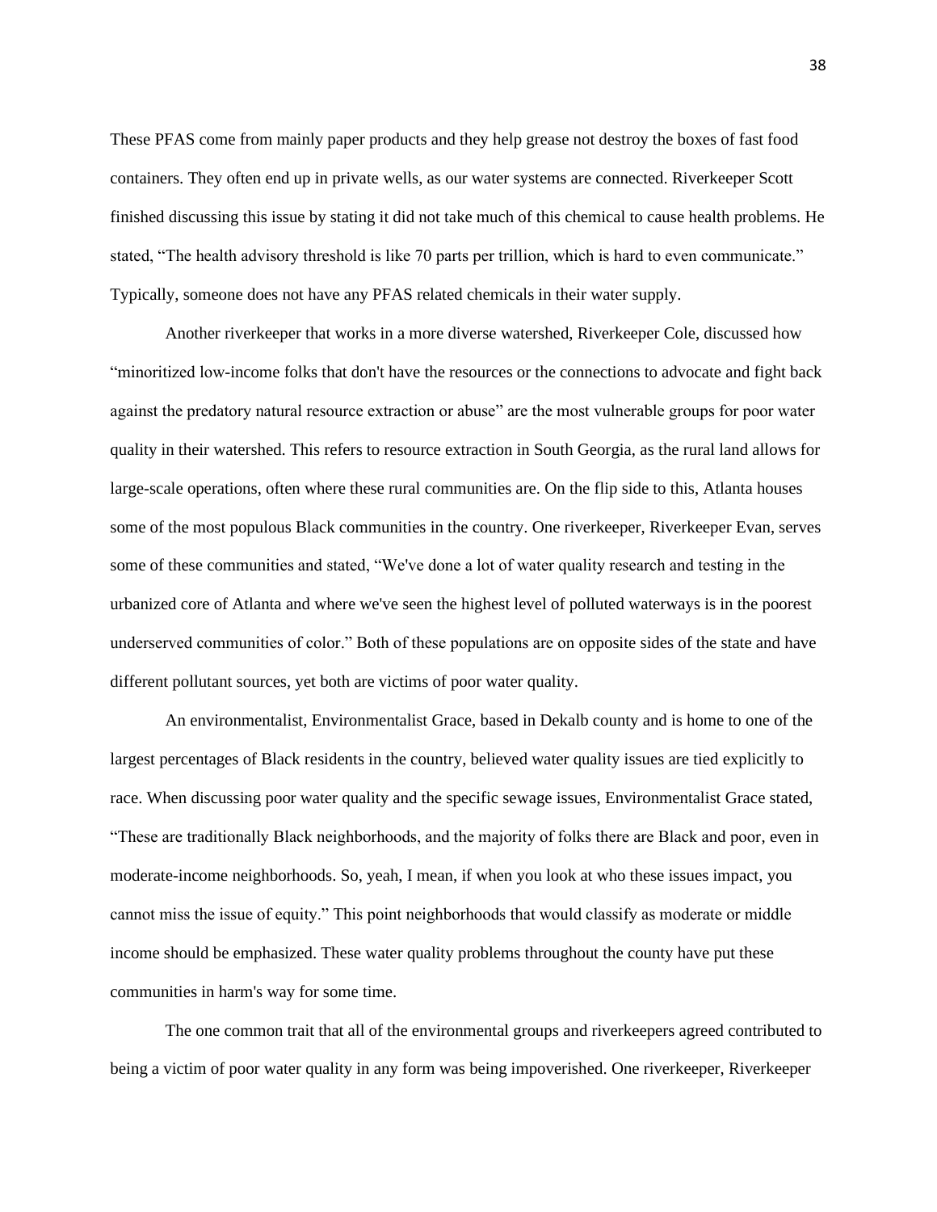These PFAS come from mainly paper products and they help grease not destroy the boxes of fast food containers. They often end up in private wells, as our water systems are connected. Riverkeeper Scott finished discussing this issue by stating it did not take much of this chemical to cause health problems. He stated, "The health advisory threshold is like 70 parts per trillion, which is hard to even communicate." Typically, someone does not have any PFAS related chemicals in their water supply.

Another riverkeeper that works in a more diverse watershed, Riverkeeper Cole, discussed how "minoritized low-income folks that don't have the resources or the connections to advocate and fight back against the predatory natural resource extraction or abuse" are the most vulnerable groups for poor water quality in their watershed. This refers to resource extraction in South Georgia, as the rural land allows for large-scale operations, often where these rural communities are. On the flip side to this, Atlanta houses some of the most populous Black communities in the country. One riverkeeper, Riverkeeper Evan, serves some of these communities and stated, "We've done a lot of water quality research and testing in the urbanized core of Atlanta and where we've seen the highest level of polluted waterways is in the poorest underserved communities of color." Both of these populations are on opposite sides of the state and have different pollutant sources, yet both are victims of poor water quality.

An environmentalist, Environmentalist Grace, based in Dekalb county and is home to one of the largest percentages of Black residents in the country, believed water quality issues are tied explicitly to race. When discussing poor water quality and the specific sewage issues, Environmentalist Grace stated, "These are traditionally Black neighborhoods, and the majority of folks there are Black and poor, even in moderate-income neighborhoods. So, yeah, I mean, if when you look at who these issues impact, you cannot miss the issue of equity." This point neighborhoods that would classify as moderate or middle income should be emphasized. These water quality problems throughout the county have put these communities in harm's way for some time.

The one common trait that all of the environmental groups and riverkeepers agreed contributed to being a victim of poor water quality in any form was being impoverished. One riverkeeper, Riverkeeper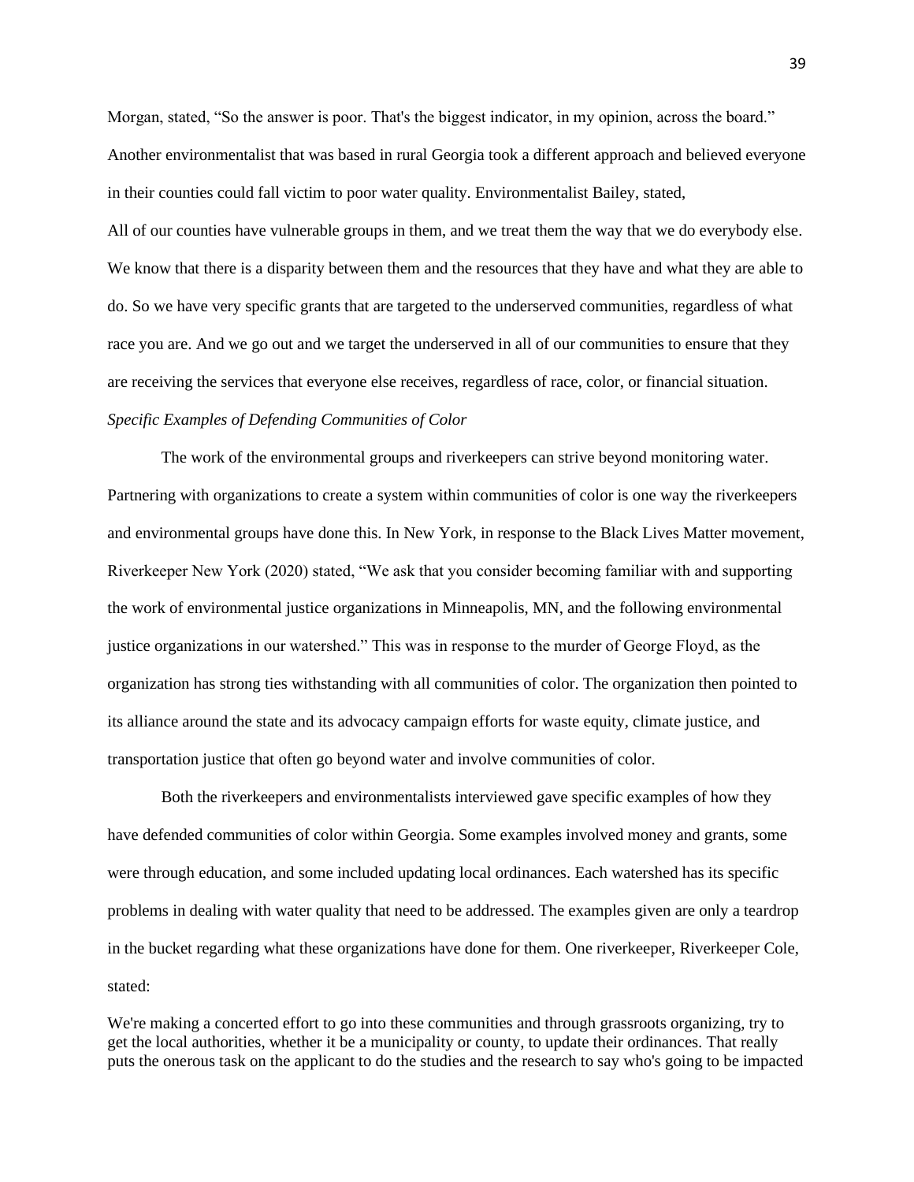Morgan, stated, “So the answer is poor. That's the biggest indicator, in my opinion, across the board.” Another environmentalist that was based in rural Georgia took a different approach and believed everyone in their counties could fall victim to poor water quality. Environmentalist Bailey, stated,

All of our counties have vulnerable groups in them, and we treat them the way that we do everybody else. We know that there is a disparity between them and the resources that they have and what they are able to do. So we have very specific grants that are targeted to the underserved communities, regardless of what race you are. And we go out and we target the underserved in all of our communities to ensure that they are receiving the services that everyone else receives, regardless of race, color, or financial situation.

*Specific Examples of Defending Communities of Color*

The work of the environmental groups and riverkeepers can strive beyond monitoring water. Partnering with organizations to create a system within communities of color is one way the riverkeepers and environmental groups have done this. In New York, in response to the Black Lives Matter movement, Riverkeeper New York (2020) stated, “We ask that you consider becoming familiar with and supporting the work of environmental justice organizations in Minneapolis, MN, and the following environmental justice organizations in our watershed.” This was in response to the murder of George Floyd, as the organization has strong ties withstanding with all communities of color. The organization then pointed to its alliance around the state and its advocacy campaign efforts for waste equity, climate justice, and transportation justice that often go beyond water and involve communities of color.

Both the riverkeepers and environmentalists interviewed gave specific examples of how they have defended communities of color within Georgia. Some examples involved money and grants, some were through education, and some included updating local ordinances. Each watershed has its specific problems in dealing with water quality that need to be addressed. The examples given are only a teardrop in the bucket regarding what these organizations have done for them. One riverkeeper, Riverkeeper Cole, stated:

We're making a concerted effort to go into these communities and through grassroots organizing, try to get the local authorities, whether it be a municipality or county, to update their ordinances. That really puts the onerous task on the applicant to do the studies and the research to say who's going to be impacted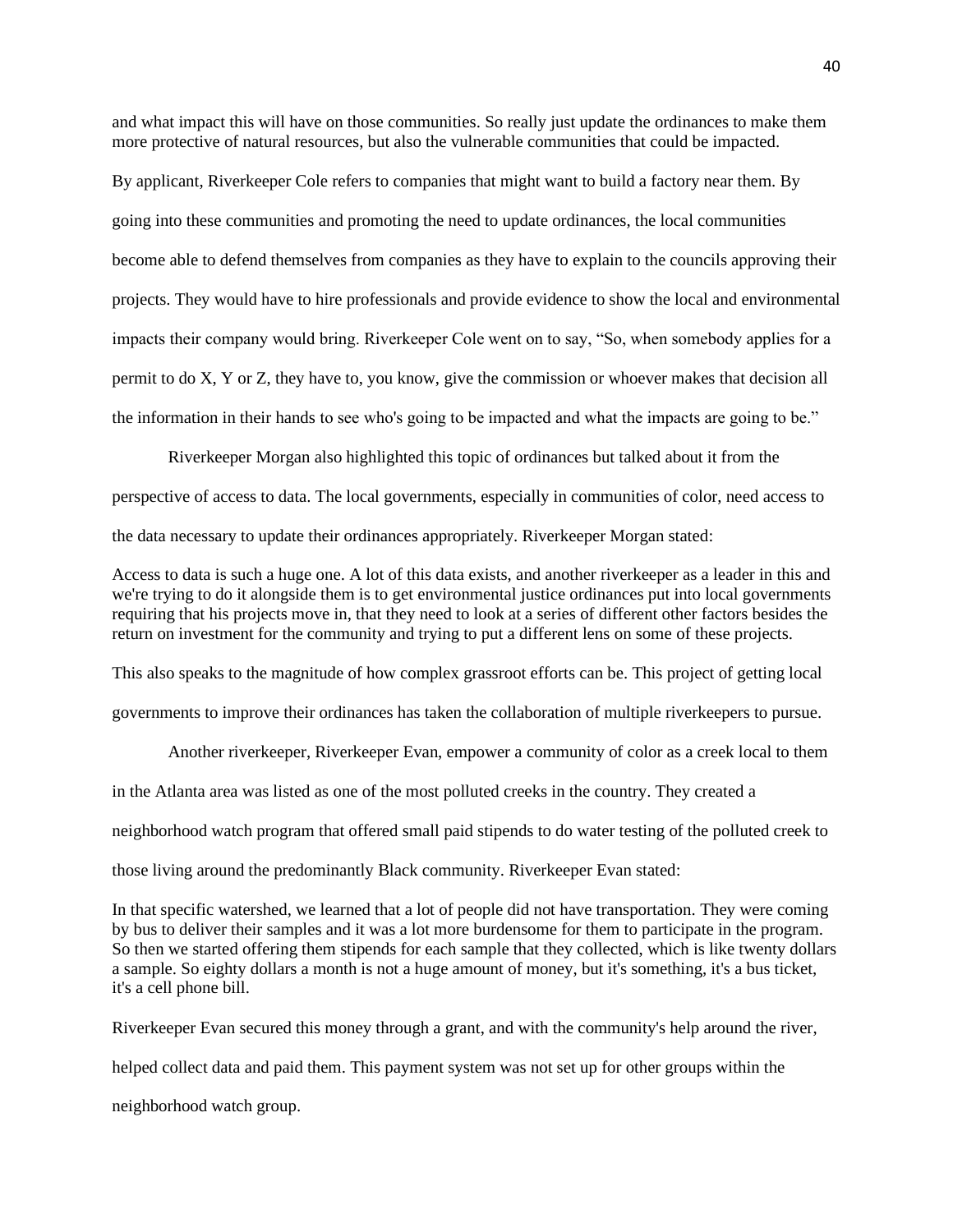and what impact this will have on those communities. So really just update the ordinances to make them more protective of natural resources, but also the vulnerable communities that could be impacted.

By applicant, Riverkeeper Cole refers to companies that might want to build a factory near them. By going into these communities and promoting the need to update ordinances, the local communities become able to defend themselves from companies as they have to explain to the councils approving their projects. They would have to hire professionals and provide evidence to show the local and environmental impacts their company would bring. Riverkeeper Cole went on to say, "So, when somebody applies for a permit to do X, Y or Z, they have to, you know, give the commission or whoever makes that decision all the information in their hands to see who's going to be impacted and what the impacts are going to be."

Riverkeeper Morgan also highlighted this topic of ordinances but talked about it from the perspective of access to data. The local governments, especially in communities of color, need access to the data necessary to update their ordinances appropriately. Riverkeeper Morgan stated:

> Access to data is such a huge one. A lot of this data exists, and another riverkeeper as a leader in this and we're trying to do it alongside them is to get environmental justice ordinances put into local governments requiring that his projects move in, that they need to look at a series of different other factors besides the return on investment for the community and trying to put a different lens on some of these projects.

This also speaks to the magnitude of how complex grassroot efforts can be. This project of getting local governments to improve their ordinances has taken the collaboration of multiple riverkeepers to pursue.

Another riverkeeper, Riverkeeper Evan, empower a community of color as a creek local to them in the Atlanta area was listed as one of the most polluted creeks in the country. They created a neighborhood watch program that offered small paid stipends to do water testing of the polluted creek to those living around the predominantly Black community. Riverkeeper Evan stated:

> In that specific watershed, we learned that a lot of people did not have transportation. They were coming by bus to deliver their samples and it was a lot more burdensome for them to participate in the program. So then we started offering them stipends for each sample that they collected, which is like twenty dollars a sample. So eighty dollars a month is not a huge amount of money, but it's something, it's a bus ticket, it's a cell phone bill.

Riverkeeper Evan secured this money through a grant, and with the community's help around the river, helped collect data and paid them. This payment system was not set up for other groups within the neighborhood watch group.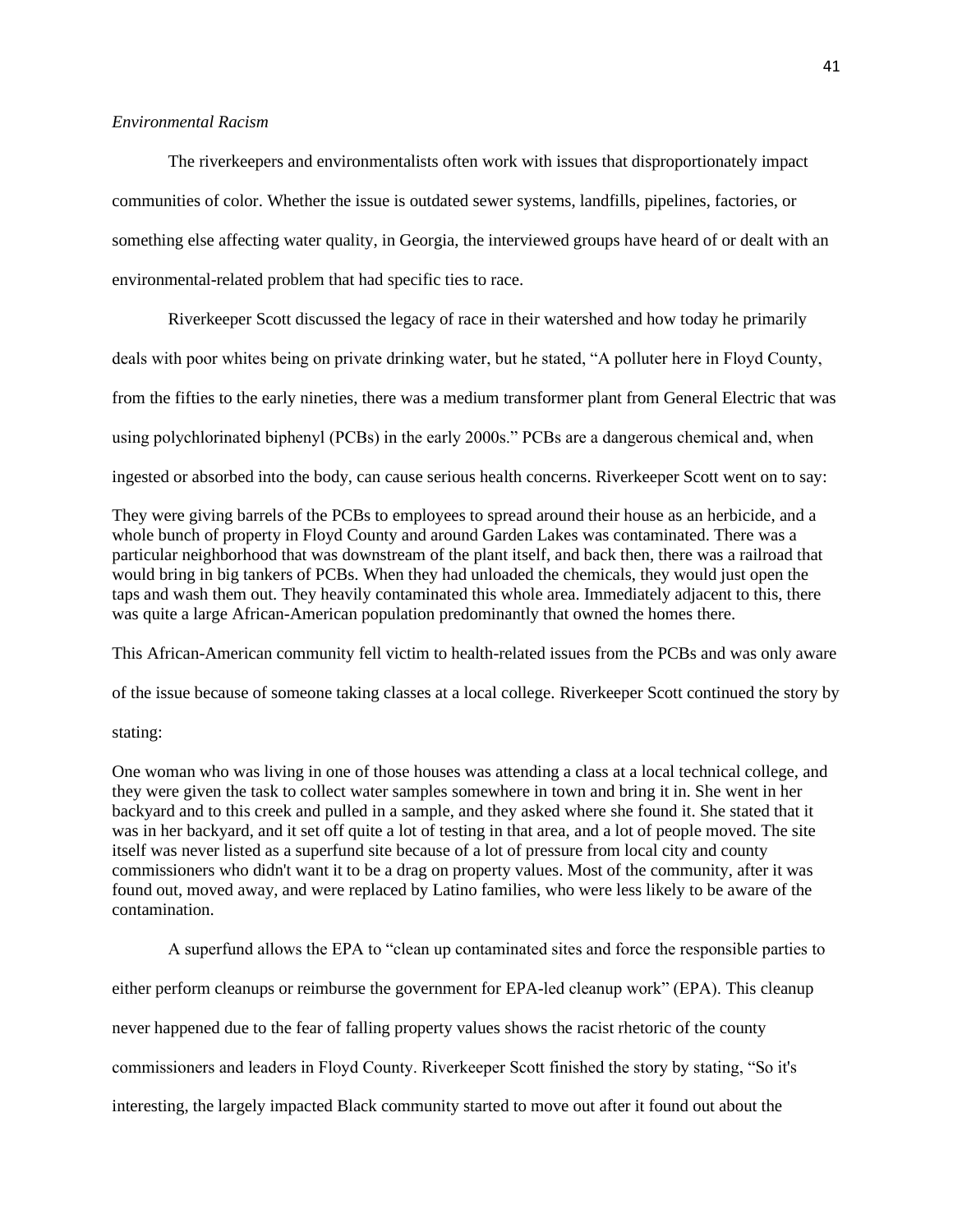*Environmental Racism*

The riverkeepers and environmentalists often work with issues that disproportionately impact communities of color. Whether the issue is outdated sewer systems, landfills, pipelines, factories, or something else affecting water quality, in Georgia, the interviewed groups have heard of or dealt with an environmental-related problem that had specific ties to race.

Riverkeeper Scott discussed the legacy of race in their watershed and how today he primarily deals with poor whites being on private drinking water, but he stated, "A polluter here in Floyd County, from the fifties to the early nineties, there was a medium transformer plant from General Electric that was using polychlorinated biphenyl (PCBs) in the early 2000s." PCBs are a dangerous chemical and, when ingested or absorbed into the body, can cause serious health concerns. Riverkeeper Scott went on to say:

> They were giving barrels of the PCBs to employees to spread around their house as an herbicide, and a whole bunch of property in Floyd County and around Garden Lakes was contaminated. There was a particular neighborhood that was downstream of the plant itself, and back then, there was a railroad that would bring in big tankers of PCBs. When they had unloaded the chemicals, they would just open the taps and wash them out. They heavily contaminated this whole area. Immediately adjacent to this, there was quite a large African-American population predominantly that owned the homes there.

This African-American community fell victim to health-related issues from the PCBs and was only aware of the issue because of someone taking classes at a local college. Riverkeeper Scott continued the story by stating:

> One woman who was living in one of those houses was attending a class at a local technical college, and they were given the task to collect water samples somewhere in town and bring it in. She went in her backyard and to this creek and pulled in a sample, and they asked where she found it. She stated that it was in her backyard, and it set off quite a lot of testing in that area, and a lot of people moved. The site itself was never listed as a superfund site because of a lot of pressure from local city and county commissioners who didn't want it to be a drag on property values. Most of the community, after it was found out, moved away, and were replaced by Latino families, who were less likely to be aware of the contamination.

A superfund allows the EPA to "clean up contaminated sites and force the responsible parties to either perform cleanups or reimburse the government for EPA-led cleanup work" (EPA). This cleanup never happened due to the fear of falling property values shows the racist rhetoric of the county commissioners and leaders in Floyd County. Riverkeeper Scott finished the story by stating, "So it's interesting, the largely impacted Black community started to move out after it found out about the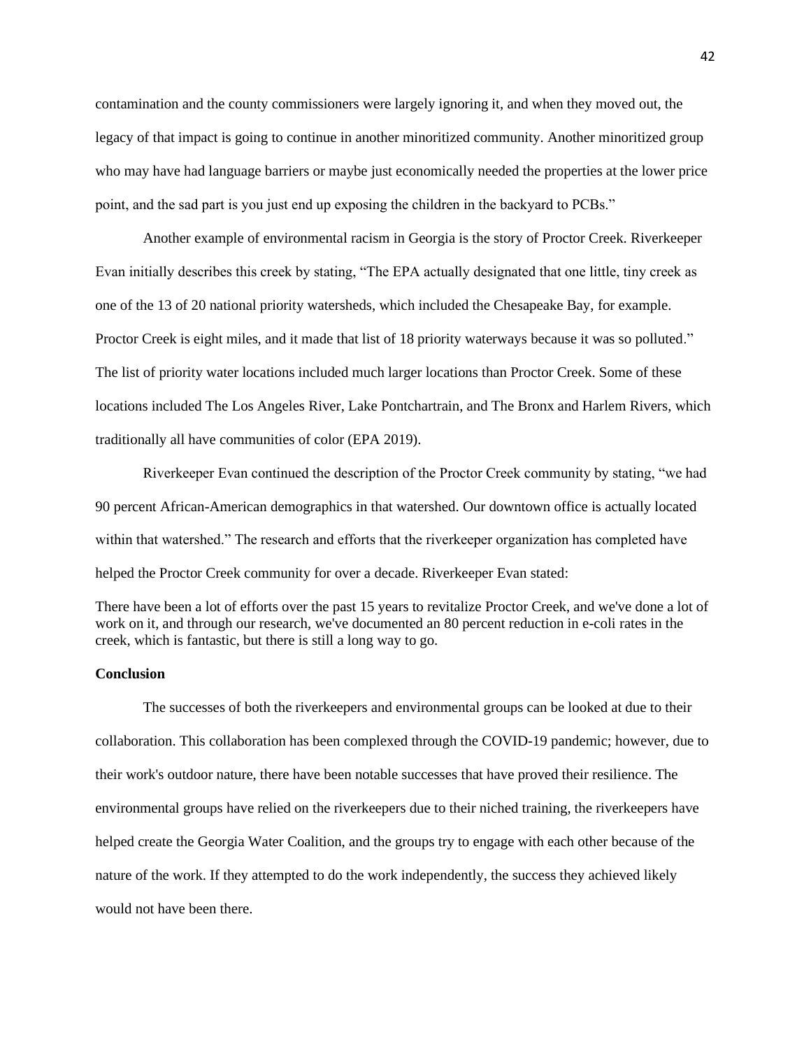contamination and the county commissioners were largely ignoring it, and when they moved out, the legacy of that impact is going to continue in another minoritized community. Another minoritized group who may have had language barriers or maybe just economically needed the properties at the lower price point, and the sad part is you just end up exposing the children in the backyard to PCBs."

Another example of environmental racism in Georgia is the story of Proctor Creek. Riverkeeper Evan initially describes this creek by stating, "The EPA actually designated that one little, tiny creek as one of the 13 of 20 national priority watersheds, which included the Chesapeake Bay, for example. Proctor Creek is eight miles, and it made that list of 18 priority waterways because it was so polluted." The list of priority water locations included much larger locations than Proctor Creek. Some of these locations included The Los Angeles River, Lake Pontchartrain, and The Bronx and Harlem Rivers, which traditionally all have communities of color (EPA 2019).

Riverkeeper Evan continued the description of the Proctor Creek community by stating, "we had 90 percent African-American demographics in that watershed. Our downtown office is actually located within that watershed." The research and efforts that the riverkeeper organization has completed have helped the Proctor Creek community for over a decade. Riverkeeper Evan stated:

> There have been a lot of efforts over the past 15 years to revitalize Proctor Creek, and we've done a lot of work on it, and through our research, we've documented an 80 percent reduction in e-coli rates in the creek, which is fantastic, but there is still a long way to go.

**Conclusion**

The successes of both the riverkeepers and environmental groups can be looked at due to their collaboration. This collaboration has been complexed through the COVID-19 pandemic; however, due to their work's outdoor nature, there have been notable successes that have proved their resilience. The environmental groups have relied on the riverkeepers due to their niched training, the riverkeepers have helped create the Georgia Water Coalition, and the groups try to engage with each other because of the nature of the work. If they attempted to do the work independently, the success they achieved likely would not have been there.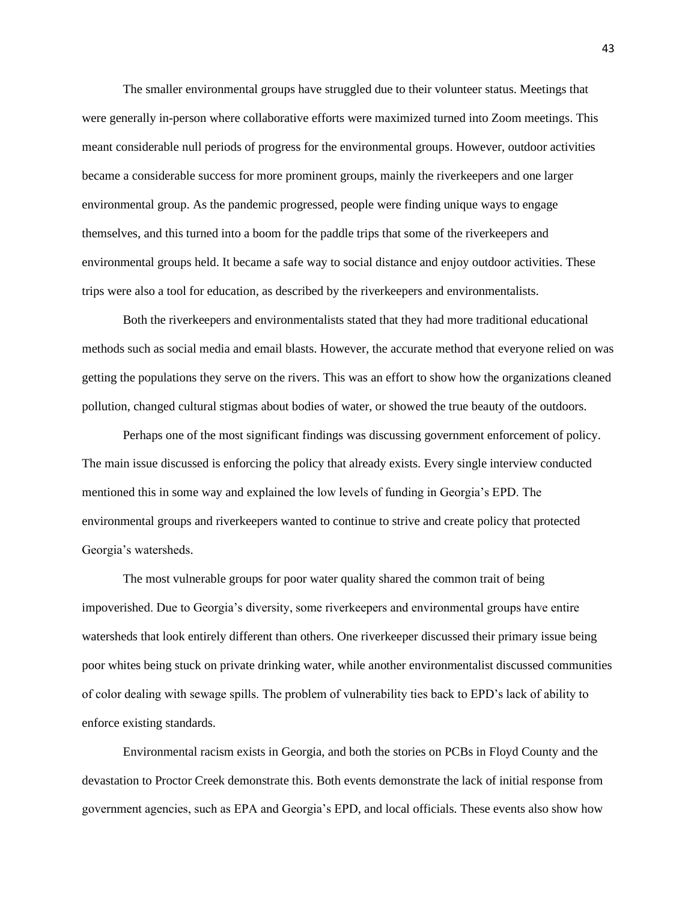The smaller environmental groups have struggled due to their volunteer status. Meetings that were generally in-person where collaborative efforts were maximized turned into Zoom meetings. This meant considerable null periods of progress for the environmental groups. However, outdoor activities became a considerable success for more prominent groups, mainly the riverkeepers and one larger environmental group. As the pandemic progressed, people were finding unique ways to engage themselves, and this turned into a boom for the paddle trips that some of the riverkeepers and environmental groups held. It became a safe way to social distance and enjoy outdoor activities. These trips were also a tool for education, as described by the riverkeepers and environmentalists.

Both the riverkeepers and environmentalists stated that they had more traditional educational methods such as social media and email blasts. However, the accurate method that everyone relied on was getting the populations they serve on the rivers. This was an effort to show how the organizations cleaned pollution, changed cultural stigmas about bodies of water, or showed the true beauty of the outdoors.

Perhaps one of the most significant findings was discussing government enforcement of policy. The main issue discussed is enforcing the policy that already exists. Every single interview conducted mentioned this in some way and explained the low levels of funding in Georgia's EPD. The environmental groups and riverkeepers wanted to continue to strive and create policy that protected Georgia's watersheds.

The most vulnerable groups for poor water quality shared the common trait of being impoverished. Due to Georgia's diversity, some riverkeepers and environmental groups have entire watersheds that look entirely different than others. One riverkeeper discussed their primary issue being poor whites being stuck on private drinking water, while another environmentalist discussed communities of color dealing with sewage spills. The problem of vulnerability ties back to EPD's lack of ability to enforce existing standards.

Environmental racism exists in Georgia, and both the stories on PCBs in Floyd County and the devastation to Proctor Creek demonstrate this. Both events demonstrate the lack of initial response from government agencies, such as EPA and Georgia's EPD, and local officials. These events also show how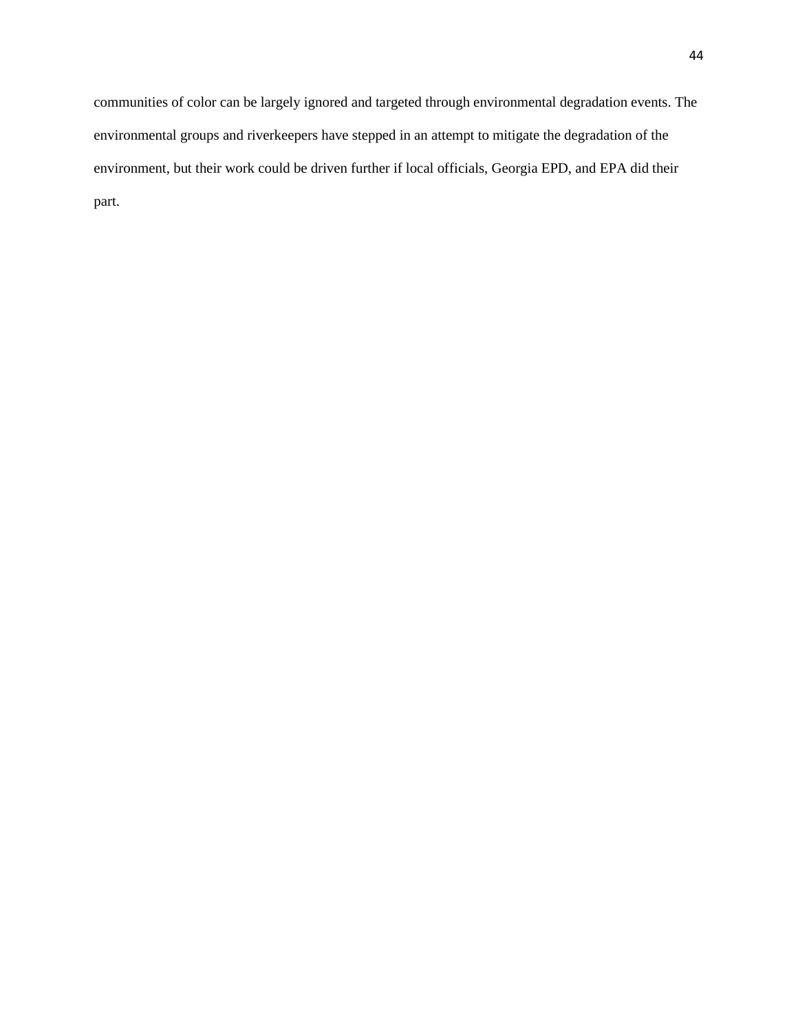communities of color can be largely ignored and targeted through environmental degradation events. The environmental groups and riverkeepers have stepped in an attempt to mitigate the degradation of the environment, but their work could be driven further if local officials, Georgia EPD, and EPA did their part.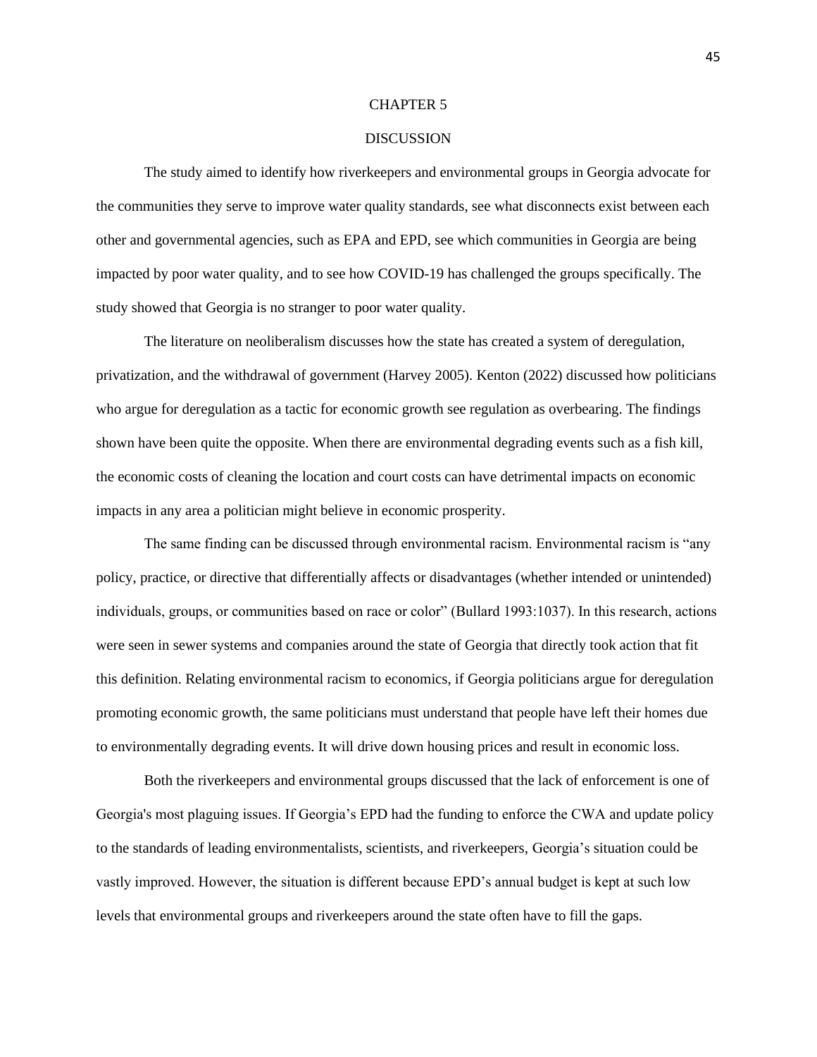# CHAPTER 5

# DISCUSSION

The study aimed to identify how riverkeepers and environmental groups in Georgia advocate for the communities they serve to improve water quality standards, see what disconnects exist between each other and governmental agencies, such as EPA and EPD, see which communities in Georgia are being impacted by poor water quality, and to see how COVID-19 has challenged the groups specifically. The study showed that Georgia is no stranger to poor water quality.

The literature on neoliberalism discusses how the state has created a system of deregulation, privatization, and the withdrawal of government (Harvey 2005). Kenton (2022) discussed how politicians who argue for deregulation as a tactic for economic growth see regulation as overbearing. The findings shown have been quite the opposite. When there are environmental degrading events such as a fish kill, the economic costs of cleaning the location and court costs can have detrimental impacts on economic impacts in any area a politician might believe in economic prosperity.

The same finding can be discussed through environmental racism. Environmental racism is "any policy, practice, or directive that differentially affects or disadvantages (whether intended or unintended) individuals, groups, or communities based on race or color" (Bullard 1993:1037). In this research, actions were seen in sewer systems and companies around the state of Georgia that directly took action that fit this definition. Relating environmental racism to economics, if Georgia politicians argue for deregulation promoting economic growth, the same politicians must understand that people have left their homes due to environmentally degrading events. It will drive down housing prices and result in economic loss.

Both the riverkeepers and environmental groups discussed that the lack of enforcement is one of Georgia's most plaguing issues. If Georgia's EPD had the funding to enforce the CWA and update policy to the standards of leading environmentalists, scientists, and riverkeepers, Georgia's situation could be vastly improved. However, the situation is different because EPD's annual budget is kept at such low levels that environmental groups and riverkeepers around the state often have to fill the gaps.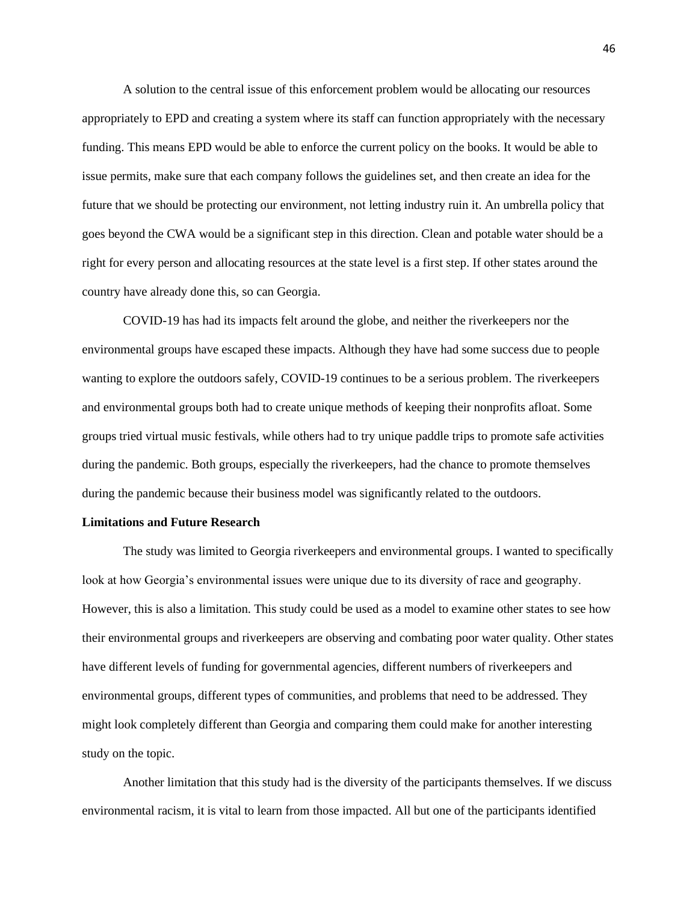A solution to the central issue of this enforcement problem would be allocating our resources appropriately to EPD and creating a system where its staff can function appropriately with the necessary funding. This means EPD would be able to enforce the current policy on the books. It would be able to issue permits, make sure that each company follows the guidelines set, and then create an idea for the future that we should be protecting our environment, not letting industry ruin it. An umbrella policy that goes beyond the CWA would be a significant step in this direction. Clean and potable water should be a right for every person and allocating resources at the state level is a first step. If other states around the country have already done this, so can Georgia.

COVID-19 has had its impacts felt around the globe, and neither the riverkeepers nor the environmental groups have escaped these impacts. Although they have had some success due to people wanting to explore the outdoors safely, COVID-19 continues to be a serious problem. The riverkeepers and environmental groups both had to create unique methods of keeping their nonprofits afloat. Some groups tried virtual music festivals, while others had to try unique paddle trips to promote safe activities during the pandemic. Both groups, especially the riverkeepers, had the chance to promote themselves during the pandemic because their business model was significantly related to the outdoors.

**Limitations and Future Research**

The study was limited to Georgia riverkeepers and environmental groups. I wanted to specifically look at how Georgia's environmental issues were unique due to its diversity of race and geography. However, this is also a limitation. This study could be used as a model to examine other states to see how their environmental groups and riverkeepers are observing and combating poor water quality. Other states have different levels of funding for governmental agencies, different numbers of riverkeepers and environmental groups, different types of communities, and problems that need to be addressed. They might look completely different than Georgia and comparing them could make for another interesting study on the topic.

Another limitation that this study had is the diversity of the participants themselves. If we discuss environmental racism, it is vital to learn from those impacted. All but one of the participants identified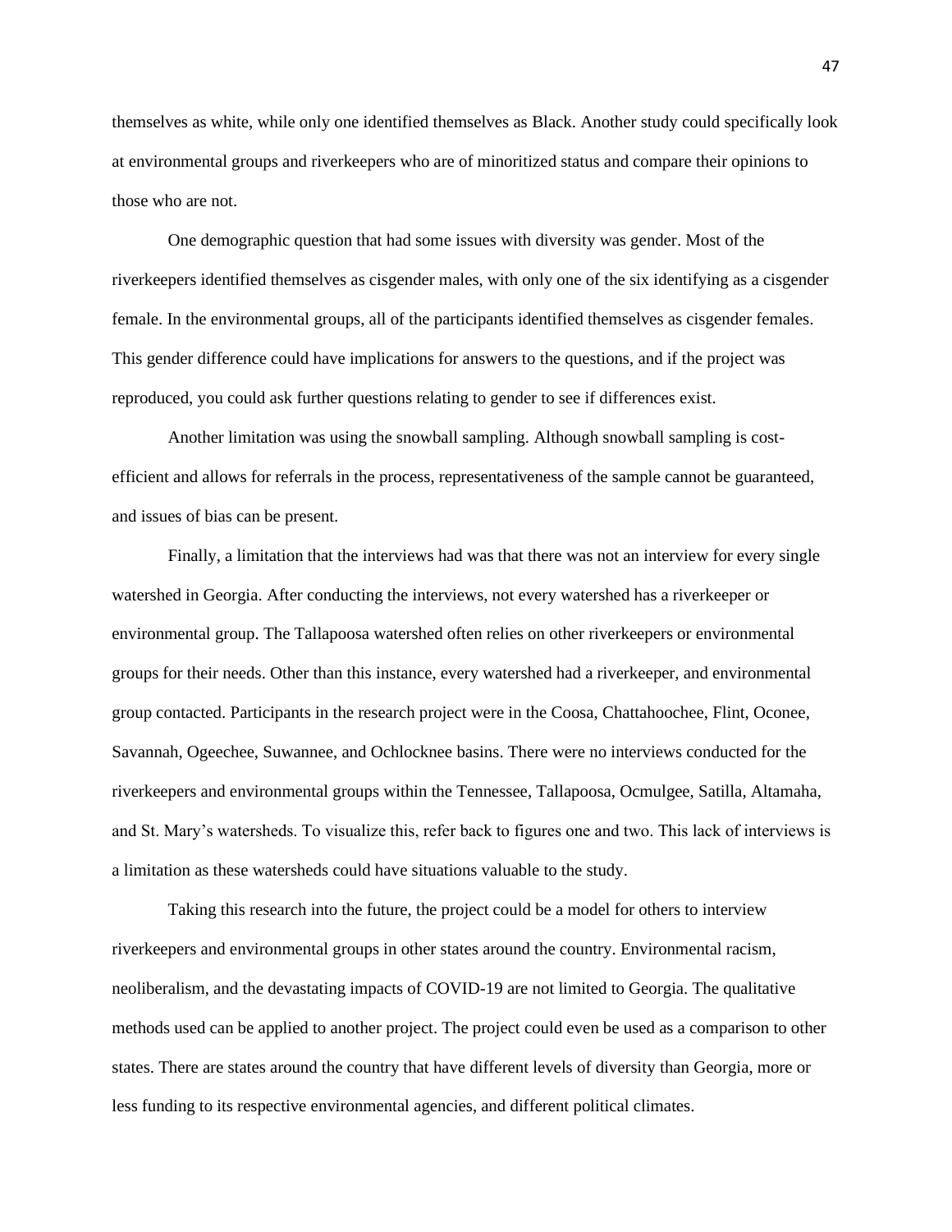themselves as white, while only one identified themselves as Black. Another study could specifically look at environmental groups and riverkeepers who are of minoritized status and compare their opinions to those who are not.

One demographic question that had some issues with diversity was gender. Most of the riverkeepers identified themselves as cisgender males, with only one of the six identifying as a cisgender female. In the environmental groups, all of the participants identified themselves as cisgender females. This gender difference could have implications for answers to the questions, and if the project was reproduced, you could ask further questions relating to gender to see if differences exist.

Another limitation was using the snowball sampling. Although snowball sampling is cost-efficient and allows for referrals in the process, representativeness of the sample cannot be guaranteed, and issues of bias can be present.

Finally, a limitation that the interviews had was that there was not an interview for every single watershed in Georgia. After conducting the interviews, not every watershed has a riverkeeper or environmental group. The Tallapoosa watershed often relies on other riverkeepers or environmental groups for their needs. Other than this instance, every watershed had a riverkeeper, and environmental group contacted. Participants in the research project were in the Coosa, Chattahoochee, Flint, Oconee, Savannah, Ogeechee, Suwannee, and Ochlocknee basins. There were no interviews conducted for the riverkeepers and environmental groups within the Tennessee, Tallapoosa, Ocmulgee, Satilla, Altamaha, and St. Mary's watersheds. To visualize this, refer back to figures one and two. This lack of interviews is a limitation as these watersheds could have situations valuable to the study.

Taking this research into the future, the project could be a model for others to interview riverkeepers and environmental groups in other states around the country. Environmental racism, neoliberalism, and the devastating impacts of COVID-19 are not limited to Georgia. The qualitative methods used can be applied to another project. The project could even be used as a comparison to other states. There are states around the country that have different levels of diversity than Georgia, more or less funding to its respective environmental agencies, and different political climates.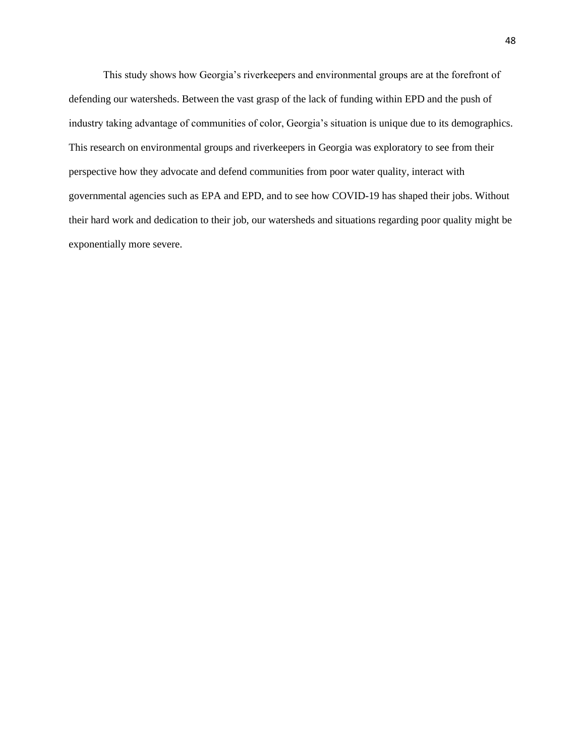This study shows how Georgia's riverkeepers and environmental groups are at the forefront of defending our watersheds. Between the vast grasp of the lack of funding within EPD and the push of industry taking advantage of communities of color, Georgia's situation is unique due to its demographics. This research on environmental groups and riverkeepers in Georgia was exploratory to see from their perspective how they advocate and defend communities from poor water quality, interact with governmental agencies such as EPA and EPD, and to see how COVID-19 has shaped their jobs. Without their hard work and dedication to their job, our watersheds and situations regarding poor quality might be exponentially more severe.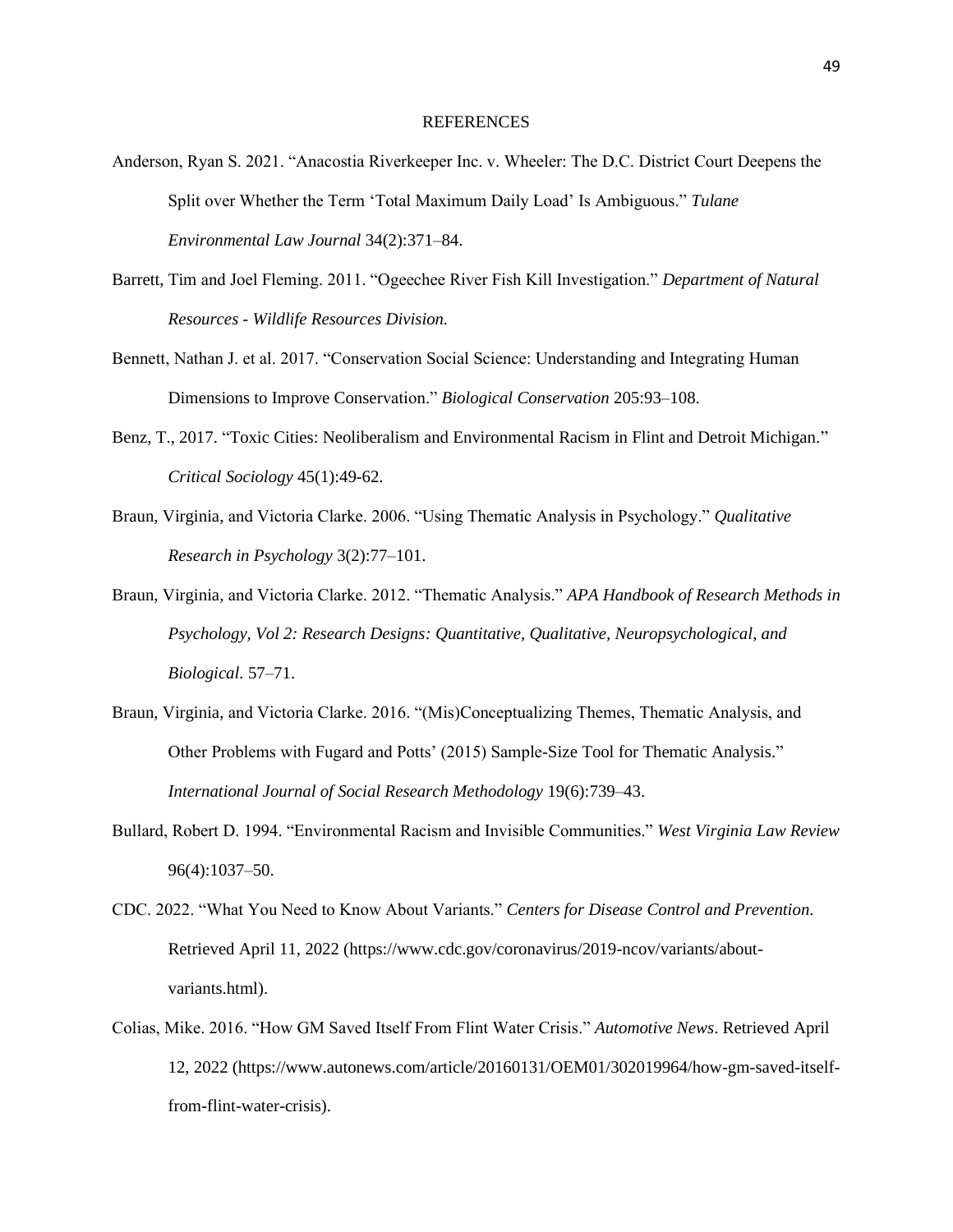# REFERENCES

Anderson, Ryan S. 2021. "Anacostia Riverkeeper Inc. v. Wheeler: The D.C. District Court Deepens the Split over Whether the Term 'Total Maximum Daily Load' Is Ambiguous." *Tulane Environmental Law Journal* 34(2):371–84.

Barrett, Tim and Joel Fleming. 2011. "Ogeechee River Fish Kill Investigation." *Department of Natural Resources - Wildlife Resources Division.*

Bennett, Nathan J. et al. 2017. "Conservation Social Science: Understanding and Integrating Human Dimensions to Improve Conservation." *Biological Conservation* 205:93–108.

Benz, T., 2017. "Toxic Cities: Neoliberalism and Environmental Racism in Flint and Detroit Michigan." *Critical Sociology* 45(1):49-62.

Braun, Virginia, and Victoria Clarke. 2006. "Using Thematic Analysis in Psychology." *Qualitative Research in Psychology* 3(2):77–101.

Braun, Virginia, and Victoria Clarke. 2012. "Thematic Analysis." *APA Handbook of Research Methods in Psychology, Vol 2: Research Designs: Quantitative, Qualitative, Neuropsychological, and Biological.* 57–71.

Braun, Virginia, and Victoria Clarke. 2016. "(Mis)Conceptualizing Themes, Thematic Analysis, and Other Problems with Fugard and Potts' (2015) Sample-Size Tool for Thematic Analysis." *International Journal of Social Research Methodology* 19(6):739–43.

Bullard, Robert D. 1994. "Environmental Racism and Invisible Communities." *West Virginia Law Review* 96(4):1037–50.

CDC. 2022. "What You Need to Know About Variants." *Centers for Disease Control and Prevention*. Retrieved April 11, 2022 (https://www.cdc.gov/coronavirus/2019-ncov/variants/about-variants.html).

Colias, Mike. 2016. "How GM Saved Itself From Flint Water Crisis." *Automotive News*. Retrieved April 12, 2022 (https://www.autonews.com/article/20160131/OEM01/302019964/how-gm-saved-itself-from-flint-water-crisis).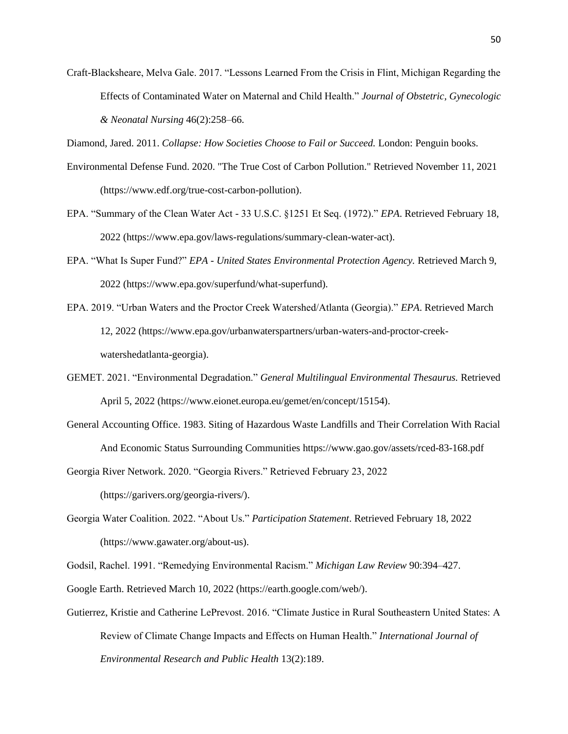Craft-Blacksheare, Melva Gale. 2017. "Lessons Learned From the Crisis in Flint, Michigan Regarding the Effects of Contaminated Water on Maternal and Child Health." *Journal of Obstetric, Gynecologic & Neonatal Nursing* 46(2):258–66.

Diamond, Jared. 2011. *Collapse: How Societies Choose to Fail or Succeed.* London: Penguin books.

Environmental Defense Fund. 2020. "The True Cost of Carbon Pollution." Retrieved November 11, 2021 (https://www.edf.org/true-cost-carbon-pollution).

EPA. "Summary of the Clean Water Act - 33 U.S.C. §1251 Et Seq. (1972)." *EPA*. Retrieved February 18, 2022 (https://www.epa.gov/laws-regulations/summary-clean-water-act).

EPA. "What Is Super Fund?" *EPA - United States Environmental Protection Agency.* Retrieved March 9, 2022 (https://www.epa.gov/superfund/what-superfund).

EPA. 2019. "Urban Waters and the Proctor Creek Watershed/Atlanta (Georgia)." *EPA*. Retrieved March 12, 2022 (https://www.epa.gov/urbanwaterspartners/urban-waters-and-proctor-creek-watershedatlanta-georgia).

GEMET. 2021. "Environmental Degradation." *General Multilingual Environmental Thesaurus.* Retrieved April 5, 2022 (https://www.eionet.europa.eu/gemet/en/concept/15154).

General Accounting Office. 1983. Siting of Hazardous Waste Landfills and Their Correlation With Racial And Economic Status Surrounding Communities https://www.gao.gov/assets/rced-83-168.pdf

Georgia River Network. 2020. "Georgia Rivers." Retrieved February 23, 2022 (https://garivers.org/georgia-rivers/).

Georgia Water Coalition. 2022. "About Us." *Participation Statement*. Retrieved February 18, 2022 (https://www.gawater.org/about-us).

Godsil, Rachel. 1991. "Remedying Environmental Racism." *Michigan Law Review* 90:394–427.

Google Earth. Retrieved March 10, 2022 (https://earth.google.com/web/).

Gutierrez, Kristie and Catherine LePrevost. 2016. "Climate Justice in Rural Southeastern United States: A Review of Climate Change Impacts and Effects on Human Health." *International Journal of Environmental Research and Public Health* 13(2):189.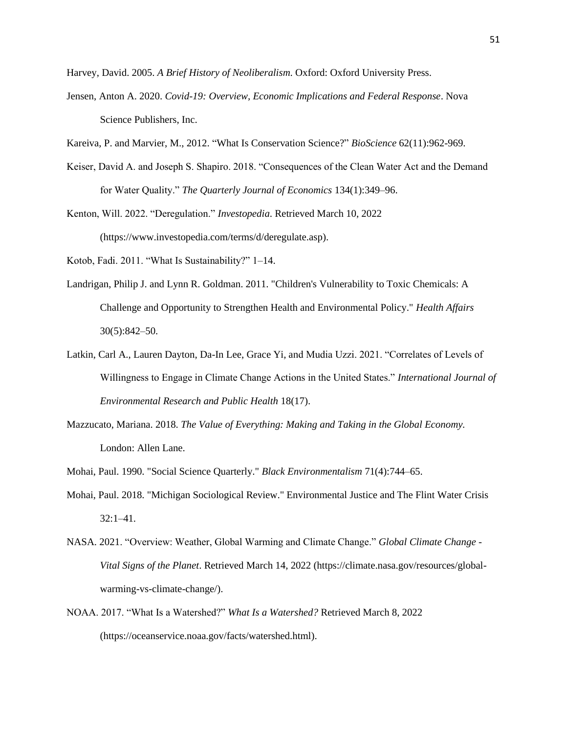Harvey, David. 2005. *A Brief History of Neoliberalism.* Oxford: Oxford University Press.

Jensen, Anton A. 2020. *Covid-19: Overview, Economic Implications and Federal Response*. Nova Science Publishers, Inc.

Kareiva, P. and Marvier, M., 2012. "What Is Conservation Science?" *BioScience* 62(11):962-969.

Keiser, David A. and Joseph S. Shapiro. 2018. "Consequences of the Clean Water Act and the Demand for Water Quality." *The Quarterly Journal of Economics* 134(1):349–96.

Kenton, Will. 2022. "Deregulation." *Investopedia*. Retrieved March 10, 2022 (https://www.investopedia.com/terms/d/deregulate.asp).

Kotob, Fadi. 2011. "What Is Sustainability?" 1–14.

Landrigan, Philip J. and Lynn R. Goldman. 2011. "Children's Vulnerability to Toxic Chemicals: A Challenge and Opportunity to Strengthen Health and Environmental Policy." *Health Affairs* 30(5):842–50.

Latkin, Carl A., Lauren Dayton, Da-In Lee, Grace Yi, and Mudia Uzzi. 2021. "Correlates of Levels of Willingness to Engage in Climate Change Actions in the United States." *International Journal of Environmental Research and Public Health* 18(17).

Mazzucato, Mariana. 2018. *The Value of Everything: Making and Taking in the Global Economy.* London: Allen Lane.

Mohai, Paul. 1990. "Social Science Quarterly." *Black Environmentalism* 71(4):744–65.

Mohai, Paul. 2018. "Michigan Sociological Review." Environmental Justice and The Flint Water Crisis 32:1–41.

NASA. 2021. "Overview: Weather, Global Warming and Climate Change." *Global Climate Change - Vital Signs of the Planet*. Retrieved March 14, 2022 (https://climate.nasa.gov/resources/global-warming-vs-climate-change/).

NOAA. 2017. "What Is a Watershed?" *What Is a Watershed?* Retrieved March 8, 2022 (https://oceanservice.noaa.gov/facts/watershed.html).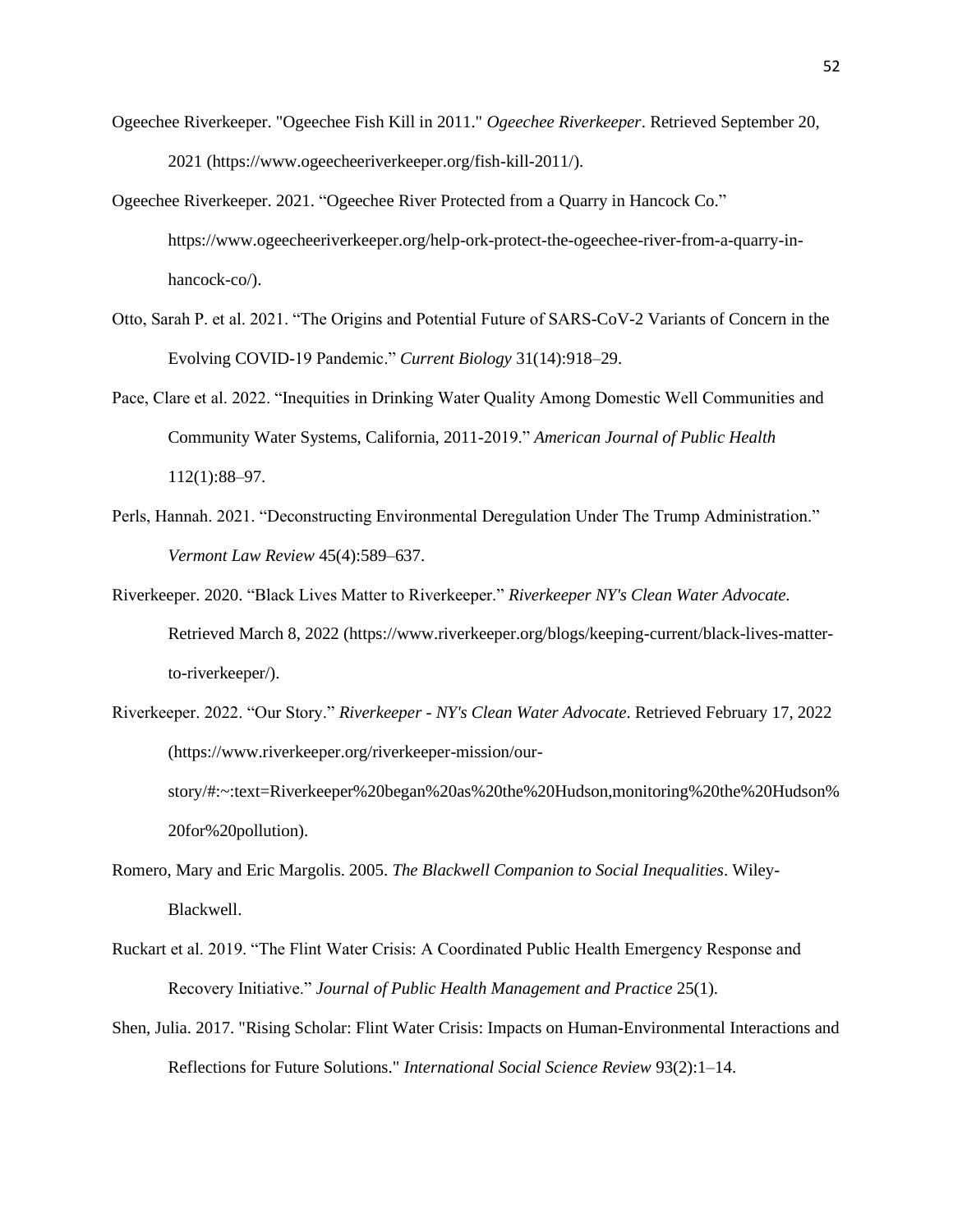Ogeechee Riverkeeper. "Ogeechee Fish Kill in 2011." *Ogeechee Riverkeeper*. Retrieved September 20, 2021 (https://www.ogeecheeriverkeeper.org/fish-kill-2011/).

Ogeechee Riverkeeper. 2021. "Ogeechee River Protected from a Quarry in Hancock Co." https://www.ogeecheeriverkeeper.org/help-ork-protect-the-ogeechee-river-from-a-quarry-in-hancock-co/).

Otto, Sarah P. et al. 2021. "The Origins and Potential Future of SARS-CoV-2 Variants of Concern in the Evolving COVID-19 Pandemic." *Current Biology* 31(14):918–29.

Pace, Clare et al. 2022. "Inequities in Drinking Water Quality Among Domestic Well Communities and Community Water Systems, California, 2011-2019." *American Journal of Public Health* 112(1):88–97.

Perls, Hannah. 2021. "Deconstructing Environmental Deregulation Under The Trump Administration." *Vermont Law Review* 45(4):589–637.

Riverkeeper. 2020. "Black Lives Matter to Riverkeeper." *Riverkeeper NY's Clean Water Advocate.* Retrieved March 8, 2022 (https://www.riverkeeper.org/blogs/keeping-current/black-lives-matter-to-riverkeeper/).

Riverkeeper. 2022. "Our Story." *Riverkeeper - NY's Clean Water Advocate*. Retrieved February 17, 2022 (https://www.riverkeeper.org/riverkeeper-mission/our-story/#:~:text=Riverkeeper%20began%20as%20the%20Hudson,monitoring%20the%20Hudson%20for%20pollution).

Romero, Mary and Eric Margolis. 2005. *The Blackwell Companion to Social Inequalities*. Wiley-Blackwell.

Ruckart et al. 2019. "The Flint Water Crisis: A Coordinated Public Health Emergency Response and Recovery Initiative." *Journal of Public Health Management and Practice* 25(1).

Shen, Julia. 2017. "Rising Scholar: Flint Water Crisis: Impacts on Human-Environmental Interactions and Reflections for Future Solutions." *International Social Science Review* 93(2):1–14.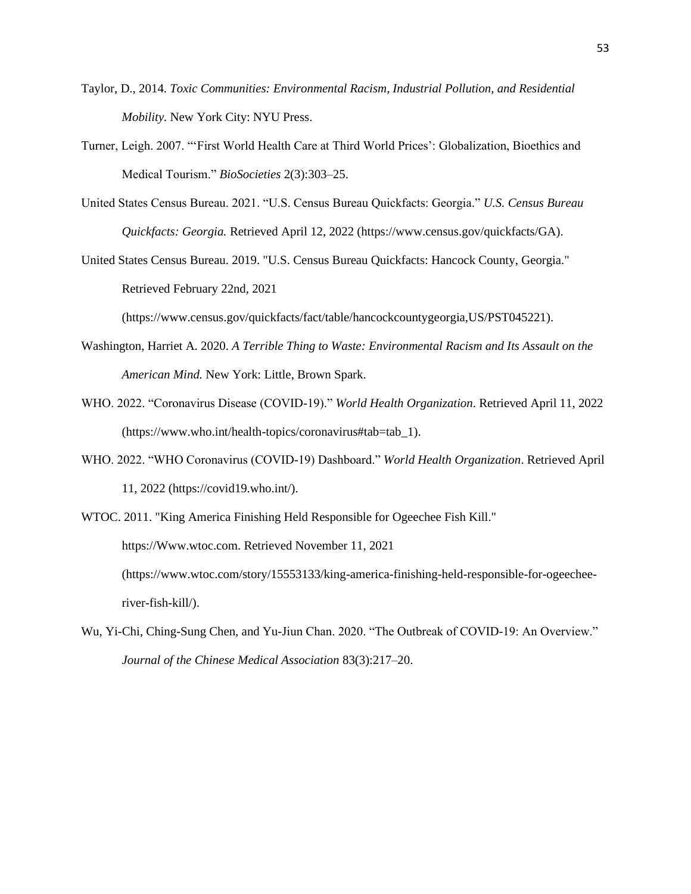Taylor, D., 2014. *Toxic Communities: Environmental Racism, Industrial Pollution, and Residential Mobility.* New York City: NYU Press.

Turner, Leigh. 2007. "'First World Health Care at Third World Prices': Globalization, Bioethics and Medical Tourism." *BioSocieties* 2(3):303–25.

United States Census Bureau. 2021. "U.S. Census Bureau Quickfacts: Georgia." *U.S. Census Bureau Quickfacts: Georgia.* Retrieved April 12, 2022 (https://www.census.gov/quickfacts/GA).

United States Census Bureau. 2019. "U.S. Census Bureau Quickfacts: Hancock County, Georgia." Retrieved February 22nd, 2021 (https://www.census.gov/quickfacts/fact/table/hancockcountygeorgia,US/PST045221).

Washington, Harriet A. 2020. *A Terrible Thing to Waste: Environmental Racism and Its Assault on the American Mind.* New York: Little, Brown Spark.

WHO. 2022. "Coronavirus Disease (COVID-19)." *World Health Organization*. Retrieved April 11, 2022 (https://www.who.int/health-topics/coronavirus#tab=tab_1).

WHO. 2022. "WHO Coronavirus (COVID-19) Dashboard." *World Health Organization*. Retrieved April 11, 2022 (https://covid19.who.int/).

WTOC. 2011. "King America Finishing Held Responsible for Ogeechee Fish Kill." https://Www.wtoc.com. Retrieved November 11, 2021 (https://www.wtoc.com/story/15553133/king-america-finishing-held-responsible-for-ogeechee-river-fish-kill/).

Wu, Yi-Chi, Ching-Sung Chen, and Yu-Jiun Chan. 2020. "The Outbreak of COVID-19: An Overview." *Journal of the Chinese Medical Association* 83(3):217–20.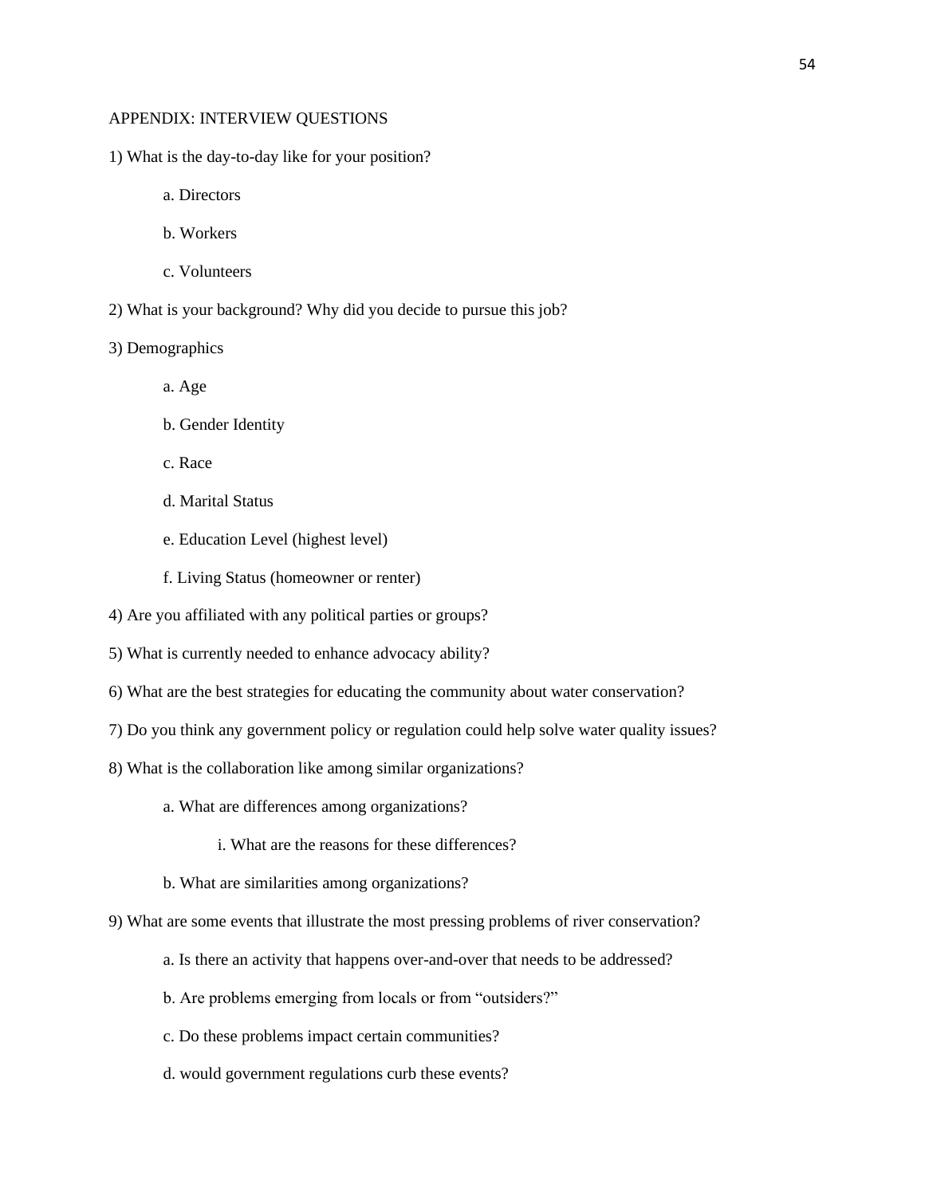# APPENDIX: INTERVIEW QUESTIONS

1) What is the day-to-day like for your position?

    a. Directors

    b. Workers

    c. Volunteers

2) What is your background? Why did you decide to pursue this job?

3) Demographics

    a. Age

    b. Gender Identity

    c. Race

    d. Marital Status

    e. Education Level (highest level)

    f. Living Status (homeowner or renter)

4) Are you affiliated with any political parties or groups?

5) What is currently needed to enhance advocacy ability?

6) What are the best strategies for educating the community about water conservation?

7) Do you think any government policy or regulation could help solve water quality issues?

8) What is the collaboration like among similar organizations?

    a. What are differences among organizations?

        i. What are the reasons for these differences?

    b. What are similarities among organizations?

9) What are some events that illustrate the most pressing problems of river conservation?

    a. Is there an activity that happens over-and-over that needs to be addressed?

    b. Are problems emerging from locals or from "outsiders?"

    c. Do these problems impact certain communities?

    d. would government regulations curb these events?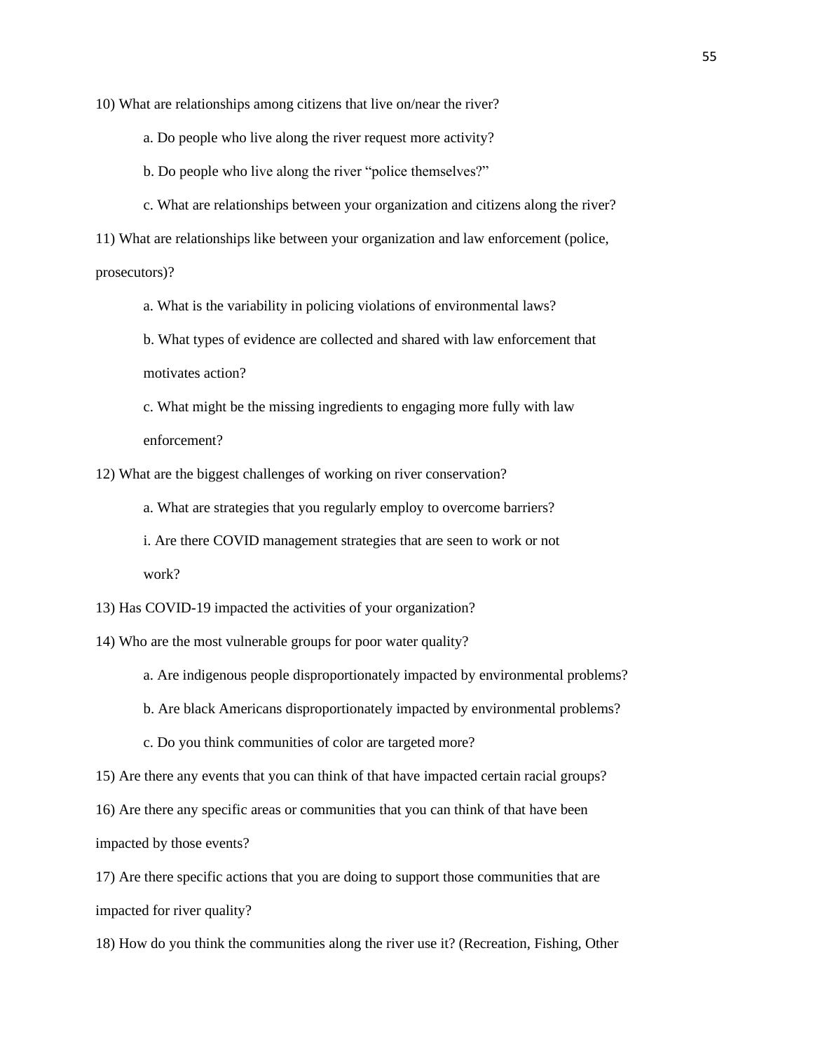10) What are relationships among citizens that live on/near the river?

a. Do people who live along the river request more activity?

b. Do people who live along the river "police themselves?"

c. What are relationships between your organization and citizens along the river?

11) What are relationships like between your organization and law enforcement (police, prosecutors)?

a. What is the variability in policing violations of environmental laws?

b. What types of evidence are collected and shared with law enforcement that motivates action?

c. What might be the missing ingredients to engaging more fully with law enforcement?

12) What are the biggest challenges of working on river conservation?

a. What are strategies that you regularly employ to overcome barriers?

i. Are there COVID management strategies that are seen to work or not work?

13) Has COVID-19 impacted the activities of your organization?

14) Who are the most vulnerable groups for poor water quality?

a. Are indigenous people disproportionately impacted by environmental problems?

b. Are black Americans disproportionately impacted by environmental problems?

c. Do you think communities of color are targeted more?

15) Are there any events that you can think of that have impacted certain racial groups?

16) Are there any specific areas or communities that you can think of that have been impacted by those events?

17) Are there specific actions that you are doing to support those communities that are impacted for river quality?

18) How do you think the communities along the river use it? (Recreation, Fishing, Other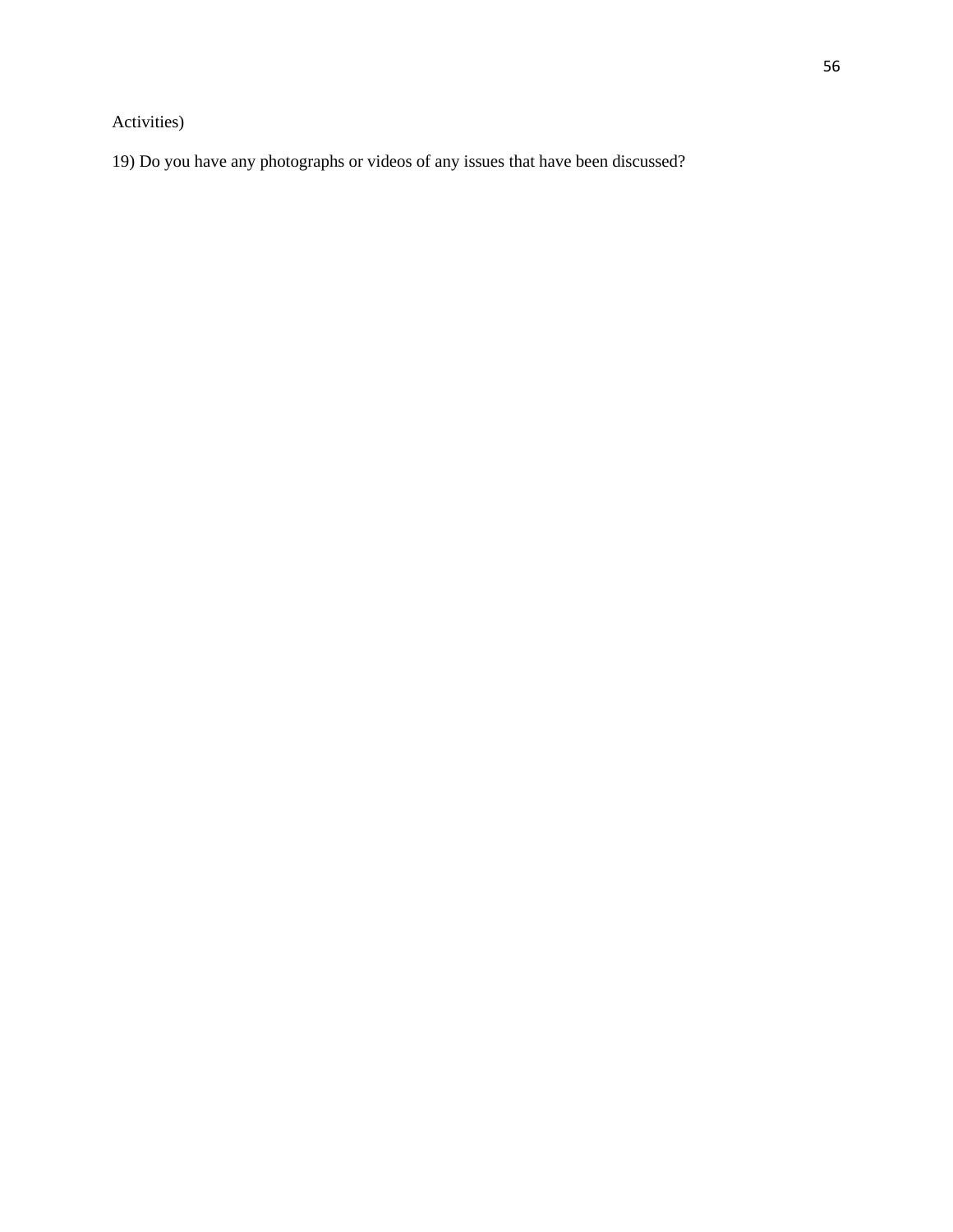Activities)

19) Do you have any photographs or videos of any issues that have been discussed?